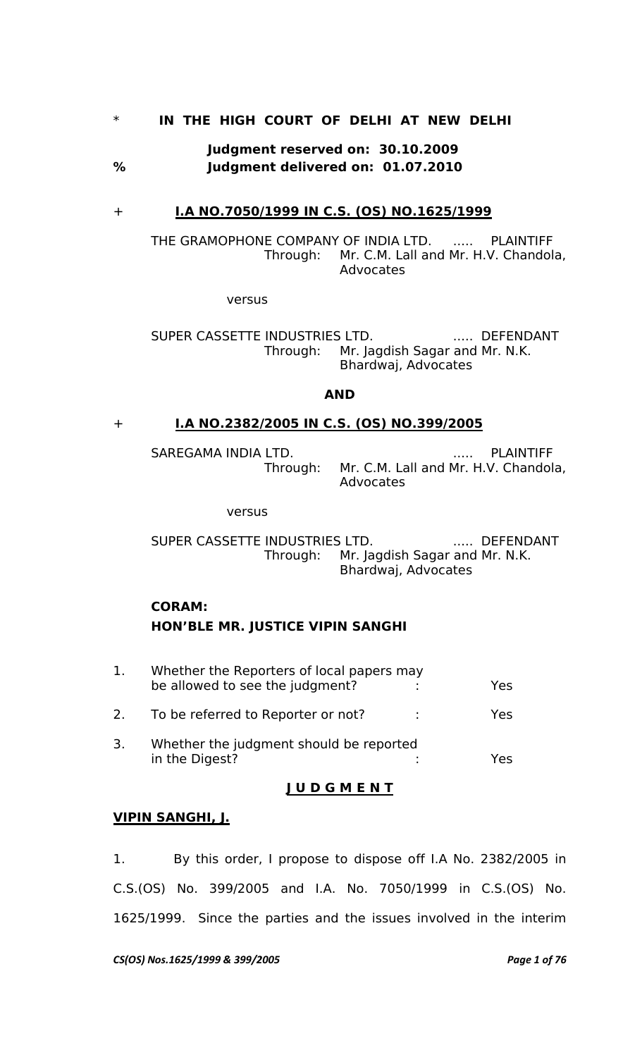\* **IN THE HIGH COURT OF DELHI AT NEW DELHI**

**Judgment reserved on: 30.10.2009**

% **Judgment delivered on: 01.07.2010**

\+ **I.A NO.7050/1999 IN C.S. (OS) NO.1625/1999**

THE GRAMOPHONE COMPANY OF INDIA LTD. ..... PLAINTIFF
Through: Mr. C.M. Lall and Mr. H.V. Chandola, Advocates

versus

SUPER CASSETTE INDUSTRIES LTD. ..... DEFENDANT
Through: Mr. Jagdish Sagar and Mr. N.K. Bhardwaj, Advocates

**AND**

\+ **I.A NO.2382/2005 IN C.S. (OS) NO.399/2005**

SAREGAMA INDIA LTD. ..... PLAINTIFF
Through: Mr. C.M. Lall and Mr. H.V. Chandola, Advocates

versus

SUPER CASSETTE INDUSTRIES LTD. ..... DEFENDANT
Through: Mr. Jagdish Sagar and Mr. N.K. Bhardwaj, Advocates

**CORAM:**
**HON'BLE MR. JUSTICE VIPIN SANGHI**

1. Whether the Reporters of local papers may be allowed to see the judgment? : Yes
2. To be referred to Reporter or not? : Yes
3. Whether the judgment should be reported in the Digest? : Yes

**J U D G M E N T**

**VIPIN SANGHI, J.**

1. By this order, I propose to dispose off I.A No. 2382/2005 in C.S.(OS) No. 399/2005 and I.A. No. 7050/1999 in C.S.(OS) No. 1625/1999. Since the parties and the issues involved in the interim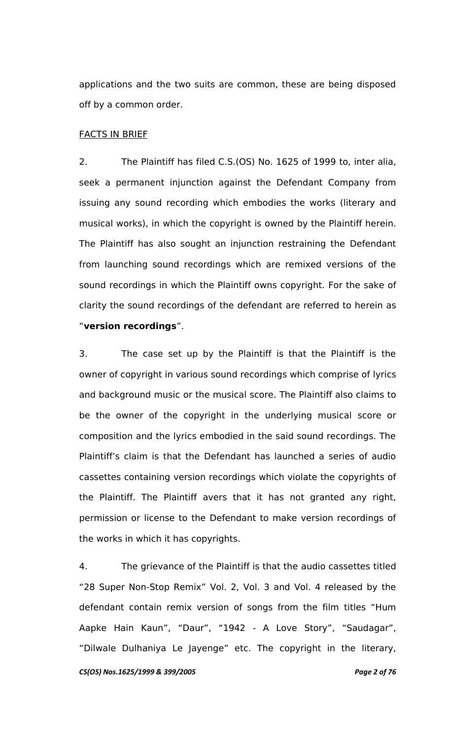applications and the two suits are common, these are being disposed off by a common order.

<u>FACTS IN BRIEF</u>

2. The Plaintiff has filed C.S.(OS) No. 1625 of 1999 to, inter alia, seek a permanent injunction against the Defendant Company from issuing any sound recording which embodies the works (literary and musical works), in which the copyright is owned by the Plaintiff herein. The Plaintiff has also sought an injunction restraining the Defendant from launching sound recordings which are remixed versions of the sound recordings in which the Plaintiff owns copyright. For the sake of clarity the sound recordings of the defendant are referred to herein as "**version recordings**".

3. The case set up by the Plaintiff is that the Plaintiff is the owner of copyright in various sound recordings which comprise of lyrics and background music or the musical score. The Plaintiff also claims to be the owner of the copyright in the underlying musical score or composition and the lyrics embodied in the said sound recordings. The Plaintiff's claim is that the Defendant has launched a series of audio cassettes containing version recordings which violate the copyrights of the Plaintiff. The Plaintiff avers that it has not granted any right, permission or license to the Defendant to make version recordings of the works in which it has copyrights.

4. The grievance of the Plaintiff is that the audio cassettes titled "28 Super Non-Stop Remix" Vol. 2, Vol. 3 and Vol. 4 released by the defendant contain remix version of songs from the film titles "Hum Aapke Hain Kaun", "Daur", "1942 - A Love Story", "Saudagar", "Dilwale Dulhaniya Le Jayenge" etc. The copyright in the literary,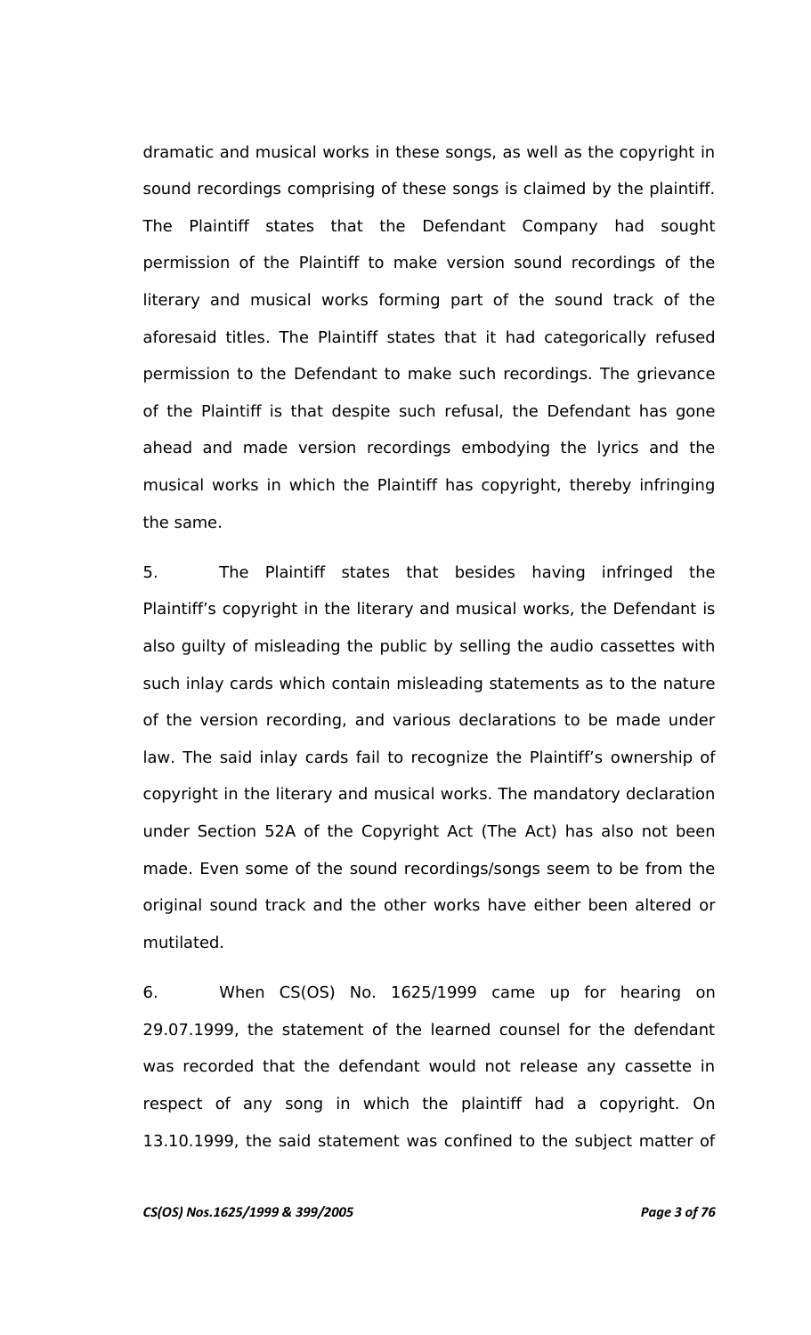dramatic and musical works in these songs, as well as the copyright in sound recordings comprising of these songs is claimed by the plaintiff. The Plaintiff states that the Defendant Company had sought permission of the Plaintiff to make version sound recordings of the literary and musical works forming part of the sound track of the aforesaid titles. The Plaintiff states that it had categorically refused permission to the Defendant to make such recordings. The grievance of the Plaintiff is that despite such refusal, the Defendant has gone ahead and made version recordings embodying the lyrics and the musical works in which the Plaintiff has copyright, thereby infringing the same.

5. The Plaintiff states that besides having infringed the Plaintiff's copyright in the literary and musical works, the Defendant is also guilty of misleading the public by selling the audio cassettes with such inlay cards which contain misleading statements as to the nature of the version recording, and various declarations to be made under law. The said inlay cards fail to recognize the Plaintiff's ownership of copyright in the literary and musical works. The mandatory declaration under Section 52A of the Copyright Act (The Act) has also not been made. Even some of the sound recordings/songs seem to be from the original sound track and the other works have either been altered or mutilated.

6. When CS(OS) No. 1625/1999 came up for hearing on 29.07.1999, the statement of the learned counsel for the defendant was recorded that the defendant would not release any cassette in respect of any song in which the plaintiff had a copyright. On 13.10.1999, the said statement was confined to the subject matter of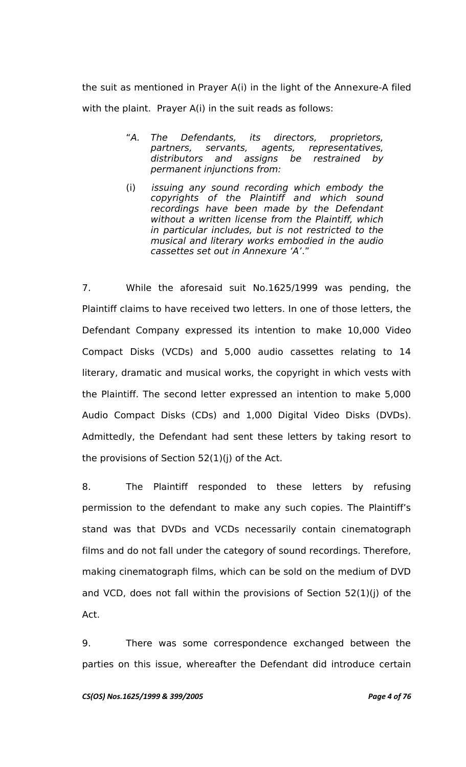the suit as mentioned in Prayer A(i) in the light of the Annexure-A filed with the plaint. Prayer A(i) in the suit reads as follows:

> "*A. The Defendants, its directors, proprietors, partners, servants, agents, representatives, distributors and assigns be restrained by permanent injunctions from:*
>
> (i) *issuing any sound recording which embody the copyrights of the Plaintiff and which sound recordings have been made by the Defendant without a written license from the Plaintiff, which in particular includes, but is not restricted to the musical and literary works embodied in the audio cassettes set out in Annexure 'A'.*"

7. While the aforesaid suit No.1625/1999 was pending, the Plaintiff claims to have received two letters. In one of those letters, the Defendant Company expressed its intention to make 10,000 Video Compact Disks (VCDs) and 5,000 audio cassettes relating to 14 literary, dramatic and musical works, the copyright in which vests with the Plaintiff. The second letter expressed an intention to make 5,000 Audio Compact Disks (CDs) and 1,000 Digital Video Disks (DVDs). Admittedly, the Defendant had sent these letters by taking resort to the provisions of Section 52(1)(j) of the Act.

8. The Plaintiff responded to these letters by refusing permission to the defendant to make any such copies. The Plaintiff's stand was that DVDs and VCDs necessarily contain cinematograph films and do not fall under the category of sound recordings. Therefore, making cinematograph films, which can be sold on the medium of DVD and VCD, does not fall within the provisions of Section 52(1)(j) of the Act.

9. There was some correspondence exchanged between the parties on this issue, whereafter the Defendant did introduce certain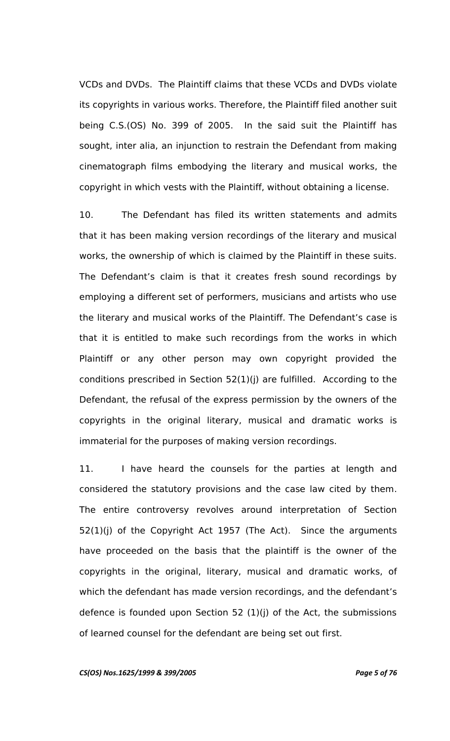VCDs and DVDs. The Plaintiff claims that these VCDs and DVDs violate its copyrights in various works. Therefore, the Plaintiff filed another suit being C.S.(OS) No. 399 of 2005. In the said suit the Plaintiff has sought, inter alia, an injunction to restrain the Defendant from making cinematograph films embodying the literary and musical works, the copyright in which vests with the Plaintiff, without obtaining a license.

10. The Defendant has filed its written statements and admits that it has been making version recordings of the literary and musical works, the ownership of which is claimed by the Plaintiff in these suits. The Defendant's claim is that it creates fresh sound recordings by employing a different set of performers, musicians and artists who use the literary and musical works of the Plaintiff. The Defendant's case is that it is entitled to make such recordings from the works in which Plaintiff or any other person may own copyright provided the conditions prescribed in Section 52(1)(j) are fulfilled. According to the Defendant, the refusal of the express permission by the owners of the copyrights in the original literary, musical and dramatic works is immaterial for the purposes of making version recordings.

11. I have heard the counsels for the parties at length and considered the statutory provisions and the case law cited by them. The entire controversy revolves around interpretation of Section 52(1)(j) of the Copyright Act 1957 (The Act). Since the arguments have proceeded on the basis that the plaintiff is the owner of the copyrights in the original, literary, musical and dramatic works, of which the defendant has made version recordings, and the defendant's defence is founded upon Section 52 (1)(j) of the Act, the submissions of learned counsel for the defendant are being set out first.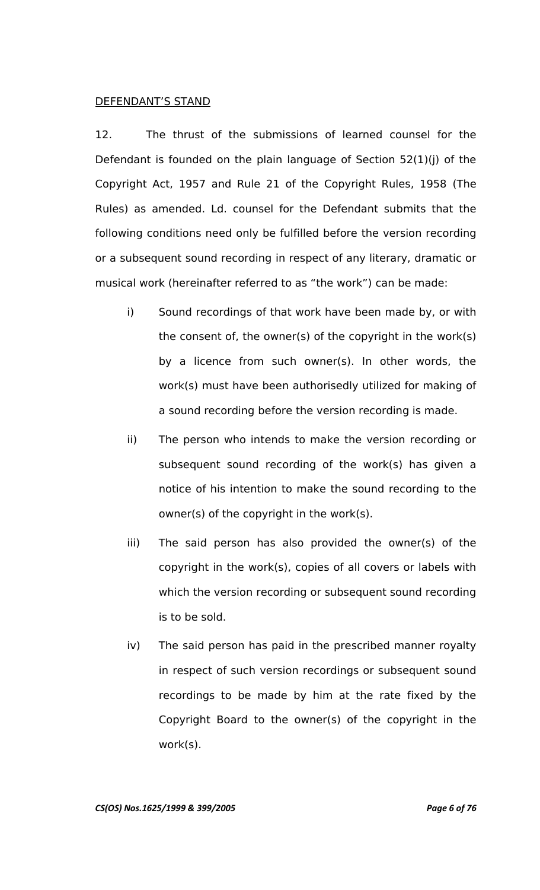<u>DEFENDANT'S STAND</u>

12. The thrust of the submissions of learned counsel for the Defendant is founded on the plain language of Section 52(1)(j) of the Copyright Act, 1957 and Rule 21 of the Copyright Rules, 1958 (The Rules) as amended. Ld. counsel for the Defendant submits that the following conditions need only be fulfilled before the version recording or a subsequent sound recording in respect of any literary, dramatic or musical work (hereinafter referred to as "the work") can be made:

i) Sound recordings of that work have been made by, or with the consent of, the owner(s) of the copyright in the work(s) by a licence from such owner(s). In other words, the work(s) must have been authorisedly utilized for making of a sound recording before the version recording is made.

ii) The person who intends to make the version recording or subsequent sound recording of the work(s) has given a notice of his intention to make the sound recording to the owner(s) of the copyright in the work(s).

iii) The said person has also provided the owner(s) of the copyright in the work(s), copies of all covers or labels with which the version recording or subsequent sound recording is to be sold.

iv) The said person has paid in the prescribed manner royalty in respect of such version recordings or subsequent sound recordings to be made by him at the rate fixed by the Copyright Board to the owner(s) of the copyright in the work(s).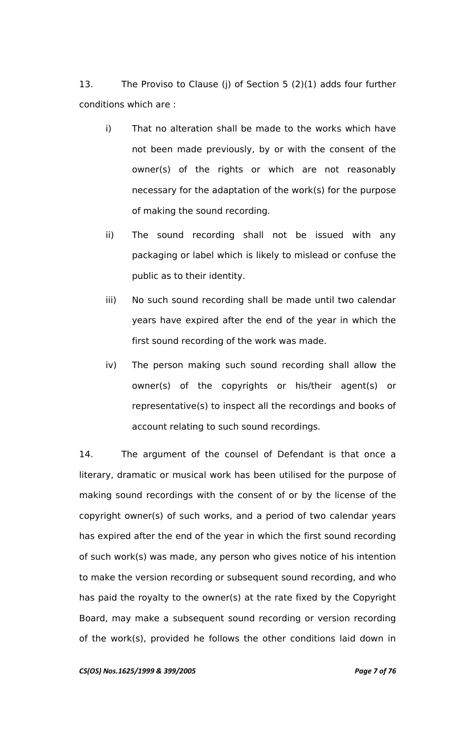13. The Proviso to Clause (j) of Section 5 (2)(1) adds four further conditions which are :

i) That no alteration shall be made to the works which have not been made previously, by or with the consent of the owner(s) of the rights or which are not reasonably necessary for the adaptation of the work(s) for the purpose of making the sound recording.

ii) The sound recording shall not be issued with any packaging or label which is likely to mislead or confuse the public as to their identity.

iii) No such sound recording shall be made until two calendar years have expired after the end of the year in which the first sound recording of the work was made.

iv) The person making such sound recording shall allow the owner(s) of the copyrights or his/their agent(s) or representative(s) to inspect all the recordings and books of account relating to such sound recordings.

14. The argument of the counsel of Defendant is that once a literary, dramatic or musical work has been utilised for the purpose of making sound recordings with the consent of or by the license of the copyright owner(s) of such works, and a period of two calendar years has expired after the end of the year in which the first sound recording of such work(s) was made, any person who gives notice of his intention to make the version recording or subsequent sound recording, and who has paid the royalty to the owner(s) at the rate fixed by the Copyright Board, may make a subsequent sound recording or version recording of the work(s), provided he follows the other conditions laid down in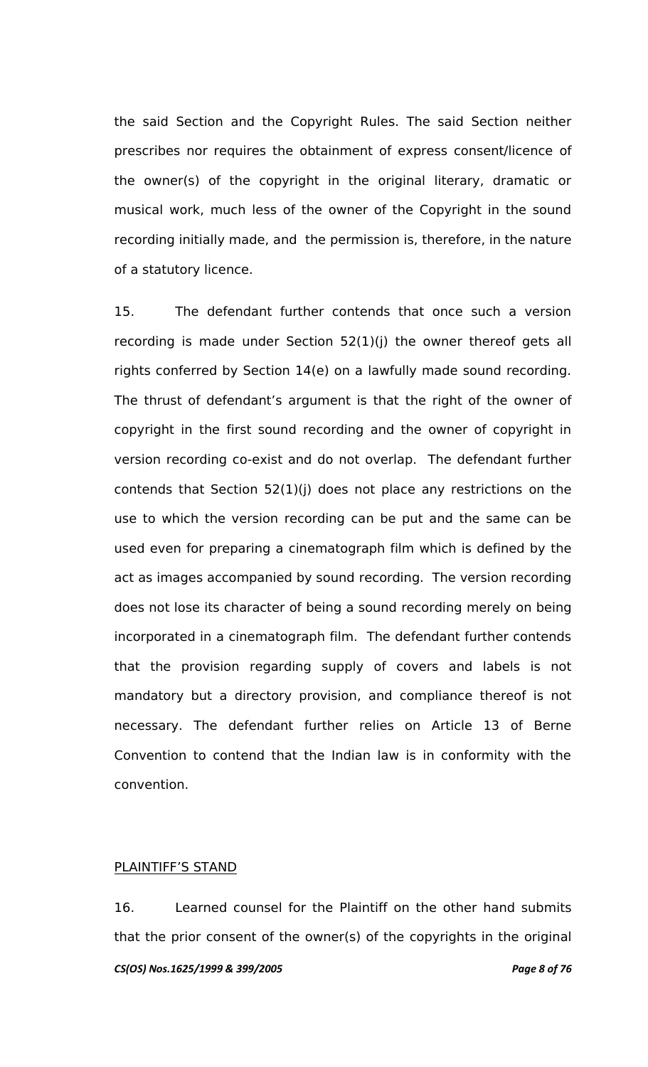the said Section and the Copyright Rules. The said Section neither prescribes nor requires the obtainment of express consent/licence of the owner(s) of the copyright in the original literary, dramatic or musical work, much less of the owner of the Copyright in the sound recording initially made, and the permission is, therefore, in the nature of a statutory licence.

15. The defendant further contends that once such a version recording is made under Section 52(1)(j) the owner thereof gets all rights conferred by Section 14(e) on a lawfully made sound recording. The thrust of defendant's argument is that the right of the owner of copyright in the first sound recording and the owner of copyright in version recording co-exist and do not overlap. The defendant further contends that Section 52(1)(j) does not place any restrictions on the use to which the version recording can be put and the same can be used even for preparing a cinematograph film which is defined by the act as images accompanied by sound recording. The version recording does not lose its character of being a sound recording merely on being incorporated in a cinematograph film. The defendant further contends that the provision regarding supply of covers and labels is not mandatory but a directory provision, and compliance thereof is not necessary. The defendant further relies on Article 13 of Berne Convention to contend that the Indian law is in conformity with the convention.

PLAINTIFF'S STAND

16. Learned counsel for the Plaintiff on the other hand submits that the prior consent of the owner(s) of the copyrights in the original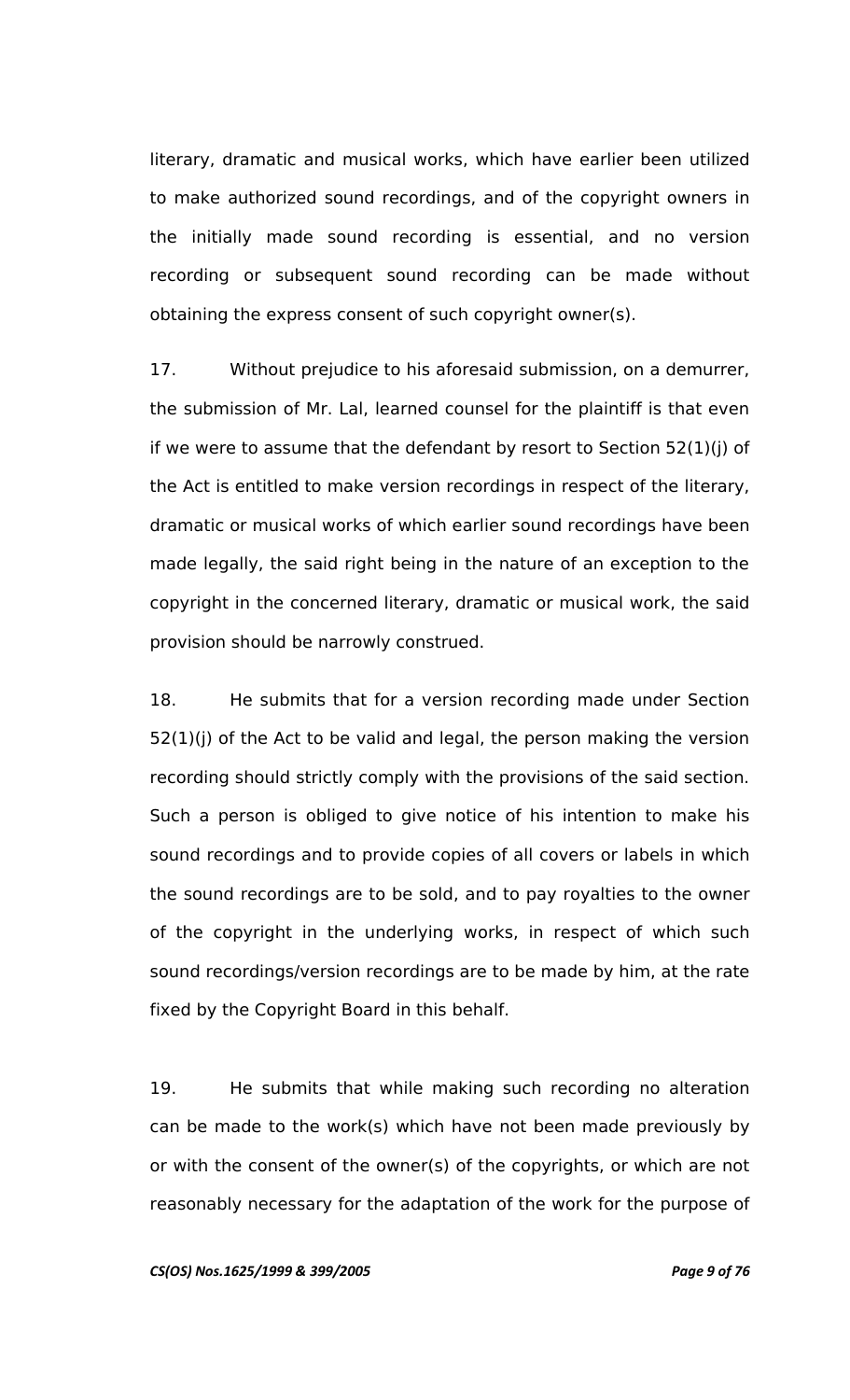literary, dramatic and musical works, which have earlier been utilized to make authorized sound recordings, and of the copyright owners in the initially made sound recording is essential, and no version recording or subsequent sound recording can be made without obtaining the express consent of such copyright owner(s).

17. Without prejudice to his aforesaid submission, on a demurrer, the submission of Mr. Lal, learned counsel for the plaintiff is that even if we were to assume that the defendant by resort to Section 52(1)(j) of the Act is entitled to make version recordings in respect of the literary, dramatic or musical works of which earlier sound recordings have been made legally, the said right being in the nature of an exception to the copyright in the concerned literary, dramatic or musical work, the said provision should be narrowly construed.

18. He submits that for a version recording made under Section 52(1)(j) of the Act to be valid and legal, the person making the version recording should strictly comply with the provisions of the said section. Such a person is obliged to give notice of his intention to make his sound recordings and to provide copies of all covers or labels in which the sound recordings are to be sold, and to pay royalties to the owner of the copyright in the underlying works, in respect of which such sound recordings/version recordings are to be made by him, at the rate fixed by the Copyright Board in this behalf.

19. He submits that while making such recording no alteration can be made to the work(s) which have not been made previously by or with the consent of the owner(s) of the copyrights, or which are not reasonably necessary for the adaptation of the work for the purpose of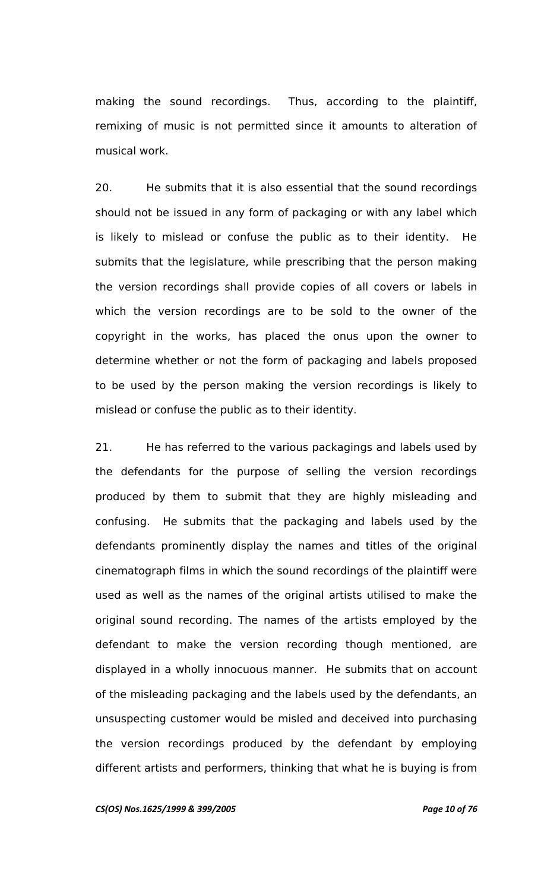making the sound recordings. Thus, according to the plaintiff, remixing of music is not permitted since it amounts to alteration of musical work.

20. He submits that it is also essential that the sound recordings should not be issued in any form of packaging or with any label which is likely to mislead or confuse the public as to their identity. He submits that the legislature, while prescribing that the person making the version recordings shall provide copies of all covers or labels in which the version recordings are to be sold to the owner of the copyright in the works, has placed the onus upon the owner to determine whether or not the form of packaging and labels proposed to be used by the person making the version recordings is likely to mislead or confuse the public as to their identity.

21. He has referred to the various packagings and labels used by the defendants for the purpose of selling the version recordings produced by them to submit that they are highly misleading and confusing. He submits that the packaging and labels used by the defendants prominently display the names and titles of the original cinematograph films in which the sound recordings of the plaintiff were used as well as the names of the original artists utilised to make the original sound recording. The names of the artists employed by the defendant to make the version recording though mentioned, are displayed in a wholly innocuous manner. He submits that on account of the misleading packaging and the labels used by the defendants, an unsuspecting customer would be misled and deceived into purchasing the version recordings produced by the defendant by employing different artists and performers, thinking that what he is buying is from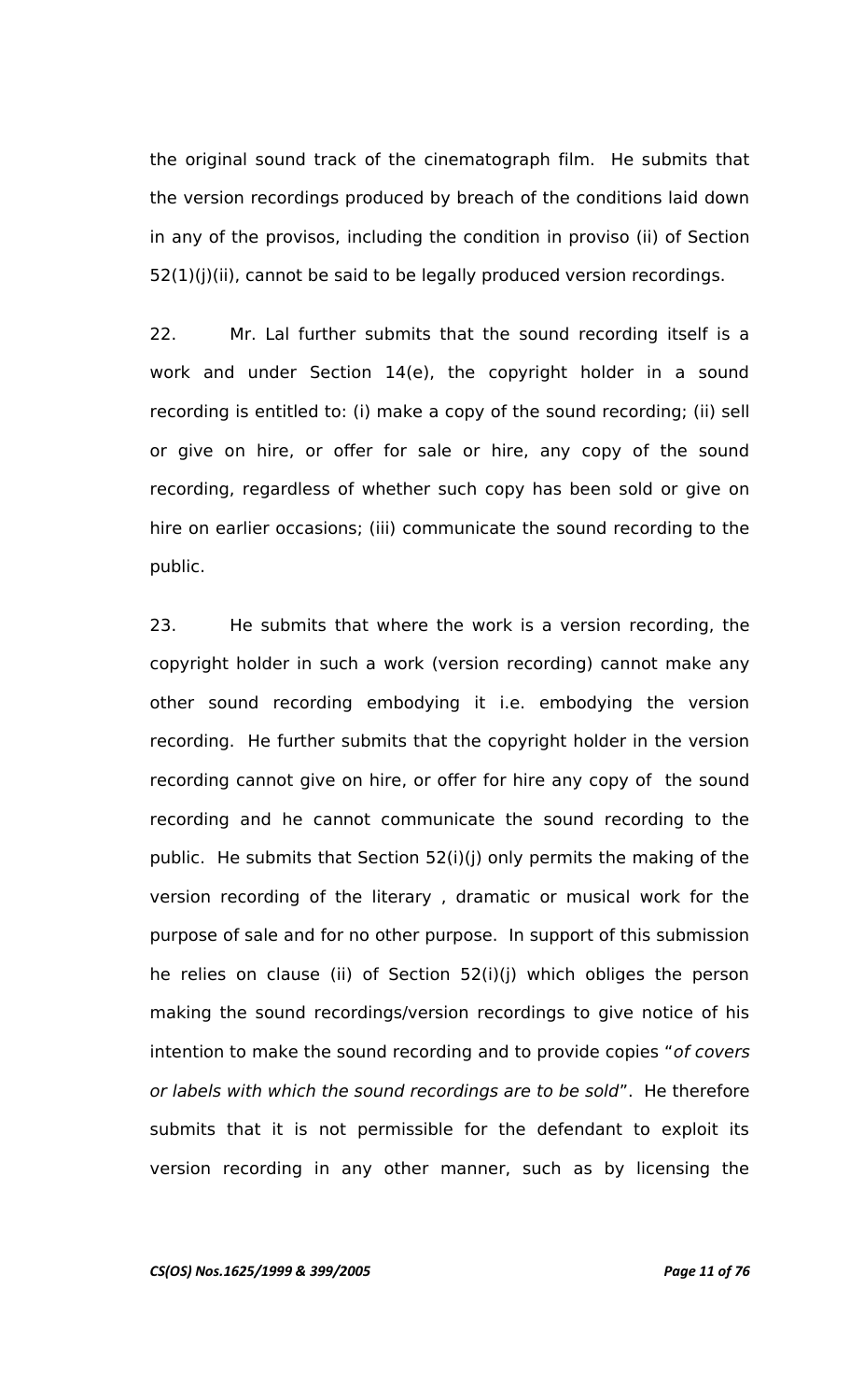the original sound track of the cinematograph film. He submits that the version recordings produced by breach of the conditions laid down in any of the provisos, including the condition in proviso (ii) of Section 52(1)(j)(ii), cannot be said to be legally produced version recordings.

22. Mr. Lal further submits that the sound recording itself is a work and under Section 14(e), the copyright holder in a sound recording is entitled to: (i) make a copy of the sound recording; (ii) sell or give on hire, or offer for sale or hire, any copy of the sound recording, regardless of whether such copy has been sold or give on hire on earlier occasions; (iii) communicate the sound recording to the public.

23. He submits that where the work is a version recording, the copyright holder in such a work (version recording) cannot make any other sound recording embodying it i.e. embodying the version recording. He further submits that the copyright holder in the version recording cannot give on hire, or offer for hire any copy of the sound recording and he cannot communicate the sound recording to the public. He submits that Section 52(i)(j) only permits the making of the version recording of the literary , dramatic or musical work for the purpose of sale and for no other purpose. In support of this submission he relies on clause (ii) of Section 52(i)(j) which obliges the person making the sound recordings/version recordings to give notice of his intention to make the sound recording and to provide copies "*of covers or labels with which the sound recordings are to be sold*". He therefore submits that it is not permissible for the defendant to exploit its version recording in any other manner, such as by licensing the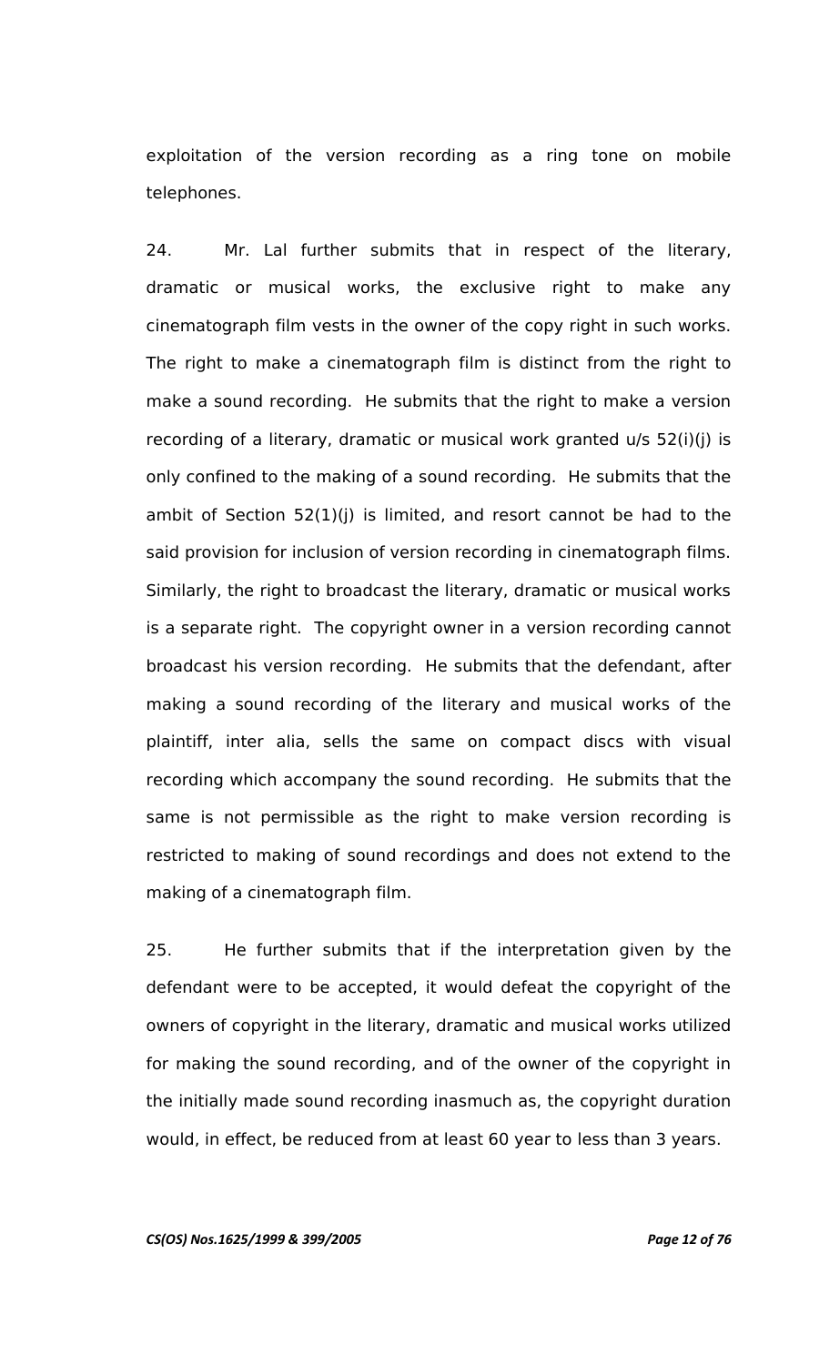exploitation of the version recording as a ring tone on mobile telephones.

24. Mr. Lal further submits that in respect of the literary, dramatic or musical works, the exclusive right to make any cinematograph film vests in the owner of the copy right in such works. The right to make a cinematograph film is distinct from the right to make a sound recording. He submits that the right to make a version recording of a literary, dramatic or musical work granted u/s 52(i)(j) is only confined to the making of a sound recording. He submits that the ambit of Section 52(1)(j) is limited, and resort cannot be had to the said provision for inclusion of version recording in cinematograph films. Similarly, the right to broadcast the literary, dramatic or musical works is a separate right. The copyright owner in a version recording cannot broadcast his version recording. He submits that the defendant, after making a sound recording of the literary and musical works of the plaintiff, inter alia, sells the same on compact discs with visual recording which accompany the sound recording. He submits that the same is not permissible as the right to make version recording is restricted to making of sound recordings and does not extend to the making of a cinematograph film.

25. He further submits that if the interpretation given by the defendant were to be accepted, it would defeat the copyright of the owners of copyright in the literary, dramatic and musical works utilized for making the sound recording, and of the owner of the copyright in the initially made sound recording inasmuch as, the copyright duration would, in effect, be reduced from at least 60 year to less than 3 years.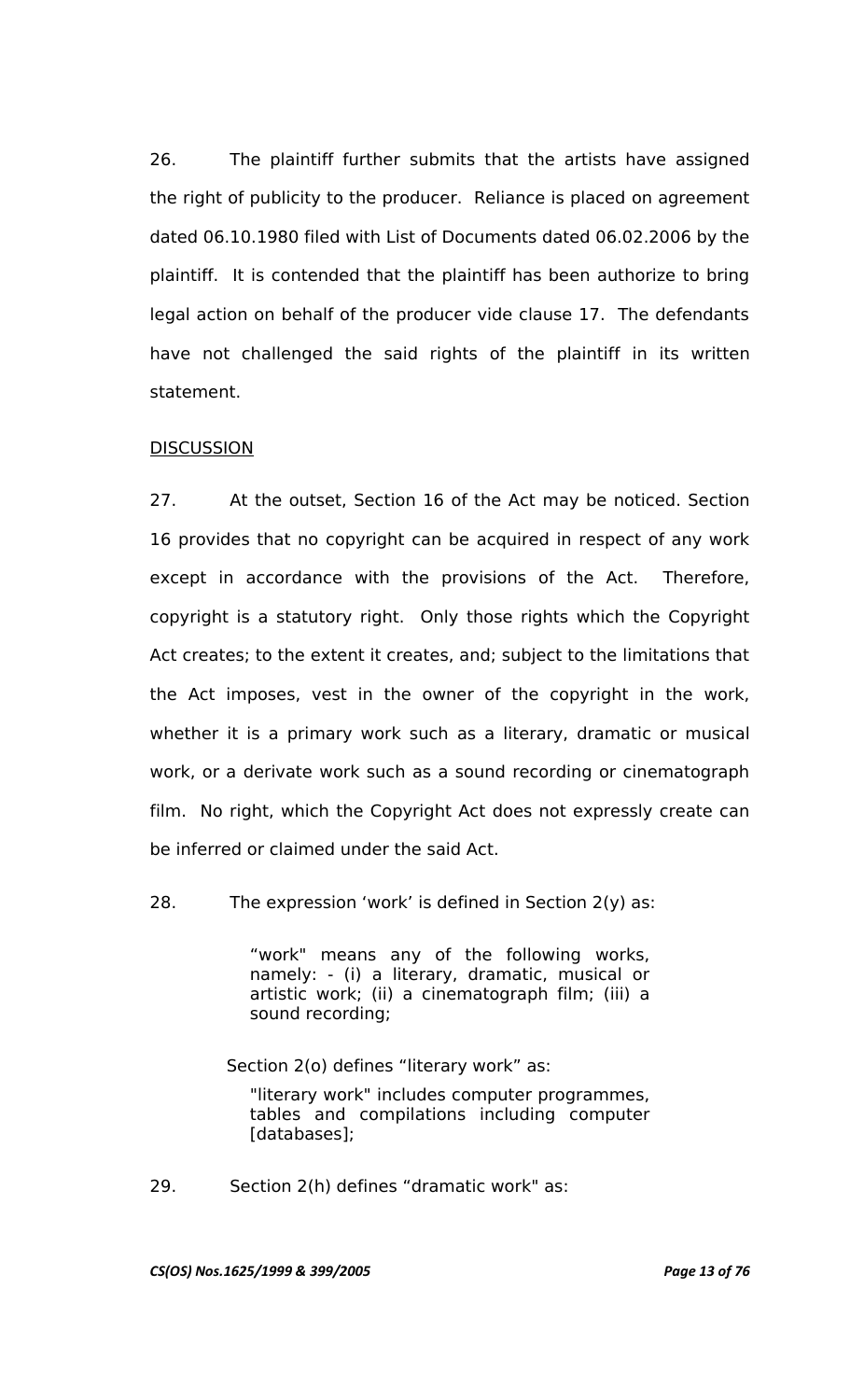26. The plaintiff further submits that the artists have assigned the right of publicity to the producer. Reliance is placed on agreement dated 06.10.1980 filed with List of Documents dated 06.02.2006 by the plaintiff. It is contended that the plaintiff has been authorize to bring legal action on behalf of the producer vide clause 17. The defendants have not challenged the said rights of the plaintiff in its written statement.

<u>DISCUSSION</u>

27. At the outset, Section 16 of the Act may be noticed. Section 16 provides that no copyright can be acquired in respect of any work except in accordance with the provisions of the Act. Therefore, copyright is a statutory right. Only those rights which the Copyright Act creates; to the extent it creates, and; subject to the limitations that the Act imposes, vest in the owner of the copyright in the work, whether it is a primary work such as a literary, dramatic or musical work, or a derivate work such as a sound recording or cinematograph film. No right, which the Copyright Act does not expressly create can be inferred or claimed under the said Act.

28. The expression 'work' is defined in Section 2(y) as:

> "work" means any of the following works, namely: - (i) a literary, dramatic, musical or artistic work; (ii) a cinematograph film; (iii) a sound recording;

Section 2(o) defines "literary work" as:

> "literary work" includes computer programmes, tables and compilations including computer [databases];

29. Section 2(h) defines "dramatic work" as: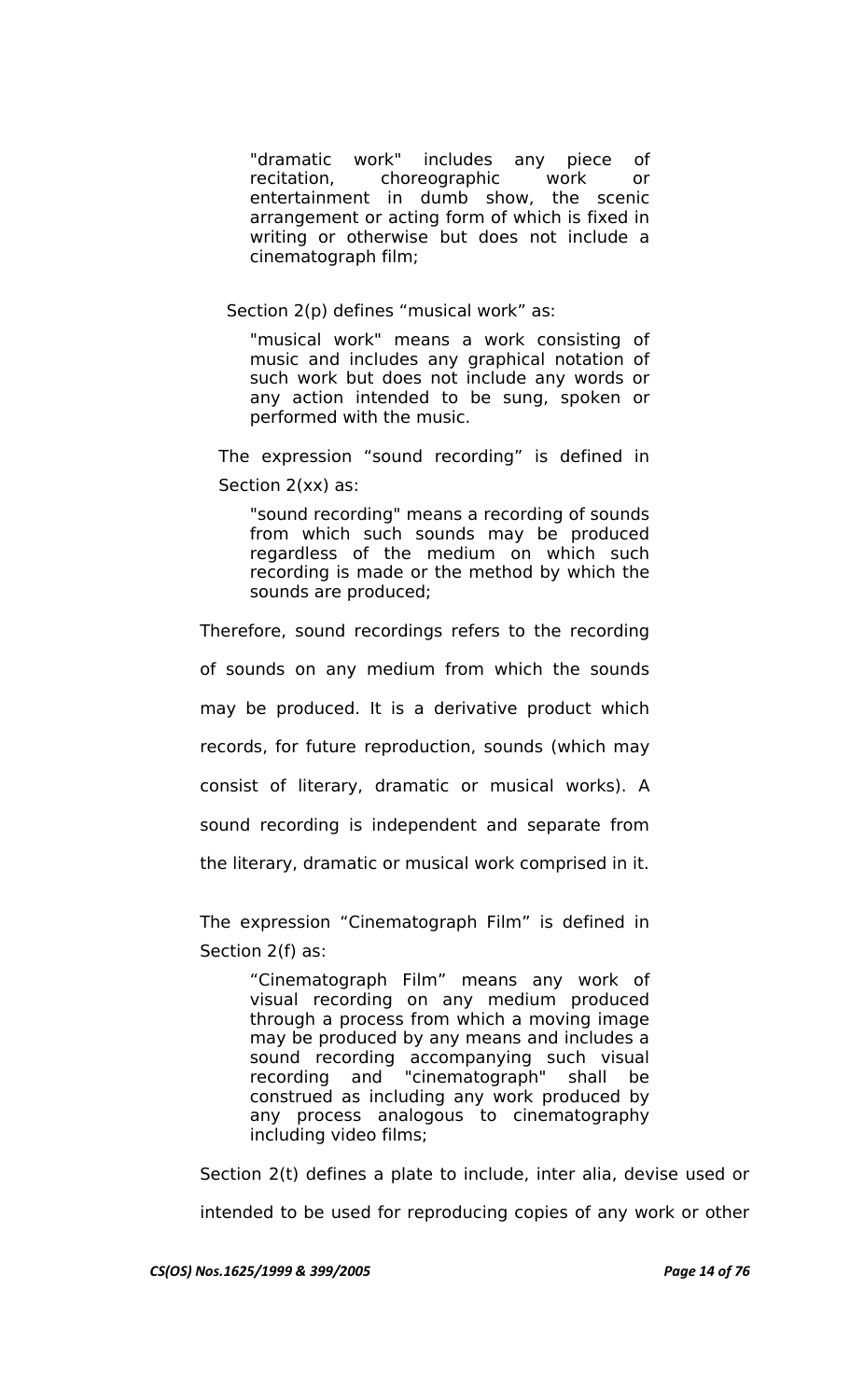> "dramatic work" includes any piece of recitation, choreographic work or entertainment in dumb show, the scenic arrangement or acting form of which is fixed in writing or otherwise but does not include a cinematograph film;

Section 2(p) defines "musical work" as:

> "musical work" means a work consisting of music and includes any graphical notation of such work but does not include any words or any action intended to be sung, spoken or performed with the music.

The expression "sound recording" is defined in Section 2(xx) as:

> "sound recording" means a recording of sounds from which such sounds may be produced regardless of the medium on which such recording is made or the method by which the sounds are produced;

Therefore, sound recordings refers to the recording of sounds on any medium from which the sounds may be produced. It is a derivative product which records, for future reproduction, sounds (which may consist of literary, dramatic or musical works). A sound recording is independent and separate from the literary, dramatic or musical work comprised in it.

The expression "Cinematograph Film" is defined in Section 2(f) as:

> "Cinematograph Film" means any work of visual recording on any medium produced through a process from which a moving image may be produced by any means and includes a sound recording accompanying such visual recording and "cinematograph" shall be construed as including any work produced by any process analogous to cinematography including video films;

Section 2(t) defines a plate to include, inter alia, devise used or intended to be used for reproducing copies of any work or other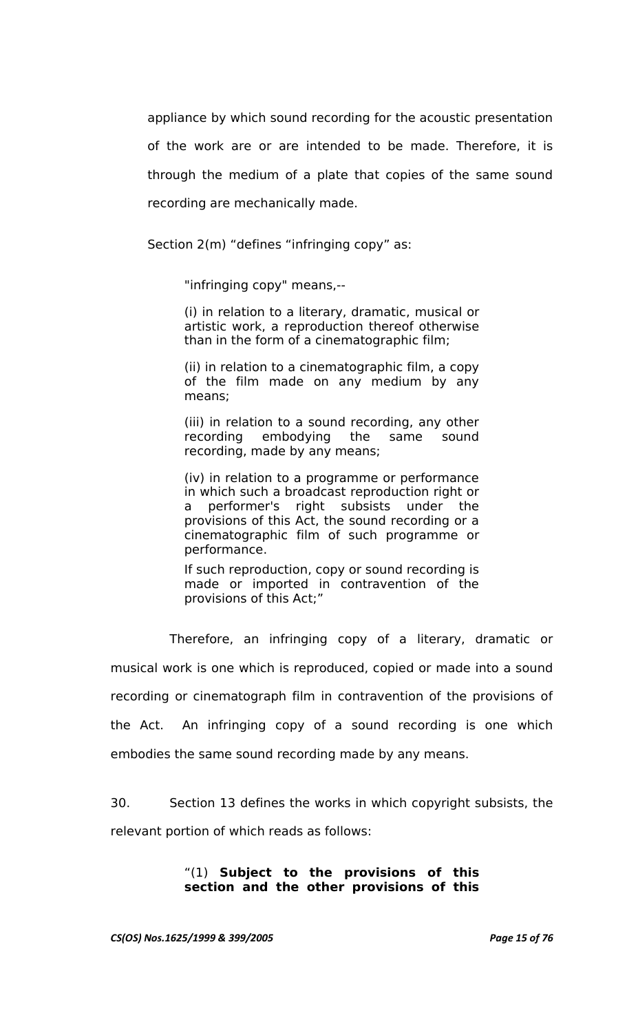appliance by which sound recording for the acoustic presentation of the work are or are intended to be made. Therefore, it is through the medium of a plate that copies of the same sound recording are mechanically made.

Section 2(m) "defines "infringing copy" as:

> "infringing copy" means,--
>
> (i) in relation to a literary, dramatic, musical or artistic work, a reproduction thereof otherwise than in the form of a cinematographic film;
>
> (ii) in relation to a cinematographic film, a copy of the film made on any medium by any means;
>
> (iii) in relation to a sound recording, any other recording embodying the same sound recording, made by any means;
>
> (iv) in relation to a programme or performance in which such a broadcast reproduction right or a performer's right subsists under the provisions of this Act, the sound recording or a cinematographic film of such programme or performance.
>
> If such reproduction, copy or sound recording is made or imported in contravention of the provisions of this Act;"

Therefore, an infringing copy of a literary, dramatic or musical work is one which is reproduced, copied or made into a sound recording or cinematograph film in contravention of the provisions of the Act. An infringing copy of a sound recording is one which embodies the same sound recording made by any means.

30. Section 13 defines the works in which copyright subsists, the relevant portion of which reads as follows:

> "(1) **Subject to the provisions of this section and the other provisions of this**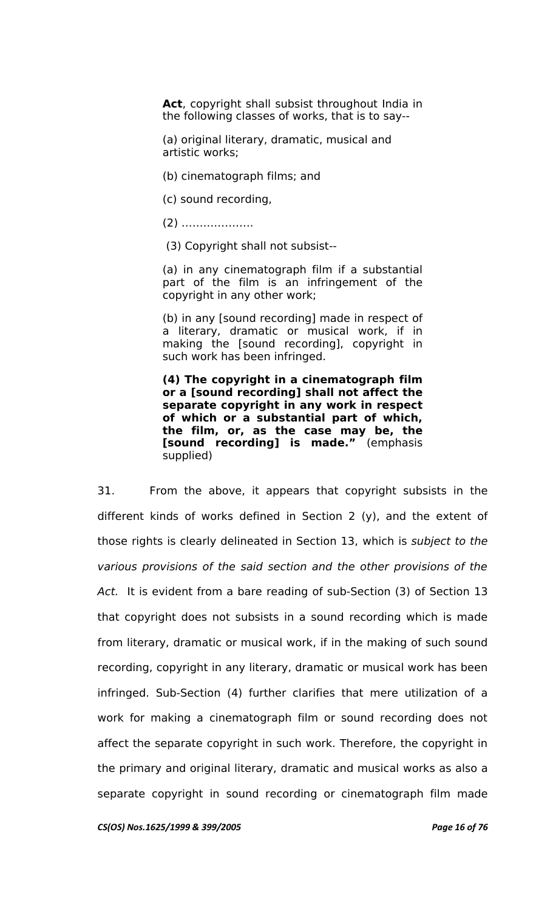**Act**, copyright shall subsist throughout India in the following classes of works, that is to say--

(a) original literary, dramatic, musical and artistic works;

(b) cinematograph films; and

(c) sound recording,

(2) ………………..

(3) Copyright shall not subsist--

(a) in any cinematograph film if a substantial part of the film is an infringement of the copyright in any other work;

(b) in any [sound recording] made in respect of a literary, dramatic or musical work, if in making the [sound recording], copyright in such work has been infringed.

**(4) The copyright in a cinematograph film or a [sound recording] shall not affect the separate copyright in any work in respect of which or a substantial part of which, the film, or, as the case may be, the [sound recording] is made."** (emphasis supplied)

31. From the above, it appears that copyright subsists in the different kinds of works defined in Section 2 (y), and the extent of those rights is clearly delineated in Section 13, which is *subject to the various provisions of the said section and the other provisions of the Act.* It is evident from a bare reading of sub-Section (3) of Section 13 that copyright does not subsists in a sound recording which is made from literary, dramatic or musical work, if in the making of such sound recording, copyright in any literary, dramatic or musical work has been infringed. Sub-Section (4) further clarifies that mere utilization of a work for making a cinematograph film or sound recording does not affect the separate copyright in such work. Therefore, the copyright in the primary and original literary, dramatic and musical works as also a separate copyright in sound recording or cinematograph film made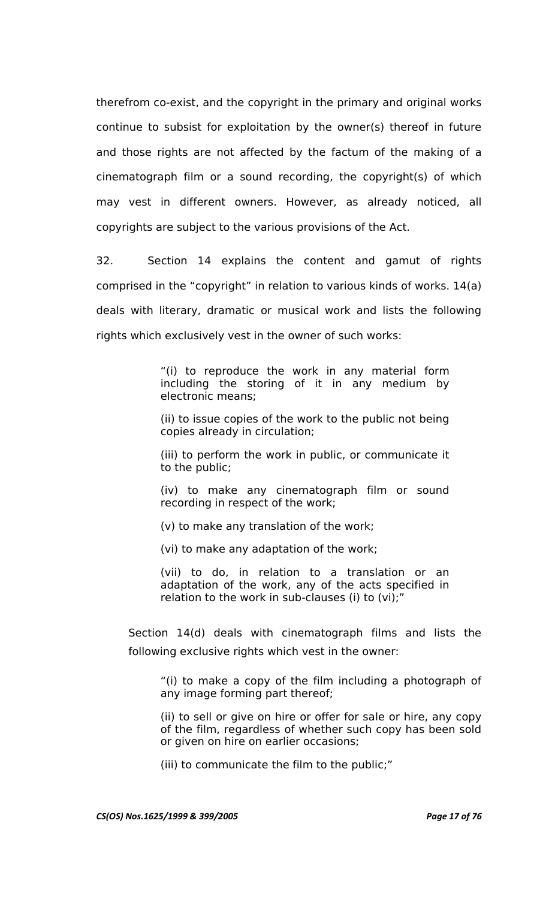therefrom co-exist, and the copyright in the primary and original works continue to subsist for exploitation by the owner(s) thereof in future and those rights are not affected by the factum of the making of a cinematograph film or a sound recording, the copyright(s) of which may vest in different owners. However, as already noticed, all copyrights are subject to the various provisions of the Act.

32. Section 14 explains the content and gamut of rights comprised in the "copyright" in relation to various kinds of works. 14(a) deals with literary, dramatic or musical work and lists the following rights which exclusively vest in the owner of such works:

> "(i) to reproduce the work in any material form including the storing of it in any medium by electronic means;
>
> (ii) to issue copies of the work to the public not being copies already in circulation;
>
> (iii) to perform the work in public, or communicate it to the public;
>
> (iv) to make any cinematograph film or sound recording in respect of the work;
>
> (v) to make any translation of the work;
>
> (vi) to make any adaptation of the work;
>
> (vii) to do, in relation to a translation or an adaptation of the work, any of the acts specified in relation to the work in sub-clauses (i) to (vi);"

Section 14(d) deals with cinematograph films and lists the following exclusive rights which vest in the owner:

> "(i) to make a copy of the film including a photograph of any image forming part thereof;
>
> (ii) to sell or give on hire or offer for sale or hire, any copy of the film, regardless of whether such copy has been sold or given on hire on earlier occasions;
>
> (iii) to communicate the film to the public;"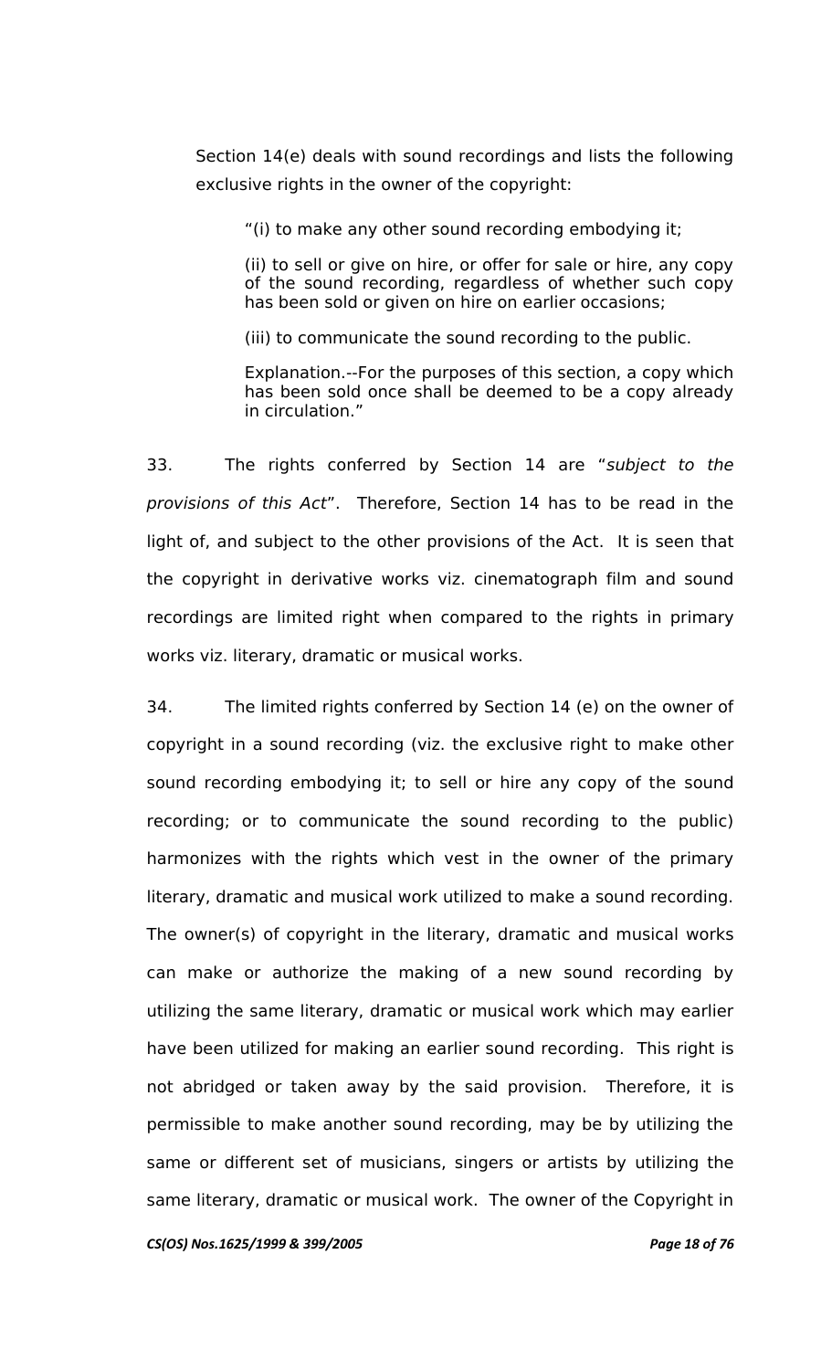Section 14(e) deals with sound recordings and lists the following exclusive rights in the owner of the copyright:

> "(i) to make any other sound recording embodying it;
>
> (ii) to sell or give on hire, or offer for sale or hire, any copy of the sound recording, regardless of whether such copy has been sold or given on hire on earlier occasions;
>
> (iii) to communicate the sound recording to the public.
>
> Explanation.--For the purposes of this section, a copy which has been sold once shall be deemed to be a copy already in circulation."

33. The rights conferred by Section 14 are "*subject to the provisions of this Act*". Therefore, Section 14 has to be read in the light of, and subject to the other provisions of the Act. It is seen that the copyright in derivative works viz. cinematograph film and sound recordings are limited right when compared to the rights in primary works viz. literary, dramatic or musical works.

34. The limited rights conferred by Section 14 (e) on the owner of copyright in a sound recording (viz. the exclusive right to make other sound recording embodying it; to sell or hire any copy of the sound recording; or to communicate the sound recording to the public) harmonizes with the rights which vest in the owner of the primary literary, dramatic and musical work utilized to make a sound recording. The owner(s) of copyright in the literary, dramatic and musical works can make or authorize the making of a new sound recording by utilizing the same literary, dramatic or musical work which may earlier have been utilized for making an earlier sound recording. This right is not abridged or taken away by the said provision. Therefore, it is permissible to make another sound recording, may be by utilizing the same or different set of musicians, singers or artists by utilizing the same literary, dramatic or musical work. The owner of the Copyright in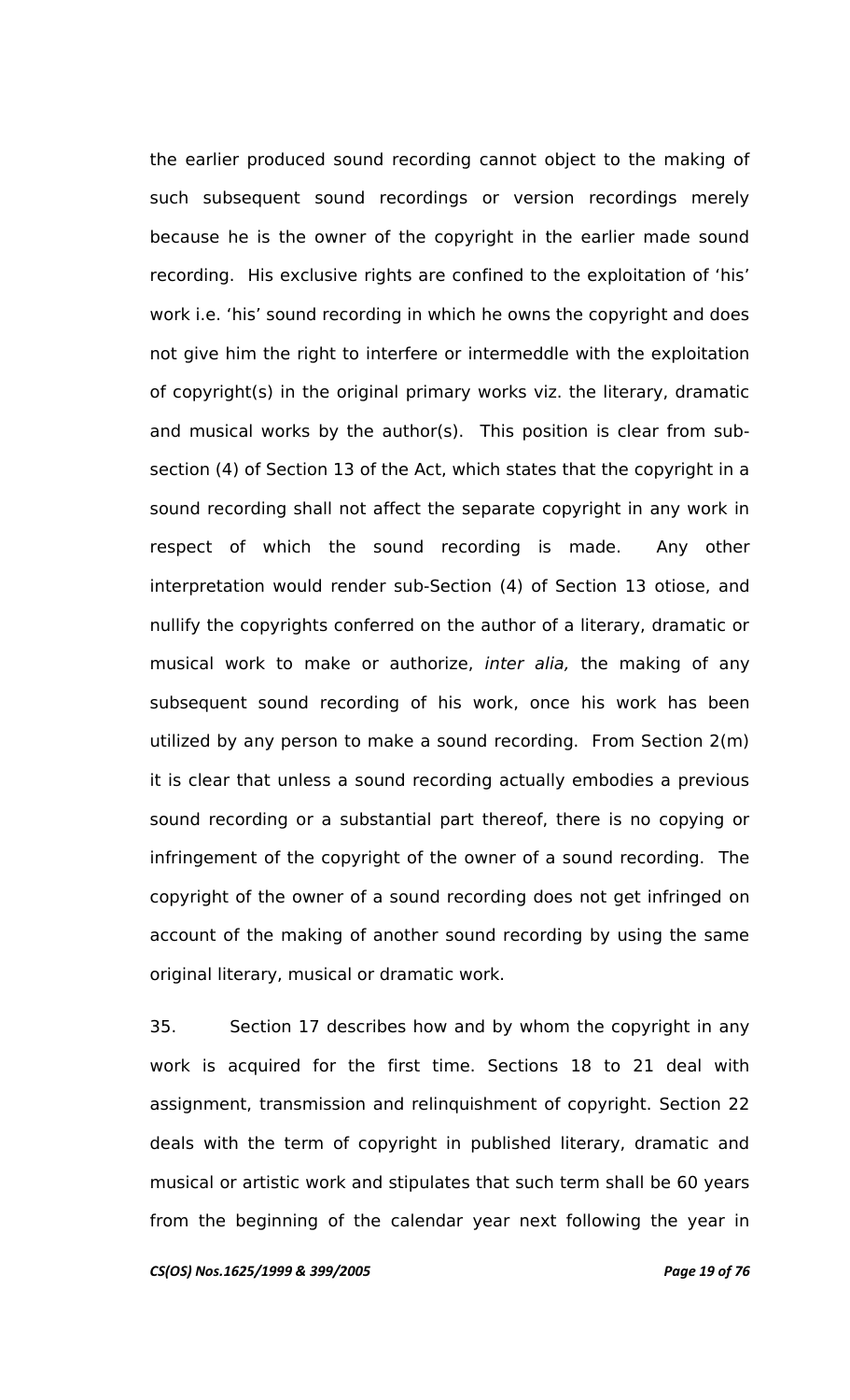the earlier produced sound recording cannot object to the making of such subsequent sound recordings or version recordings merely because he is the owner of the copyright in the earlier made sound recording. His exclusive rights are confined to the exploitation of 'his' work i.e. 'his' sound recording in which he owns the copyright and does not give him the right to interfere or intermeddle with the exploitation of copyright(s) in the original primary works viz. the literary, dramatic and musical works by the author(s). This position is clear from sub-section (4) of Section 13 of the Act, which states that the copyright in a sound recording shall not affect the separate copyright in any work in respect of which the sound recording is made. Any other interpretation would render sub-Section (4) of Section 13 otiose, and nullify the copyrights conferred on the author of a literary, dramatic or musical work to make or authorize, *inter alia,* the making of any subsequent sound recording of his work, once his work has been utilized by any person to make a sound recording. From Section 2(m) it is clear that unless a sound recording actually embodies a previous sound recording or a substantial part thereof, there is no copying or infringement of the copyright of the owner of a sound recording. The copyright of the owner of a sound recording does not get infringed on account of the making of another sound recording by using the same original literary, musical or dramatic work.

35. Section 17 describes how and by whom the copyright in any work is acquired for the first time. Sections 18 to 21 deal with assignment, transmission and relinquishment of copyright. Section 22 deals with the term of copyright in published literary, dramatic and musical or artistic work and stipulates that such term shall be 60 years from the beginning of the calendar year next following the year in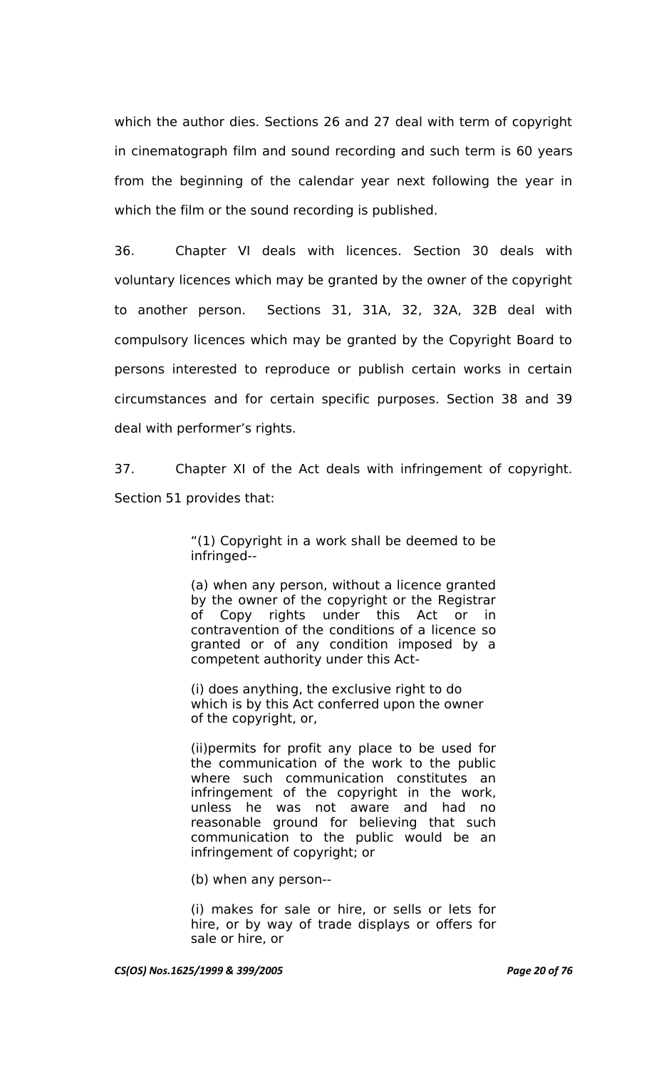which the author dies. Sections 26 and 27 deal with term of copyright in cinematograph film and sound recording and such term is 60 years from the beginning of the calendar year next following the year in which the film or the sound recording is published.

36. Chapter VI deals with licences. Section 30 deals with voluntary licences which may be granted by the owner of the copyright to another person. Sections 31, 31A, 32, 32A, 32B deal with compulsory licences which may be granted by the Copyright Board to persons interested to reproduce or publish certain works in certain circumstances and for certain specific purposes. Section 38 and 39 deal with performer's rights.

37. Chapter XI of the Act deals with infringement of copyright. Section 51 provides that:

> "(1) Copyright in a work shall be deemed to be infringed--
>
> (a) when any person, without a licence granted by the owner of the copyright or the Registrar of Copy rights under this Act or in contravention of the conditions of a licence so granted or of any condition imposed by a competent authority under this Act-
>
> (i) does anything, the exclusive right to do which is by this Act conferred upon the owner of the copyright, or,
>
> (ii)permits for profit any place to be used for the communication of the work to the public where such communication constitutes an infringement of the copyright in the work, unless he was not aware and had no reasonable ground for believing that such communication to the public would be an infringement of copyright; or
>
> (b) when any person--
>
> (i) makes for sale or hire, or sells or lets for hire, or by way of trade displays or offers for sale or hire, or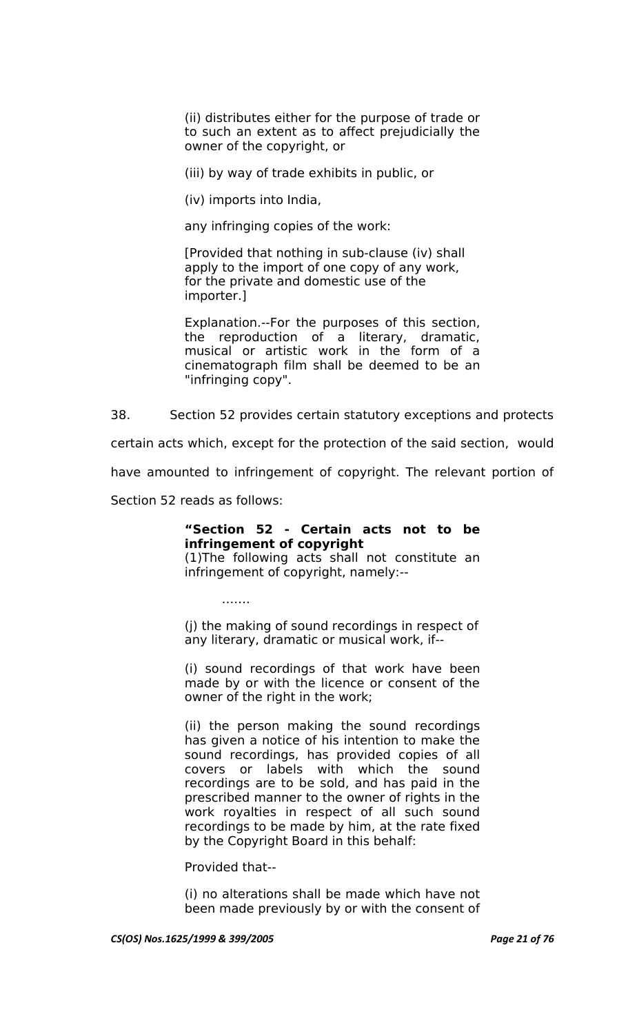(ii) distributes either for the purpose of trade or to such an extent as to affect prejudicially the owner of the copyright, or

(iii) by way of trade exhibits in public, or

(iv) imports into India,

any infringing copies of the work:

[Provided that nothing in sub-clause (iv) shall apply to the import of one copy of any work, for the private and domestic use of the importer.]

Explanation.--For the purposes of this section, the reproduction of a literary, dramatic, musical or artistic work in the form of a cinematograph film shall be deemed to be an "infringing copy".

38. Section 52 provides certain statutory exceptions and protects certain acts which, except for the protection of the said section, would have amounted to infringement of copyright. The relevant portion of Section 52 reads as follows:

> **"Section 52 - Certain acts not to be infringement of copyright**
> (1)The following acts shall not constitute an infringement of copyright, namely:--
>
> .......
>
> (j) the making of sound recordings in respect of any literary, dramatic or musical work, if--
>
> (i) sound recordings of that work have been made by or with the licence or consent of the owner of the right in the work;
>
> (ii) the person making the sound recordings has given a notice of his intention to make the sound recordings, has provided copies of all covers or labels with which the sound recordings are to be sold, and has paid in the prescribed manner to the owner of rights in the work royalties in respect of all such sound recordings to be made by him, at the rate fixed by the Copyright Board in this behalf:
>
> Provided that--
>
> (i) no alterations shall be made which have not been made previously by or with the consent of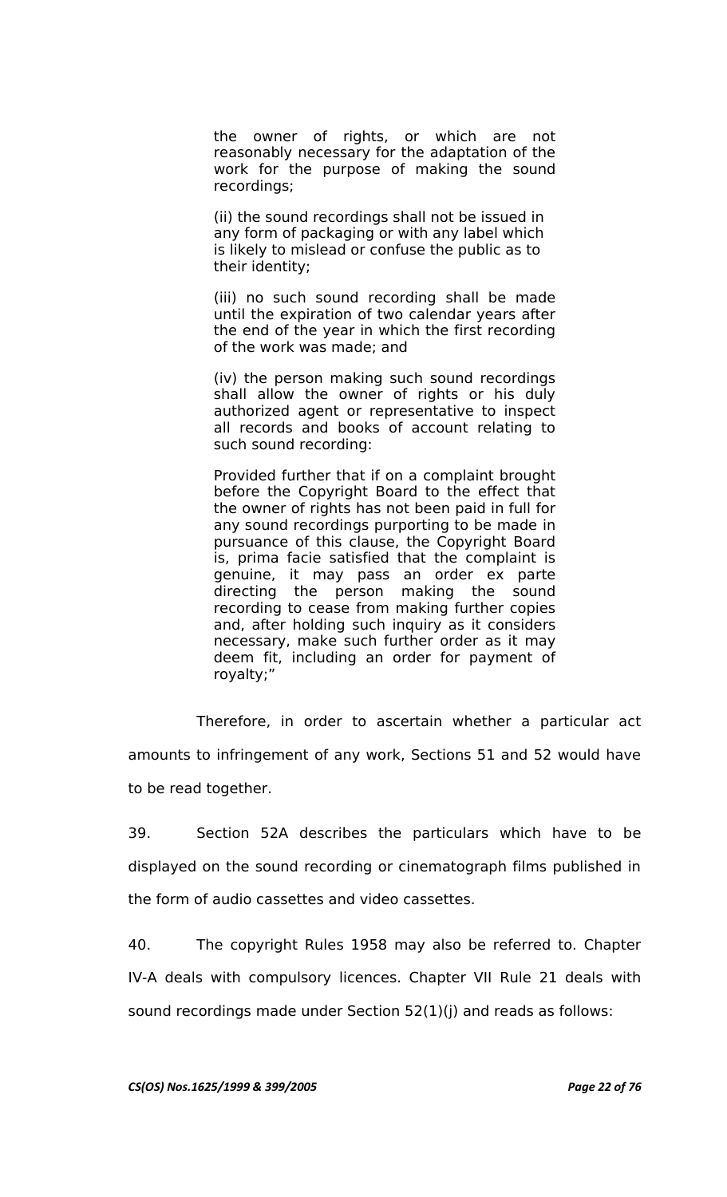> the owner of rights, or which are not reasonably necessary for the adaptation of the work for the purpose of making the sound recordings;
>
> (ii) the sound recordings shall not be issued in any form of packaging or with any label which is likely to mislead or confuse the public as to their identity;
>
> (iii) no such sound recording shall be made until the expiration of two calendar years after the end of the year in which the first recording of the work was made; and
>
> (iv) the person making such sound recordings shall allow the owner of rights or his duly authorized agent or representative to inspect all records and books of account relating to such sound recording:
>
> Provided further that if on a complaint brought before the Copyright Board to the effect that the owner of rights has not been paid in full for any sound recordings purporting to be made in pursuance of this clause, the Copyright Board is, prima facie satisfied that the complaint is genuine, it may pass an order ex parte directing the person making the sound recording to cease from making further copies and, after holding such inquiry as it considers necessary, make such further order as it may deem fit, including an order for payment of royalty;"

Therefore, in order to ascertain whether a particular act amounts to infringement of any work, Sections 51 and 52 would have to be read together.

39. Section 52A describes the particulars which have to be displayed on the sound recording or cinematograph films published in the form of audio cassettes and video cassettes.

40. The copyright Rules 1958 may also be referred to. Chapter IV-A deals with compulsory licences. Chapter VII Rule 21 deals with sound recordings made under Section 52(1)(j) and reads as follows: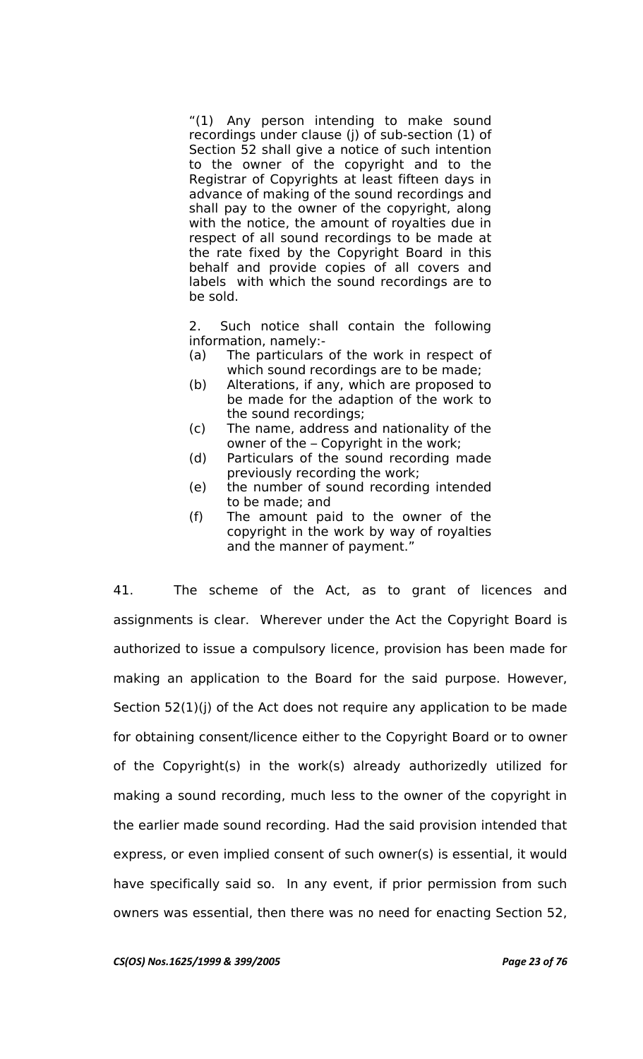> "(1) Any person intending to make sound recordings under clause (j) of sub-section (1) of Section 52 shall give a notice of such intention to the owner of the copyright and to the Registrar of Copyrights at least fifteen days in advance of making of the sound recordings and shall pay to the owner of the copyright, along with the notice, the amount of royalties due in respect of all sound recordings to be made at the rate fixed by the Copyright Board in this behalf and provide copies of all covers and labels with which the sound recordings are to be sold.
>
> 2. Such notice shall contain the following information, namely:-
>
> (a) The particulars of the work in respect of which sound recordings are to be made;
>
> (b) Alterations, if any, which are proposed to be made for the adaption of the work to the sound recordings;
>
> (c) The name, address and nationality of the owner of the – Copyright in the work;
>
> (d) Particulars of the sound recording made previously recording the work;
>
> (e) the number of sound recording intended to be made; and
>
> (f) The amount paid to the owner of the copyright in the work by way of royalties and the manner of payment."

41. The scheme of the Act, as to grant of licences and assignments is clear. Wherever under the Act the Copyright Board is authorized to issue a compulsory licence, provision has been made for making an application to the Board for the said purpose. However, Section 52(1)(j) of the Act does not require any application to be made for obtaining consent/licence either to the Copyright Board or to owner of the Copyright(s) in the work(s) already authorizedly utilized for making a sound recording, much less to the owner of the copyright in the earlier made sound recording. Had the said provision intended that express, or even implied consent of such owner(s) is essential, it would have specifically said so. In any event, if prior permission from such owners was essential, then there was no need for enacting Section 52,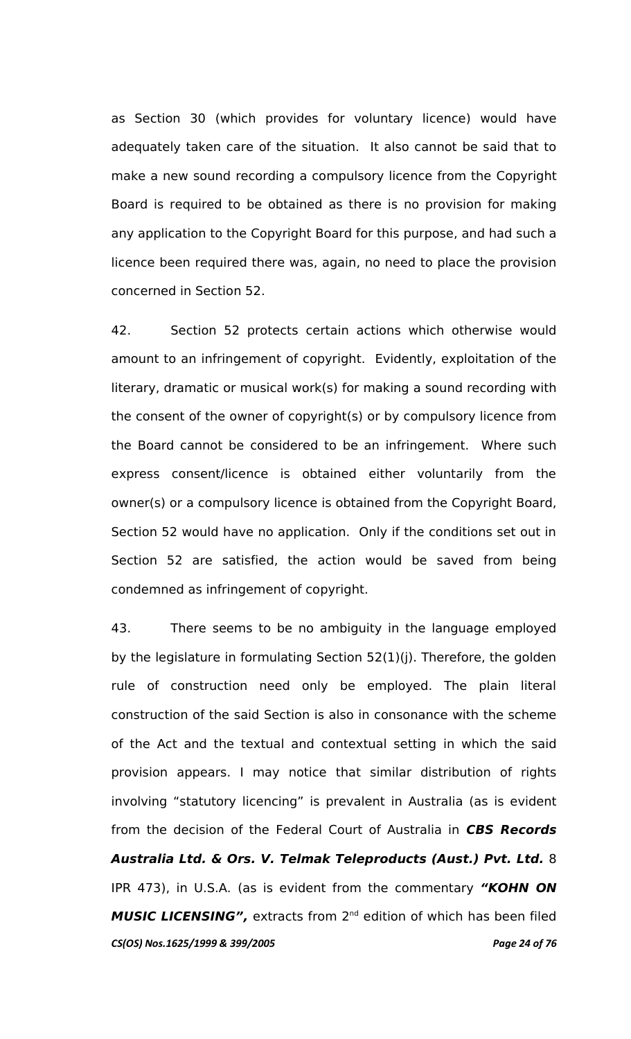as Section 30 (which provides for voluntary licence) would have adequately taken care of the situation. It also cannot be said that to make a new sound recording a compulsory licence from the Copyright Board is required to be obtained as there is no provision for making any application to the Copyright Board for this purpose, and had such a licence been required there was, again, no need to place the provision concerned in Section 52.

42. Section 52 protects certain actions which otherwise would amount to an infringement of copyright. Evidently, exploitation of the literary, dramatic or musical work(s) for making a sound recording with the consent of the owner of copyright(s) or by compulsory licence from the Board cannot be considered to be an infringement. Where such express consent/licence is obtained either voluntarily from the owner(s) or a compulsory licence is obtained from the Copyright Board, Section 52 would have no application. Only if the conditions set out in Section 52 are satisfied, the action would be saved from being condemned as infringement of copyright.

43. There seems to be no ambiguity in the language employed by the legislature in formulating Section 52(1)(j). Therefore, the golden rule of construction need only be employed. The plain literal construction of the said Section is also in consonance with the scheme of the Act and the textual and contextual setting in which the said provision appears. I may notice that similar distribution of rights involving "statutory licencing" is prevalent in Australia (as is evident from the decision of the Federal Court of Australia in ***CBS Records Australia Ltd. & Ors. V. Telmak Teleproducts (Aust.) Pvt. Ltd.*** 8 IPR 473), in U.S.A. (as is evident from the commentary ***"KOHN ON MUSIC LICENSING",*** extracts from 2nd edition of which has been filed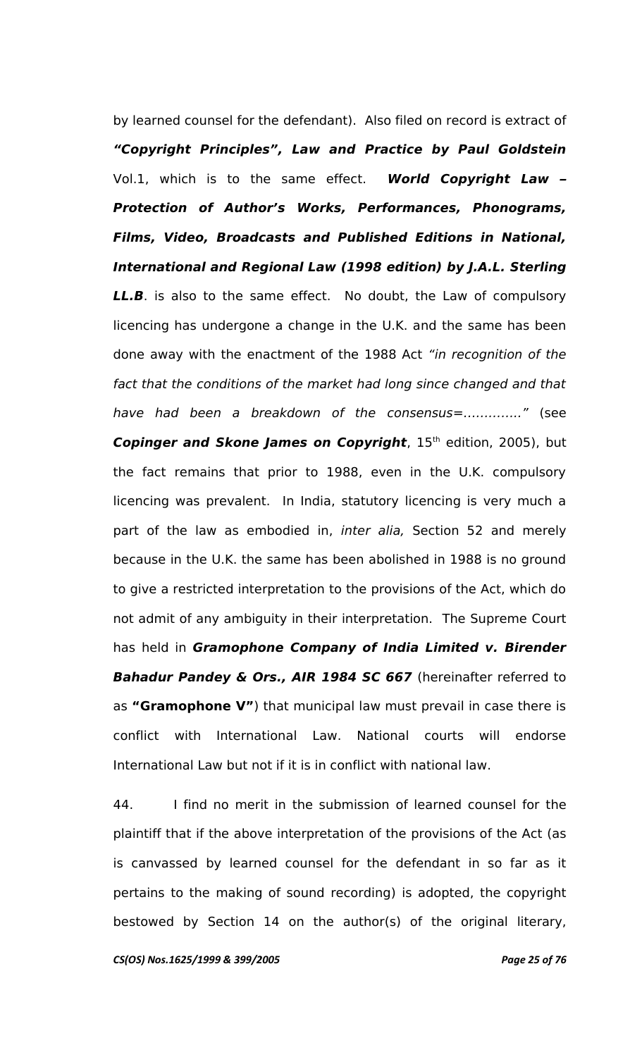by learned counsel for the defendant). Also filed on record is extract of ***"Copyright Principles", Law and Practice by Paul Goldstein*** Vol.1, which is to the same effect. ***World Copyright Law – Protection of Author's Works, Performances, Phonograms, Films, Video, Broadcasts and Published Editions in National, International and Regional Law (1998 edition) by J.A.L. Sterling LL.B***. is also to the same effect. No doubt, the Law of compulsory licencing has undergone a change in the U.K. and the same has been done away with the enactment of the 1988 Act *"in recognition of the fact that the conditions of the market had long since changed and that have had been a breakdown of the consensus=............."* (see ***Copinger and Skone James on Copyright***, 15th edition, 2005), but the fact remains that prior to 1988, even in the U.K. compulsory licencing was prevalent. In India, statutory licencing is very much a part of the law as embodied in, *inter alia,* Section 52 and merely because in the U.K. the same has been abolished in 1988 is no ground to give a restricted interpretation to the provisions of the Act, which do not admit of any ambiguity in their interpretation. The Supreme Court has held in ***Gramophone Company of India Limited v. Birender Bahadur Pandey & Ors., AIR 1984 SC 667*** (hereinafter referred to as **"Gramophone V"**) that municipal law must prevail in case there is conflict with International Law. National courts will endorse International Law but not if it is in conflict with national law.

44. I find no merit in the submission of learned counsel for the plaintiff that if the above interpretation of the provisions of the Act (as is canvassed by learned counsel for the defendant in so far as it pertains to the making of sound recording) is adopted, the copyright bestowed by Section 14 on the author(s) of the original literary,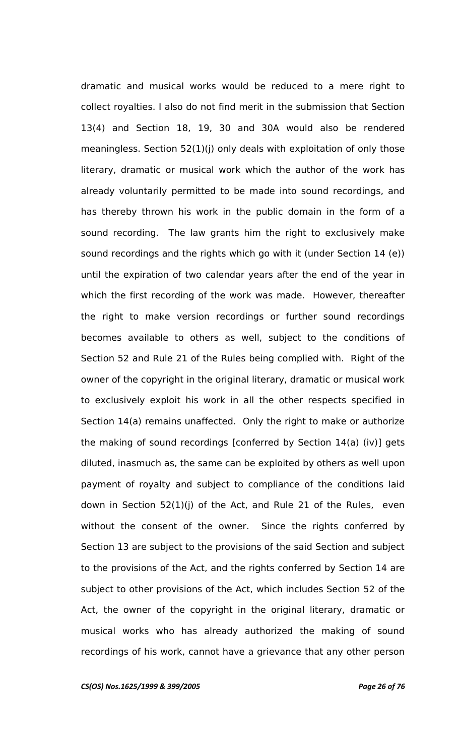dramatic and musical works would be reduced to a mere right to collect royalties. I also do not find merit in the submission that Section 13(4) and Section 18, 19, 30 and 30A would also be rendered meaningless. Section 52(1)(j) only deals with exploitation of only those literary, dramatic or musical work which the author of the work has already voluntarily permitted to be made into sound recordings, and has thereby thrown his work in the public domain in the form of a sound recording. The law grants him the right to exclusively make sound recordings and the rights which go with it (under Section 14 (e)) until the expiration of two calendar years after the end of the year in which the first recording of the work was made. However, thereafter the right to make version recordings or further sound recordings becomes available to others as well, subject to the conditions of Section 52 and Rule 21 of the Rules being complied with. Right of the owner of the copyright in the original literary, dramatic or musical work to exclusively exploit his work in all the other respects specified in Section 14(a) remains unaffected. Only the right to make or authorize the making of sound recordings [conferred by Section 14(a) (iv)] gets diluted, inasmuch as, the same can be exploited by others as well upon payment of royalty and subject to compliance of the conditions laid down in Section 52(1)(j) of the Act, and Rule 21 of the Rules, even without the consent of the owner. Since the rights conferred by Section 13 are subject to the provisions of the said Section and subject to the provisions of the Act, and the rights conferred by Section 14 are subject to other provisions of the Act, which includes Section 52 of the Act, the owner of the copyright in the original literary, dramatic or musical works who has already authorized the making of sound recordings of his work, cannot have a grievance that any other person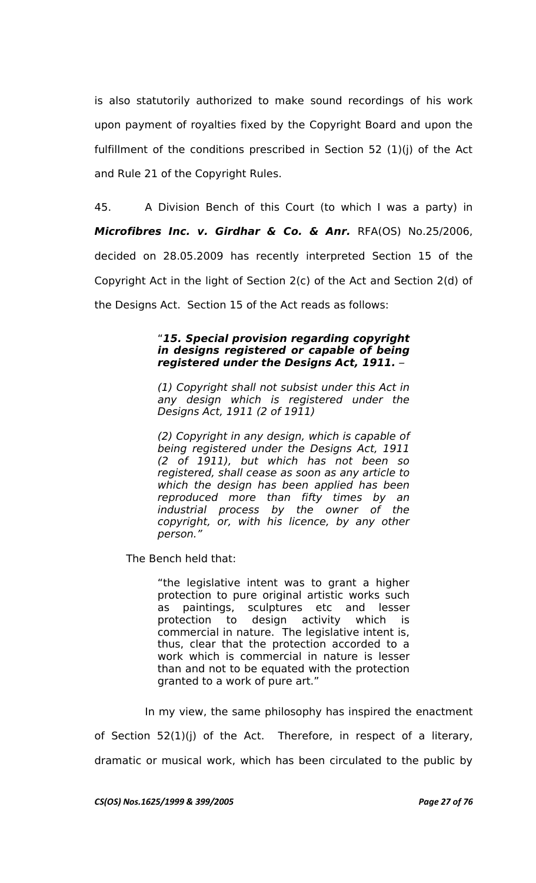is also statutorily authorized to make sound recordings of his work upon payment of royalties fixed by the Copyright Board and upon the fulfillment of the conditions prescribed in Section 52 (1)(j) of the Act and Rule 21 of the Copyright Rules.

45. A Division Bench of this Court (to which I was a party) in ***Microfibres Inc. v. Girdhar & Co. & Anr.*** RFA(OS) No.25/2006, decided on 28.05.2009 has recently interpreted Section 15 of the Copyright Act in the light of Section 2(c) of the Act and Section 2(d) of the Designs Act. Section 15 of the Act reads as follows:

> "***15. Special provision regarding copyright in designs registered or capable of being registered under the Designs Act, 1911.*** –
>
> *(1) Copyright shall not subsist under this Act in any design which is registered under the Designs Act, 1911 (2 of 1911)*
>
> *(2) Copyright in any design, which is capable of being registered under the Designs Act, 1911 (2 of 1911), but which has not been so registered, shall cease as soon as any article to which the design has been applied has been reproduced more than fifty times by an industrial process by the owner of the copyright, or, with his licence, by any other person."*

The Bench held that:

> "the legislative intent was to grant a higher protection to pure original artistic works such as paintings, sculptures etc and lesser protection to design activity which is commercial in nature. The legislative intent is, thus, clear that the protection accorded to a work which is commercial in nature is lesser than and not to be equated with the protection granted to a work of pure art."

In my view, the same philosophy has inspired the enactment of Section 52(1)(j) of the Act. Therefore, in respect of a literary, dramatic or musical work, which has been circulated to the public by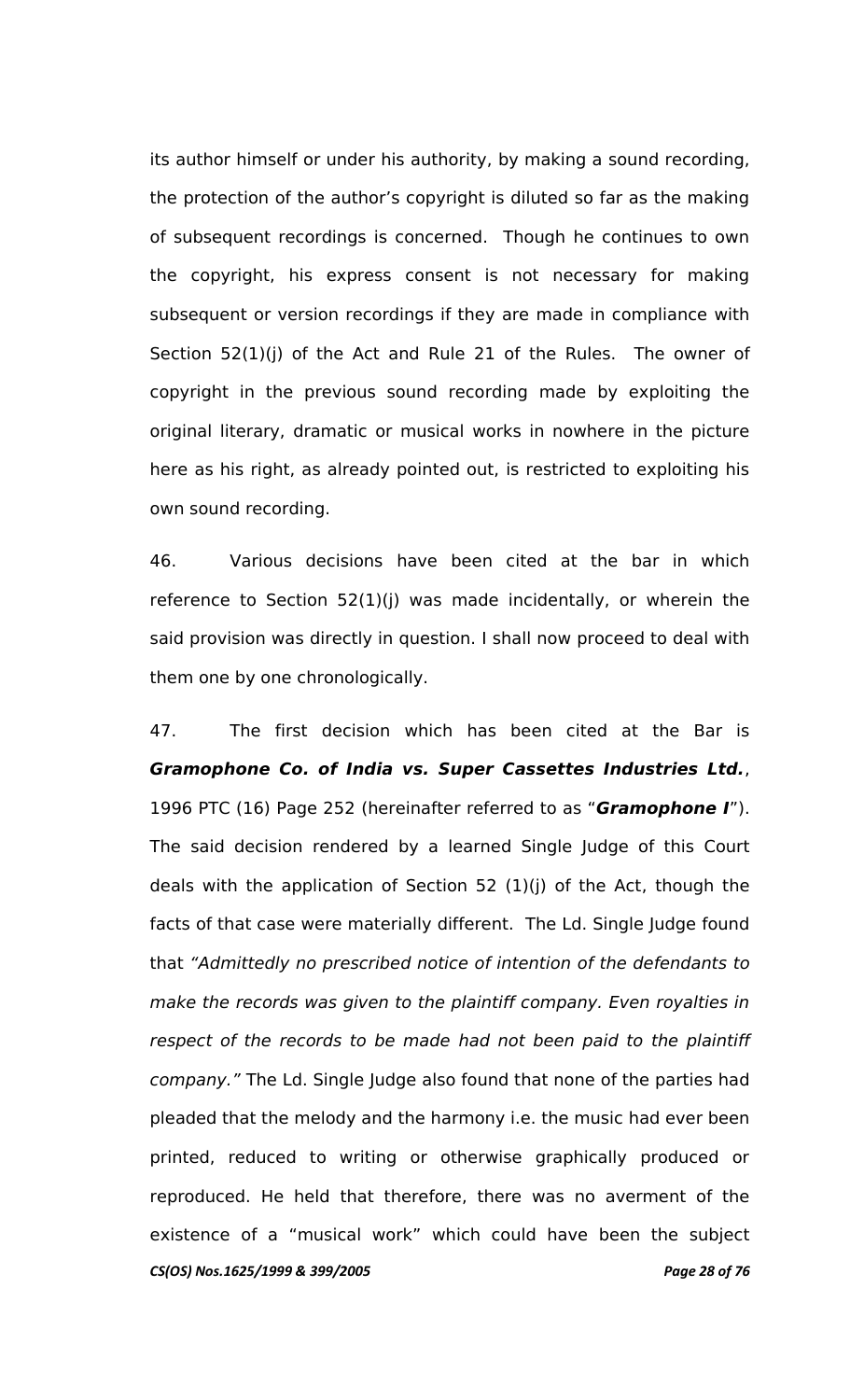its author himself or under his authority, by making a sound recording, the protection of the author's copyright is diluted so far as the making of subsequent recordings is concerned. Though he continues to own the copyright, his express consent is not necessary for making subsequent or version recordings if they are made in compliance with Section 52(1)(j) of the Act and Rule 21 of the Rules. The owner of copyright in the previous sound recording made by exploiting the original literary, dramatic or musical works in nowhere in the picture here as his right, as already pointed out, is restricted to exploiting his own sound recording.

46. Various decisions have been cited at the bar in which reference to Section 52(1)(j) was made incidentally, or wherein the said provision was directly in question. I shall now proceed to deal with them one by one chronologically.

47. The first decision which has been cited at the Bar is ***Gramophone Co. of India vs. Super Cassettes Industries Ltd.***, 1996 PTC (16) Page 252 (hereinafter referred to as "***Gramophone I***"). The said decision rendered by a learned Single Judge of this Court deals with the application of Section 52 (1)(j) of the Act, though the facts of that case were materially different. The Ld. Single Judge found that *"Admittedly no prescribed notice of intention of the defendants to make the records was given to the plaintiff company. Even royalties in respect of the records to be made had not been paid to the plaintiff company."* The Ld. Single Judge also found that none of the parties had pleaded that the melody and the harmony i.e. the music had ever been printed, reduced to writing or otherwise graphically produced or reproduced. He held that therefore, there was no averment of the existence of a "musical work" which could have been the subject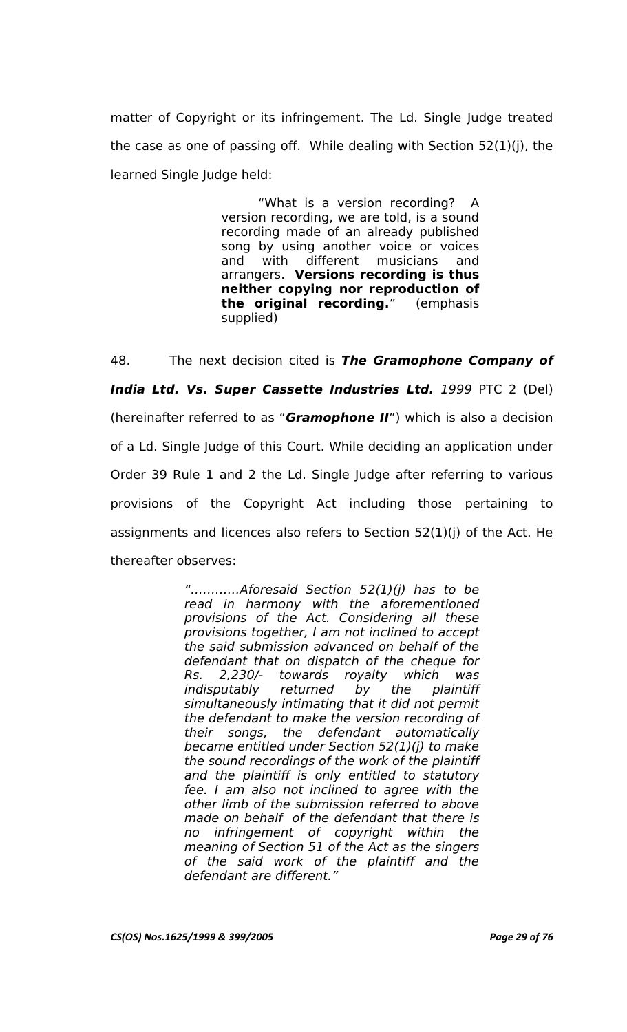matter of Copyright or its infringement. The Ld. Single Judge treated the case as one of passing off. While dealing with Section 52(1)(j), the learned Single Judge held:

> "What is a version recording? A version recording, we are told, is a sound recording made of an already published song by using another voice or voices and with different musicians and arrangers. **Versions recording is thus neither copying nor reproduction of the original recording.**" (emphasis supplied)

48. The next decision cited is ***The Gramophone Company of India Ltd. Vs. Super Cassette Industries Ltd.*** *1999* PTC 2 (Del) (hereinafter referred to as "***Gramophone II***") which is also a decision of a Ld. Single Judge of this Court. While deciding an application under Order 39 Rule 1 and 2 the Ld. Single Judge after referring to various provisions of the Copyright Act including those pertaining to assignments and licences also refers to Section 52(1)(j) of the Act. He thereafter observes:

> *"…………Aforesaid Section 52(1)(j) has to be read in harmony with the aforementioned provisions of the Act. Considering all these provisions together, I am not inclined to accept the said submission advanced on behalf of the defendant that on dispatch of the cheque for Rs. 2,230/- towards royalty which was indisputably returned by the plaintiff simultaneously intimating that it did not permit the defendant to make the version recording of their songs, the defendant automatically became entitled under Section 52(1)(j) to make the sound recordings of the work of the plaintiff and the plaintiff is only entitled to statutory fee. I am also not inclined to agree with the other limb of the submission referred to above made on behalf of the defendant that there is no infringement of copyright within the meaning of Section 51 of the Act as the singers of the said work of the plaintiff and the defendant are different."*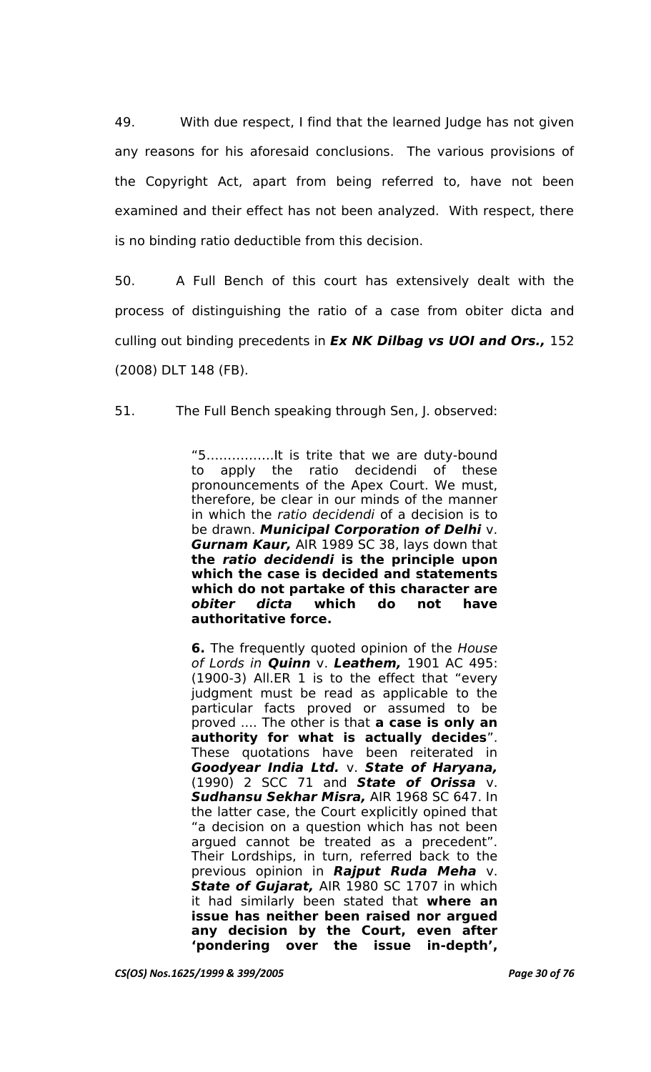49. With due respect, I find that the learned Judge has not given any reasons for his aforesaid conclusions. The various provisions of the Copyright Act, apart from being referred to, have not been examined and their effect has not been analyzed. With respect, there is no binding ratio deductible from this decision.

50. A Full Bench of this court has extensively dealt with the process of distinguishing the ratio of a case from obiter dicta and culling out binding precedents in ***Ex NK Dilbag vs UOI and Ors.,*** 152 (2008) DLT 148 (FB).

51. The Full Bench speaking through Sen, J. observed:

> "5................It is trite that we are duty-bound to apply the ratio decidendi of these pronouncements of the Apex Court. We must, therefore, be clear in our minds of the manner in which the *ratio decidendi* of a decision is to be drawn. ***Municipal Corporation of Delhi*** v. ***Gurnam Kaur,*** AIR 1989 SC 38, lays down that **the *ratio decidendi* is the principle upon which the case is decided and statements which do not partake of this character are *obiter dicta* which do not have authoritative force.**
>
> **6.** The frequently quoted opinion of the *House of Lords in* ***Quinn*** v. ***Leathem,*** 1901 AC 495: (1900-3) All.ER 1 is to the effect that "every judgment must be read as applicable to the particular facts proved or assumed to be proved .... The other is that **a case is only an authority for what is actually decides**". These quotations have been reiterated in ***Goodyear India Ltd.*** v. ***State of Haryana,*** (1990) 2 SCC 71 and ***State of Orissa*** v. ***Sudhansu Sekhar Misra,*** AIR 1968 SC 647. In the latter case, the Court explicitly opined that "a decision on a question which has not been argued cannot be treated as a precedent". Their Lordships, in turn, referred back to the previous opinion in ***Rajput Ruda Meha*** v. ***State of Gujarat,*** AIR 1980 SC 1707 in which it had similarly been stated that **where an issue has neither been raised nor argued any decision by the Court, even after 'pondering over the issue in-depth',**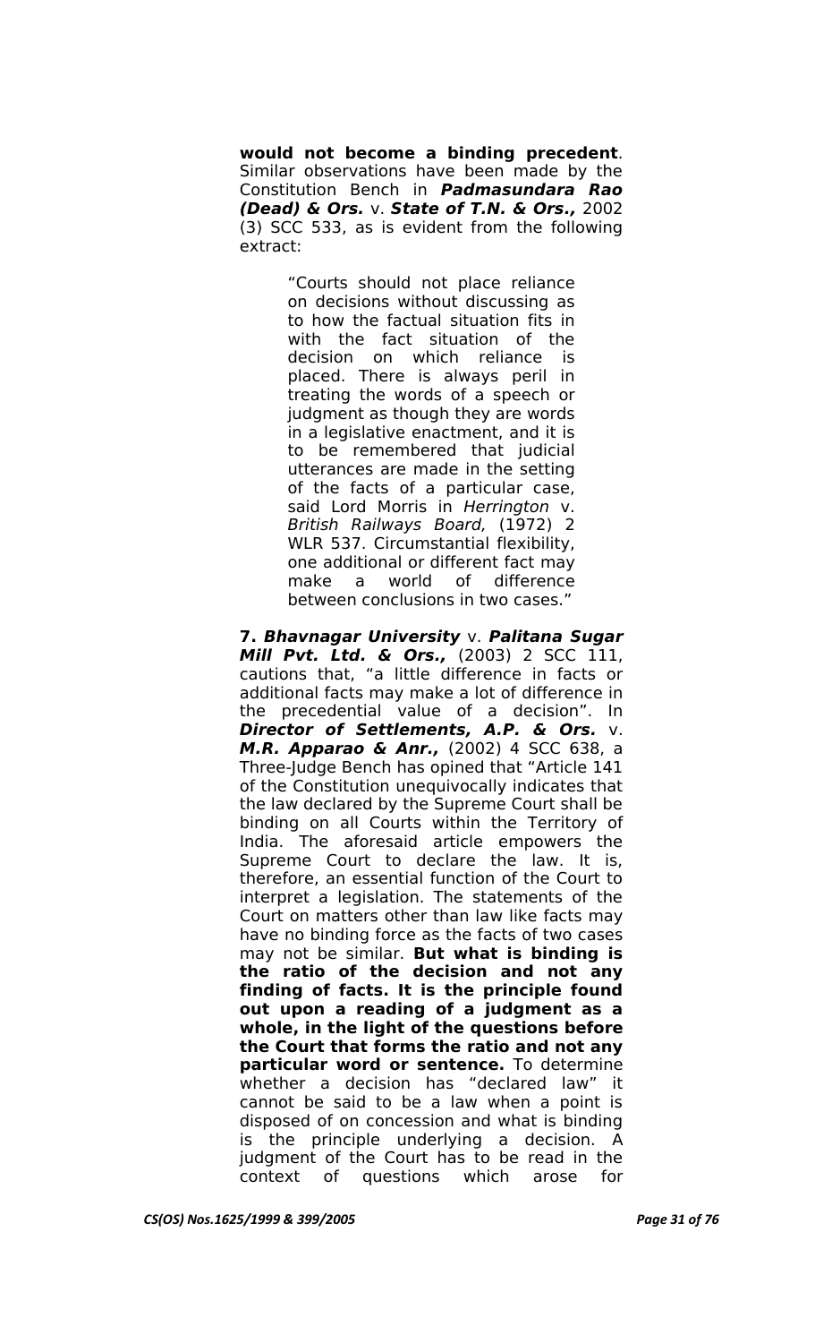**would not become a binding precedent**. Similar observations have been made by the Constitution Bench in ***Padmasundara Rao (Dead) & Ors.*** v. ***State of T.N. & Ors.,*** 2002 (3) SCC 533, as is evident from the following extract:

> "Courts should not place reliance on decisions without discussing as to how the factual situation fits in with the fact situation of the decision on which reliance is placed. There is always peril in treating the words of a speech or judgment as though they are words in a legislative enactment, and it is to be remembered that judicial utterances are made in the setting of the facts of a particular case, said Lord Morris in *Herrington* v. *British Railways Board,* (1972) 2 WLR 537. Circumstantial flexibility, one additional or different fact may make a world of difference between conclusions in two cases."

**7.** ***Bhavnagar University*** v. ***Palitana Sugar Mill Pvt. Ltd. & Ors.,*** (2003) 2 SCC 111, cautions that, "a little difference in facts or additional facts may make a lot of difference in the precedential value of a decision". In ***Director of Settlements, A.P. & Ors.*** v. ***M.R. Apparao & Anr.,*** (2002) 4 SCC 638, a Three-Judge Bench has opined that "Article 141 of the Constitution unequivocally indicates that the law declared by the Supreme Court shall be binding on all Courts within the Territory of India. The aforesaid article empowers the Supreme Court to declare the law. It is, therefore, an essential function of the Court to interpret a legislation. The statements of the Court on matters other than law like facts may have no binding force as the facts of two cases may not be similar. **But what is binding is the ratio of the decision and not any finding of facts. It is the principle found out upon a reading of a judgment as a whole, in the light of the questions before the Court that forms the ratio and not any particular word or sentence.** To determine whether a decision has "declared law" it cannot be said to be a law when a point is disposed of on concession and what is binding is the principle underlying a decision. A judgment of the Court has to be read in the context of questions which arose for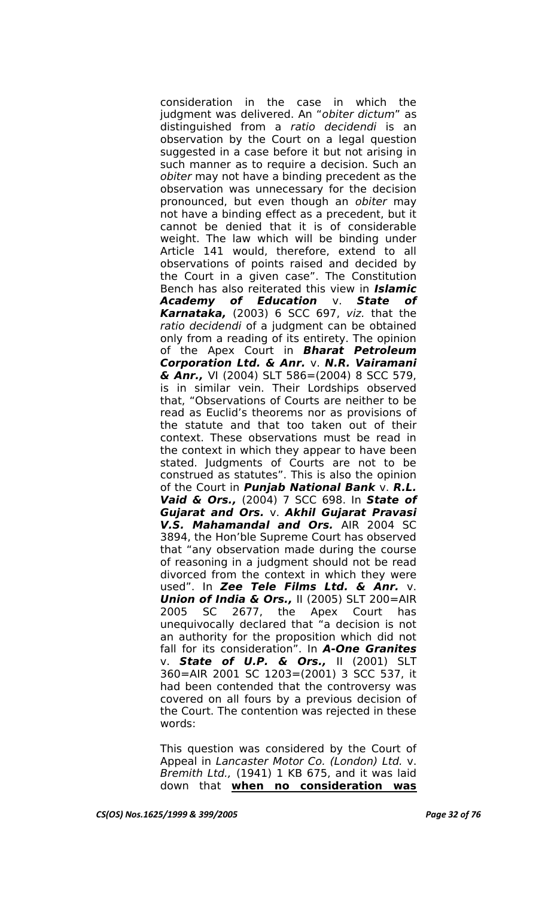consideration in the case in which the judgment was delivered. An "*obiter dictum*" as distinguished from a *ratio decidendi* is an observation by the Court on a legal question suggested in a case before it but not arising in such manner as to require a decision. Such an *obiter* may not have a binding precedent as the observation was unnecessary for the decision pronounced, but even though an *obiter* may not have a binding effect as a precedent, but it cannot be denied that it is of considerable weight. The law which will be binding under Article 141 would, therefore, extend to all observations of points raised and decided by the Court in a given case". The Constitution Bench has also reiterated this view in ***Islamic Academy of Education*** v. ***State of Karnataka,*** (2003) 6 SCC 697, *viz.* that the *ratio decidendi* of a judgment can be obtained only from a reading of its entirety. The opinion of the Apex Court in ***Bharat Petroleum Corporation Ltd. & Anr.*** v. ***N.R. Vairamani & Anr.,*** VI (2004) SLT 586=(2004) 8 SCC 579, is in similar vein. Their Lordships observed that, "Observations of Courts are neither to be read as Euclid's theorems nor as provisions of the statute and that too taken out of their context. These observations must be read in the context in which they appear to have been stated. Judgments of Courts are not to be construed as statutes". This is also the opinion of the Court in ***Punjab National Bank*** v. ***R.L. Vaid & Ors.,*** (2004) 7 SCC 698. In ***State of Gujarat and Ors.*** v. ***Akhil Gujarat Pravasi V.S. Mahamandal and Ors.*** AIR 2004 SC 3894, the Hon'ble Supreme Court has observed that "any observation made during the course of reasoning in a judgment should not be read divorced from the context in which they were used". In ***Zee Tele Films Ltd. & Anr.*** v. ***Union of India & Ors.,*** II (2005) SLT 200=AIR 2005 SC 2677, the Apex Court has unequivocally declared that "a decision is not an authority for the proposition which did not fall for its consideration". In ***A-One Granites*** v. ***State of U.P. & Ors.,*** II (2001) SLT 360=AIR 2001 SC 1203=(2001) 3 SCC 537, it had been contended that the controversy was covered on all fours by a previous decision of the Court. The contention was rejected in these words:

This question was considered by the Court of Appeal in *Lancaster Motor Co. (London) Ltd.* v. *Bremith Ltd.,* (1941) 1 KB 675, and it was laid down that **<u>when no consideration was</u>**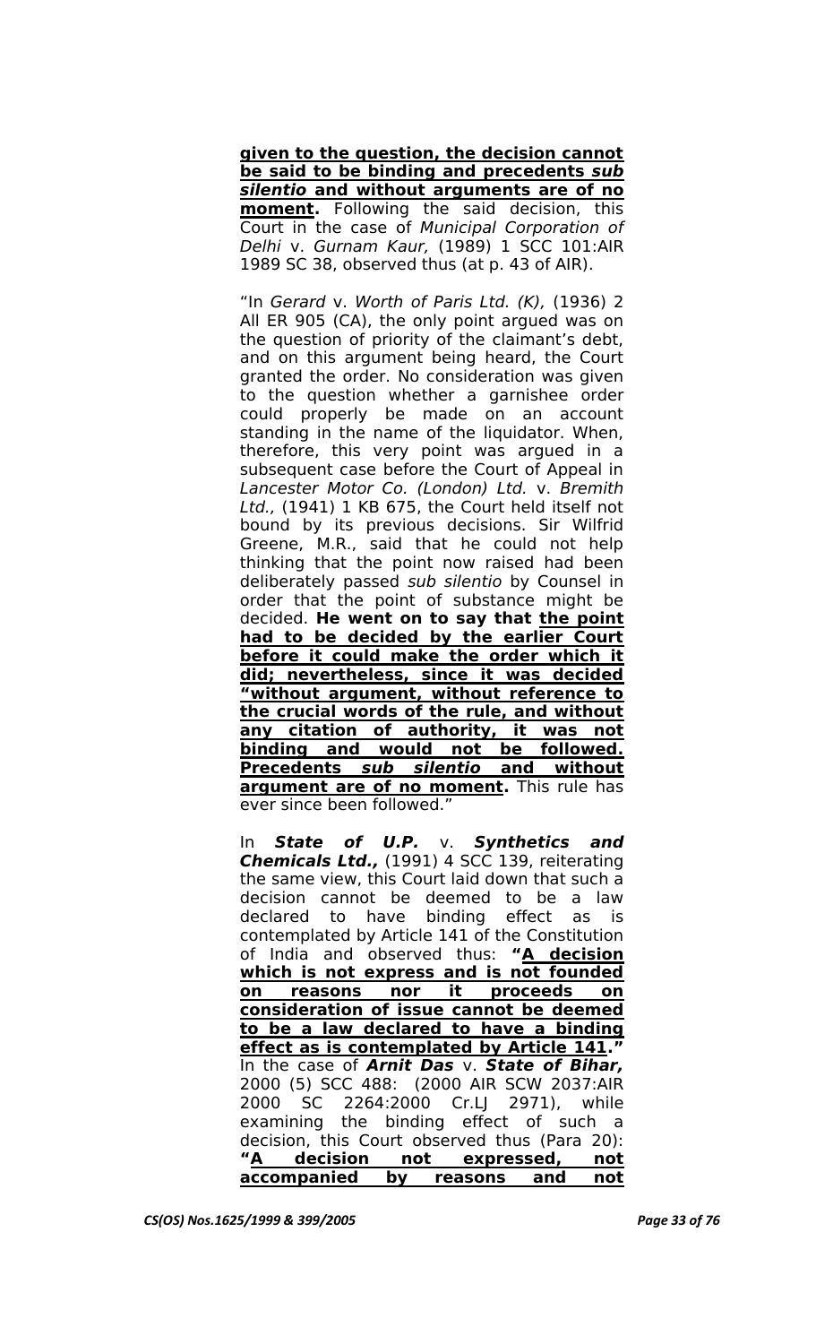**given to the question, the decision cannot be said to be binding and precedents *sub silentio* and without arguments are of no moment.** Following the said decision, this Court in the case of *Municipal Corporation of Delhi* v. *Gurnam Kaur,* (1989) 1 SCC 101:AIR 1989 SC 38, observed thus (at p. 43 of AIR).

"In *Gerard* v. *Worth of Paris Ltd. (K),* (1936) 2 All ER 905 (CA), the only point argued was on the question of priority of the claimant's debt, and on this argument being heard, the Court granted the order. No consideration was given to the question whether a garnishee order could properly be made on an account standing in the name of the liquidator. When, therefore, this very point was argued in a subsequent case before the Court of Appeal in *Lancester Motor Co. (London) Ltd.* v. *Bremith Ltd.,* (1941) 1 KB 675, the Court held itself not bound by its previous decisions. Sir Wilfrid Greene, M.R., said that he could not help thinking that the point now raised had been deliberately passed *sub silentio* by Counsel in order that the point of substance might be decided. **He went on to say that <u>the point had to be decided by the earlier Court before it could make the order which it did; nevertheless, since it was decided "without argument, without reference to the crucial words of the rule, and without any citation of authority, it was not binding and would not be followed. Precedents *sub silentio* and without argument are of no moment</u>.** This rule has ever since been followed."

In ***State of U.P.*** v. ***Synthetics and Chemicals Ltd.,*** (1991) 4 SCC 139, reiterating the same view, this Court laid down that such a decision cannot be deemed to be a law declared to have binding effect as is contemplated by Article 141 of the Constitution of India and observed thus: **"<u>A decision which is not express and is not founded on reasons nor it proceeds on consideration of issue cannot be deemed to be a law declared to have a binding effect as is contemplated by Article 141</u>."** In the case of ***Arnit Das*** v. ***State of Bihar,*** 2000 (5) SCC 488: (2000 AIR SCW 2037:AIR 2000 SC 2264:2000 Cr.LJ 2971), while examining the binding effect of such a decision, this Court observed thus (Para 20): **"<u>A decision not expressed, not accompanied by reasons and not</u>**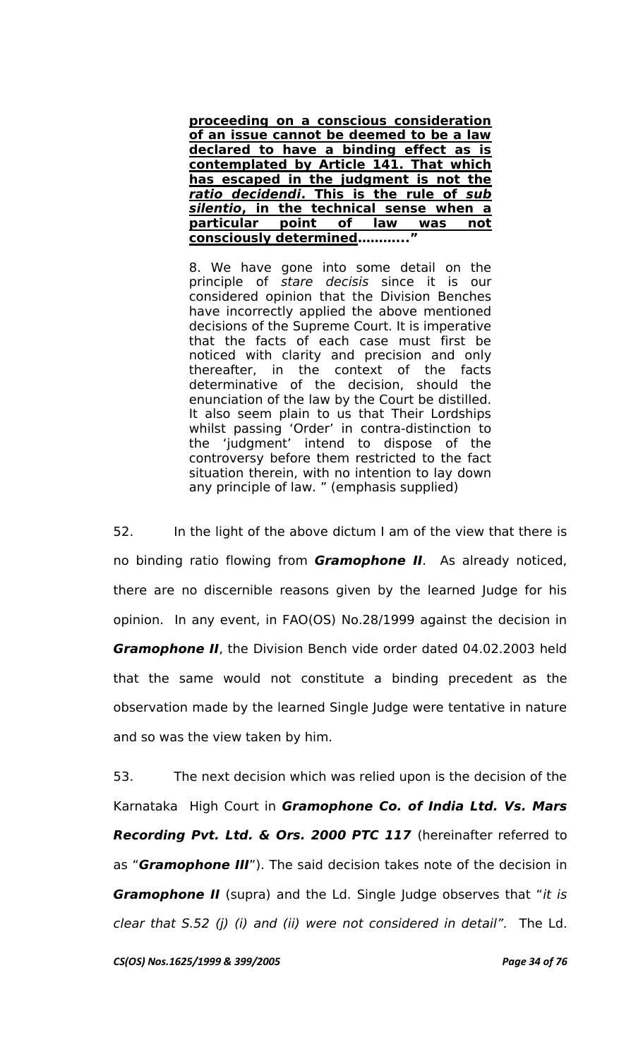> **<u>proceeding on a conscious consideration of an issue cannot be deemed to be a law declared to have a binding effect as is contemplated by Article 141. That which has escaped in the judgment is not the *ratio decidendi*. This is the rule of *sub silentio*, in the technical sense when a particular point of law was not consciously determined</u>………..”**
>
> 8. We have gone into some detail on the principle of *stare decisis* since it is our considered opinion that the Division Benches have incorrectly applied the above mentioned decisions of the Supreme Court. It is imperative that the facts of each case must first be noticed with clarity and precision and only thereafter, in the context of the facts determinative of the decision, should the enunciation of the law by the Court be distilled. It also seem plain to us that Their Lordships whilst passing 'Order' in contra-distinction to the 'judgment' intend to dispose of the controversy before them restricted to the fact situation therein, with no intention to lay down any principle of law. ” (emphasis supplied)

52. In the light of the above dictum I am of the view that there is no binding ratio flowing from ***Gramophone II***. As already noticed, there are no discernible reasons given by the learned Judge for his opinion. In any event, in FAO(OS) No.28/1999 against the decision in ***Gramophone II***, the Division Bench vide order dated 04.02.2003 held that the same would not constitute a binding precedent as the observation made by the learned Single Judge were tentative in nature and so was the view taken by him.

53. The next decision which was relied upon is the decision of the Karnataka High Court in ***Gramophone Co. of India Ltd. Vs. Mars Recording Pvt. Ltd. & Ors. 2000 PTC 117*** (hereinafter referred to as "***Gramophone III***"). The said decision takes note of the decision in ***Gramophone II*** (supra) and the Ld. Single Judge observes that "*it is clear that S.52 (j) (i) and (ii) were not considered in detail".* The Ld.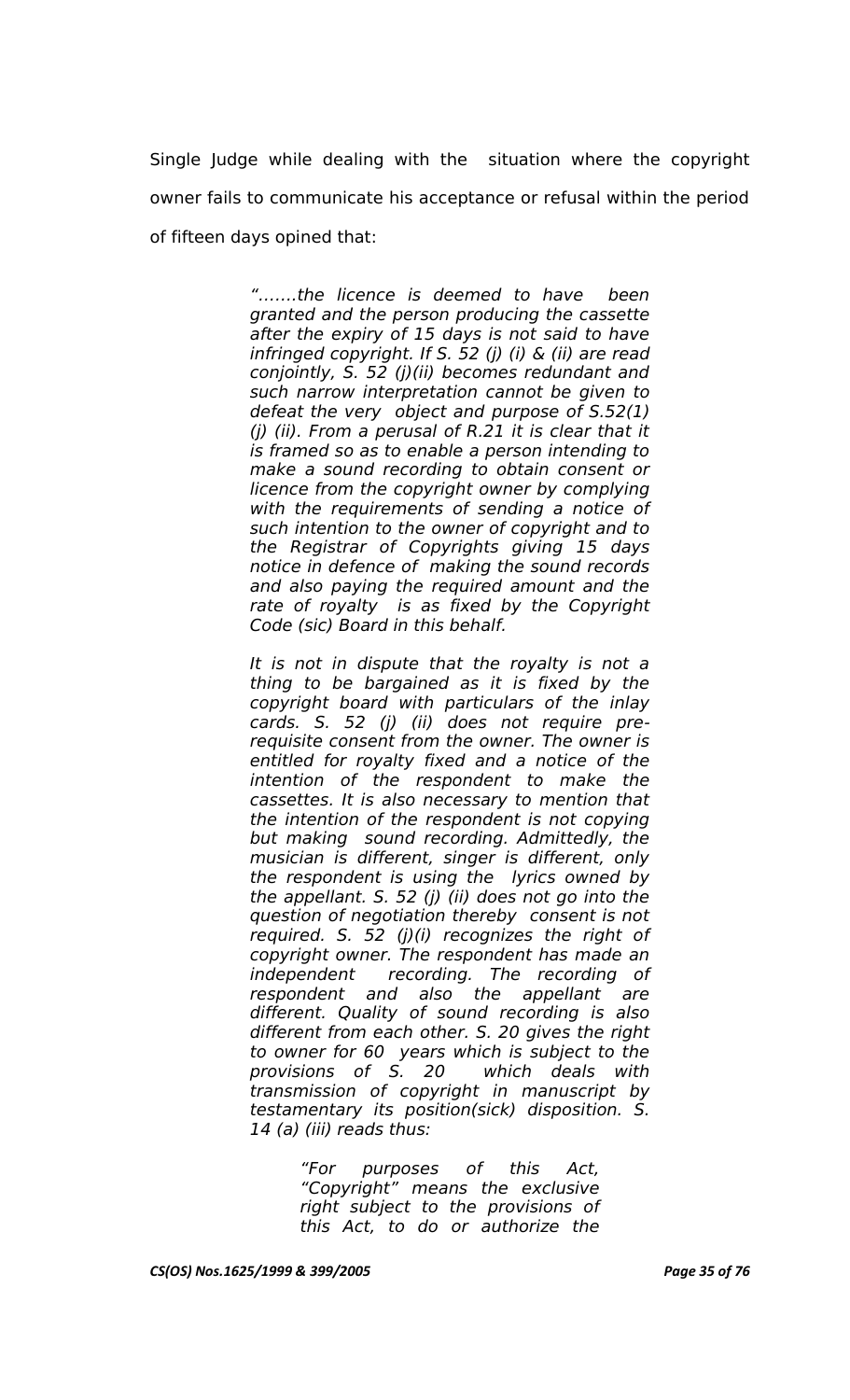Single Judge while dealing with the situation where the copyright owner fails to communicate his acceptance or refusal within the period of fifteen days opined that:

> *".......the licence is deemed to have been granted and the person producing the cassette after the expiry of 15 days is not said to have infringed copyright. If S. 52 (j) (i) & (ii) are read conjointly, S. 52 (j)(ii) becomes redundant and such narrow interpretation cannot be given to defeat the very object and purpose of S.52(1) (j) (ii). From a perusal of R.21 it is clear that it is framed so as to enable a person intending to make a sound recording to obtain consent or licence from the copyright owner by complying with the requirements of sending a notice of such intention to the owner of copyright and to the Registrar of Copyrights giving 15 days notice in defence of making the sound records and also paying the required amount and the rate of royalty is as fixed by the Copyright Code (sic) Board in this behalf.*
>
> *It is not in dispute that the royalty is not a thing to be bargained as it is fixed by the copyright board with particulars of the inlay cards. S. 52 (j) (ii) does not require pre-requisite consent from the owner. The owner is entitled for royalty fixed and a notice of the intention of the respondent to make the cassettes. It is also necessary to mention that the intention of the respondent is not copying but making sound recording. Admittedly, the musician is different, singer is different, only the respondent is using the lyrics owned by the appellant. S. 52 (j) (ii) does not go into the question of negotiation thereby consent is not required. S. 52 (j)(i) recognizes the right of copyright owner. The respondent has made an independent recording. The recording of respondent and also the appellant are different. Quality of sound recording is also different from each other. S. 20 gives the right to owner for 60 years which is subject to the provisions of S. 20 which deals with transmission of copyright in manuscript by testamentary its position(sick) disposition. S. 14 (a) (iii) reads thus:*
>
> > *"For purposes of this Act, "Copyright" means the exclusive right subject to the provisions of this Act, to do or authorize the*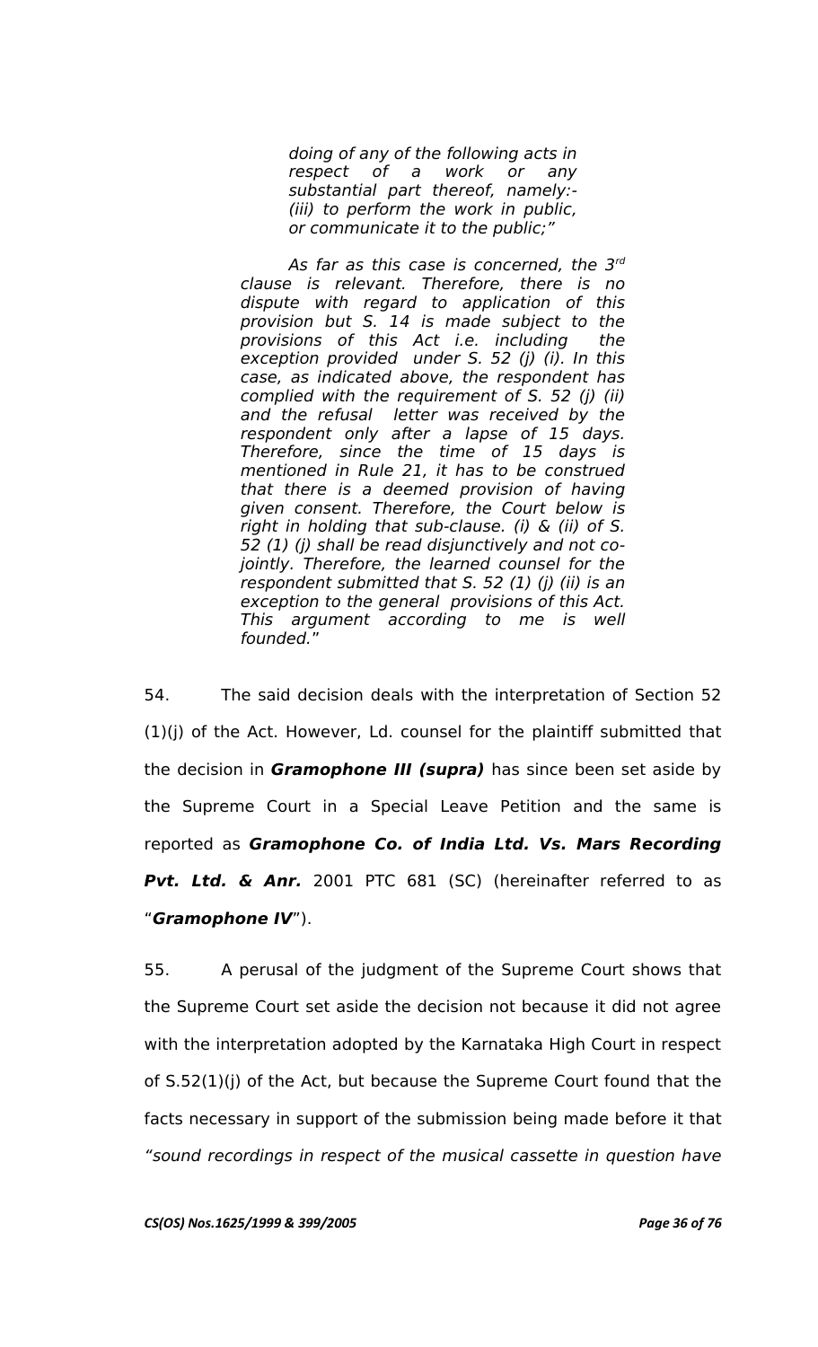> *doing of any of the following acts in respect of a work or any substantial part thereof, namely:- (iii) to perform the work in public, or communicate it to the public;"*
>
> *As far as this case is concerned, the 3rd clause is relevant. Therefore, there is no dispute with regard to application of this provision but S. 14 is made subject to the provisions of this Act i.e. including the exception provided under S. 52 (j) (i). In this case, as indicated above, the respondent has complied with the requirement of S. 52 (j) (ii) and the refusal letter was received by the respondent only after a lapse of 15 days. Therefore, since the time of 15 days is mentioned in Rule 21, it has to be construed that there is a deemed provision of having given consent. Therefore, the Court below is right in holding that sub-clause. (i) & (ii) of S. 52 (1) (j) shall be read disjunctively and not co-jointly. Therefore, the learned counsel for the respondent submitted that S. 52 (1) (j) (ii) is an exception to the general provisions of this Act. This argument according to me is well founded.*"

54. The said decision deals with the interpretation of Section 52 (1)(j) of the Act. However, Ld. counsel for the plaintiff submitted that the decision in ***Gramophone III (supra)*** has since been set aside by the Supreme Court in a Special Leave Petition and the same is reported as ***Gramophone Co. of India Ltd. Vs. Mars Recording Pvt. Ltd. & Anr.*** 2001 PTC 681 (SC) (hereinafter referred to as "***Gramophone IV***").

55. A perusal of the judgment of the Supreme Court shows that the Supreme Court set aside the decision not because it did not agree with the interpretation adopted by the Karnataka High Court in respect of S.52(1)(j) of the Act, but because the Supreme Court found that the facts necessary in support of the submission being made before it that *"sound recordings in respect of the musical cassette in question have*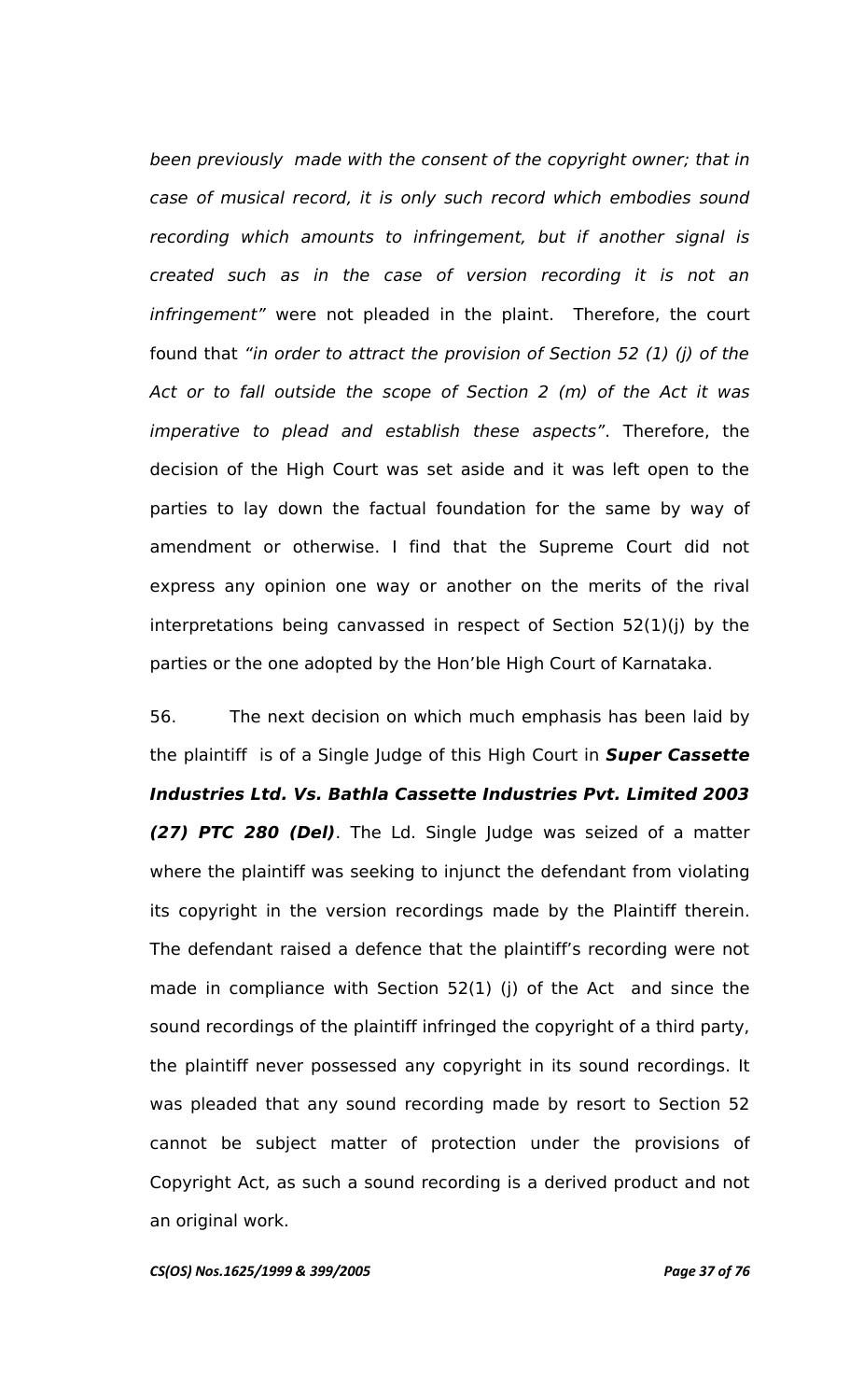*been previously made with the consent of the copyright owner; that in case of musical record, it is only such record which embodies sound recording which amounts to infringement, but if another signal is created such as in the case of version recording it is not an infringement"* were not pleaded in the plaint. Therefore, the court found that *"in order to attract the provision of Section 52 (1) (j) of the Act or to fall outside the scope of Section 2 (m) of the Act it was imperative to plead and establish these aspects"*. Therefore, the decision of the High Court was set aside and it was left open to the parties to lay down the factual foundation for the same by way of amendment or otherwise. I find that the Supreme Court did not express any opinion one way or another on the merits of the rival interpretations being canvassed in respect of Section 52(1)(j) by the parties or the one adopted by the Hon'ble High Court of Karnataka.

56. The next decision on which much emphasis has been laid by the plaintiff is of a Single Judge of this High Court in ***Super Cassette Industries Ltd. Vs. Bathla Cassette Industries Pvt. Limited 2003 (27) PTC 280 (Del)***. The Ld. Single Judge was seized of a matter where the plaintiff was seeking to injunct the defendant from violating its copyright in the version recordings made by the Plaintiff therein. The defendant raised a defence that the plaintiff's recording were not made in compliance with Section 52(1) (j) of the Act and since the sound recordings of the plaintiff infringed the copyright of a third party, the plaintiff never possessed any copyright in its sound recordings. It was pleaded that any sound recording made by resort to Section 52 cannot be subject matter of protection under the provisions of Copyright Act, as such a sound recording is a derived product and not an original work.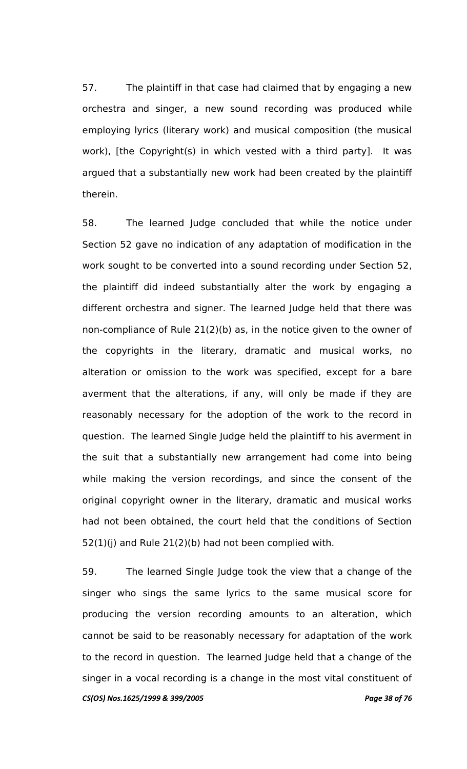57. The plaintiff in that case had claimed that by engaging a new orchestra and singer, a new sound recording was produced while employing lyrics (literary work) and musical composition (the musical work), [the Copyright(s) in which vested with a third party]. It was argued that a substantially new work had been created by the plaintiff therein.

58. The learned Judge concluded that while the notice under Section 52 gave no indication of any adaptation of modification in the work sought to be converted into a sound recording under Section 52, the plaintiff did indeed substantially alter the work by engaging a different orchestra and signer. The learned Judge held that there was non-compliance of Rule 21(2)(b) as, in the notice given to the owner of the copyrights in the literary, dramatic and musical works, no alteration or omission to the work was specified, except for a bare averment that the alterations, if any, will only be made if they are reasonably necessary for the adoption of the work to the record in question. The learned Single Judge held the plaintiff to his averment in the suit that a substantially new arrangement had come into being while making the version recordings, and since the consent of the original copyright owner in the literary, dramatic and musical works had not been obtained, the court held that the conditions of Section 52(1)(j) and Rule 21(2)(b) had not been complied with.

59. The learned Single Judge took the view that a change of the singer who sings the same lyrics to the same musical score for producing the version recording amounts to an alteration, which cannot be said to be reasonably necessary for adaptation of the work to the record in question. The learned Judge held that a change of the singer in a vocal recording is a change in the most vital constituent of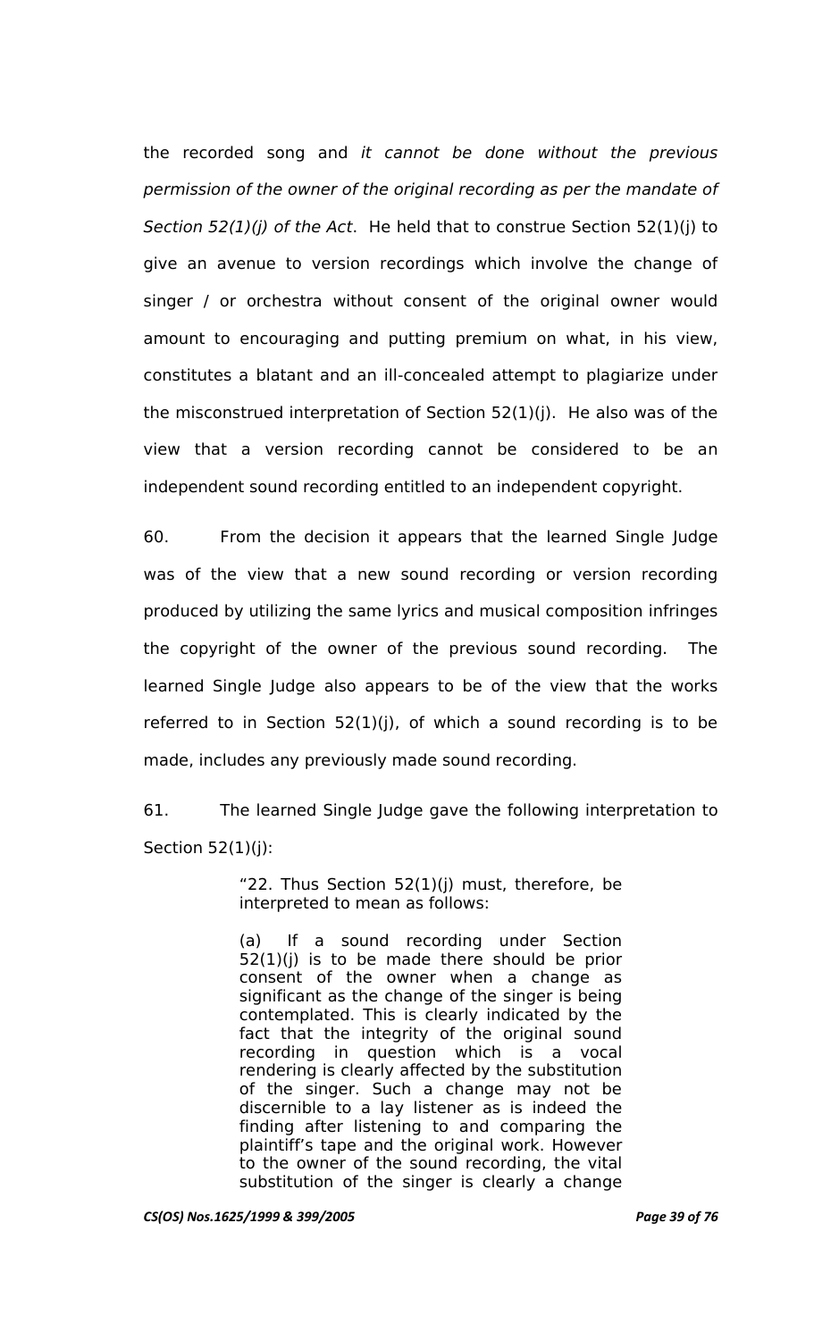the recorded song and *it cannot be done without the previous permission of the owner of the original recording as per the mandate of Section 52(1)(j) of the Act*. He held that to construe Section 52(1)(j) to give an avenue to version recordings which involve the change of singer / or orchestra without consent of the original owner would amount to encouraging and putting premium on what, in his view, constitutes a blatant and an ill-concealed attempt to plagiarize under the misconstrued interpretation of Section 52(1)(j). He also was of the view that a version recording cannot be considered to be an independent sound recording entitled to an independent copyright.

60. From the decision it appears that the learned Single Judge was of the view that a new sound recording or version recording produced by utilizing the same lyrics and musical composition infringes the copyright of the owner of the previous sound recording. The learned Single Judge also appears to be of the view that the works referred to in Section 52(1)(j), of which a sound recording is to be made, includes any previously made sound recording.

61. The learned Single Judge gave the following interpretation to Section 52(1)(j):

> "22. Thus Section 52(1)(j) must, therefore, be interpreted to mean as follows:
>
> (a) If a sound recording under Section 52(1)(j) is to be made there should be prior consent of the owner when a change as significant as the change of the singer is being contemplated. This is clearly indicated by the fact that the integrity of the original sound recording in question which is a vocal rendering is clearly affected by the substitution of the singer. Such a change may not be discernible to a lay listener as is indeed the finding after listening to and comparing the plaintiff's tape and the original work. However to the owner of the sound recording, the vital substitution of the singer is clearly a change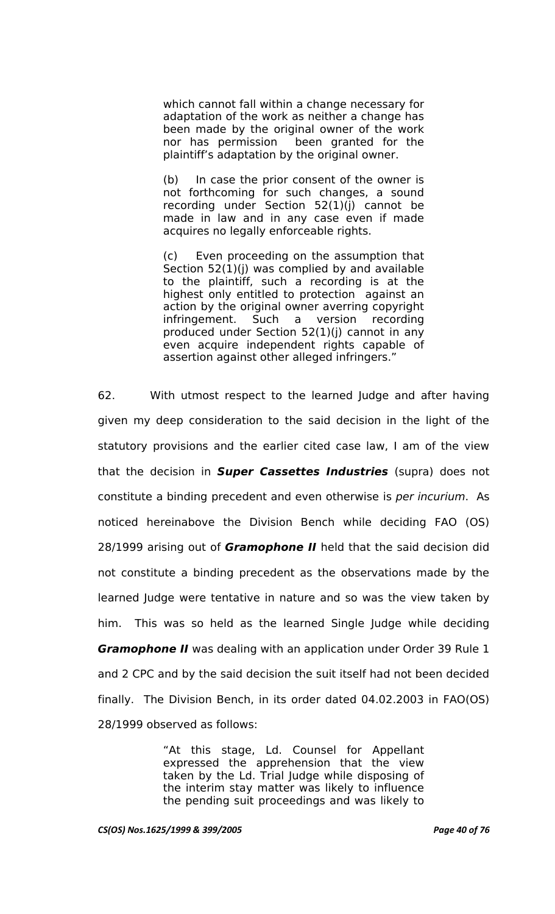> which cannot fall within a change necessary for adaptation of the work as neither a change has been made by the original owner of the work nor has permission been granted for the plaintiff's adaptation by the original owner.
>
> (b) In case the prior consent of the owner is not forthcoming for such changes, a sound recording under Section 52(1)(j) cannot be made in law and in any case even if made acquires no legally enforceable rights.
>
> (c) Even proceeding on the assumption that Section 52(1)(j) was complied by and available to the plaintiff, such a recording is at the highest only entitled to protection against an action by the original owner averring copyright infringement. Such a version recording produced under Section 52(1)(j) cannot in any even acquire independent rights capable of assertion against other alleged infringers."

62. With utmost respect to the learned Judge and after having given my deep consideration to the said decision in the light of the statutory provisions and the earlier cited case law, I am of the view that the decision in ***Super Cassettes Industries*** (supra) does not constitute a binding precedent and even otherwise is *per incurium*. As noticed hereinabove the Division Bench while deciding FAO (OS) 28/1999 arising out of ***Gramophone II*** held that the said decision did not constitute a binding precedent as the observations made by the learned Judge were tentative in nature and so was the view taken by him. This was so held as the learned Single Judge while deciding ***Gramophone II*** was dealing with an application under Order 39 Rule 1 and 2 CPC and by the said decision the suit itself had not been decided finally. The Division Bench, in its order dated 04.02.2003 in FAO(OS) 28/1999 observed as follows:

> "At this stage, Ld. Counsel for Appellant expressed the apprehension that the view taken by the Ld. Trial Judge while disposing of the interim stay matter was likely to influence the pending suit proceedings and was likely to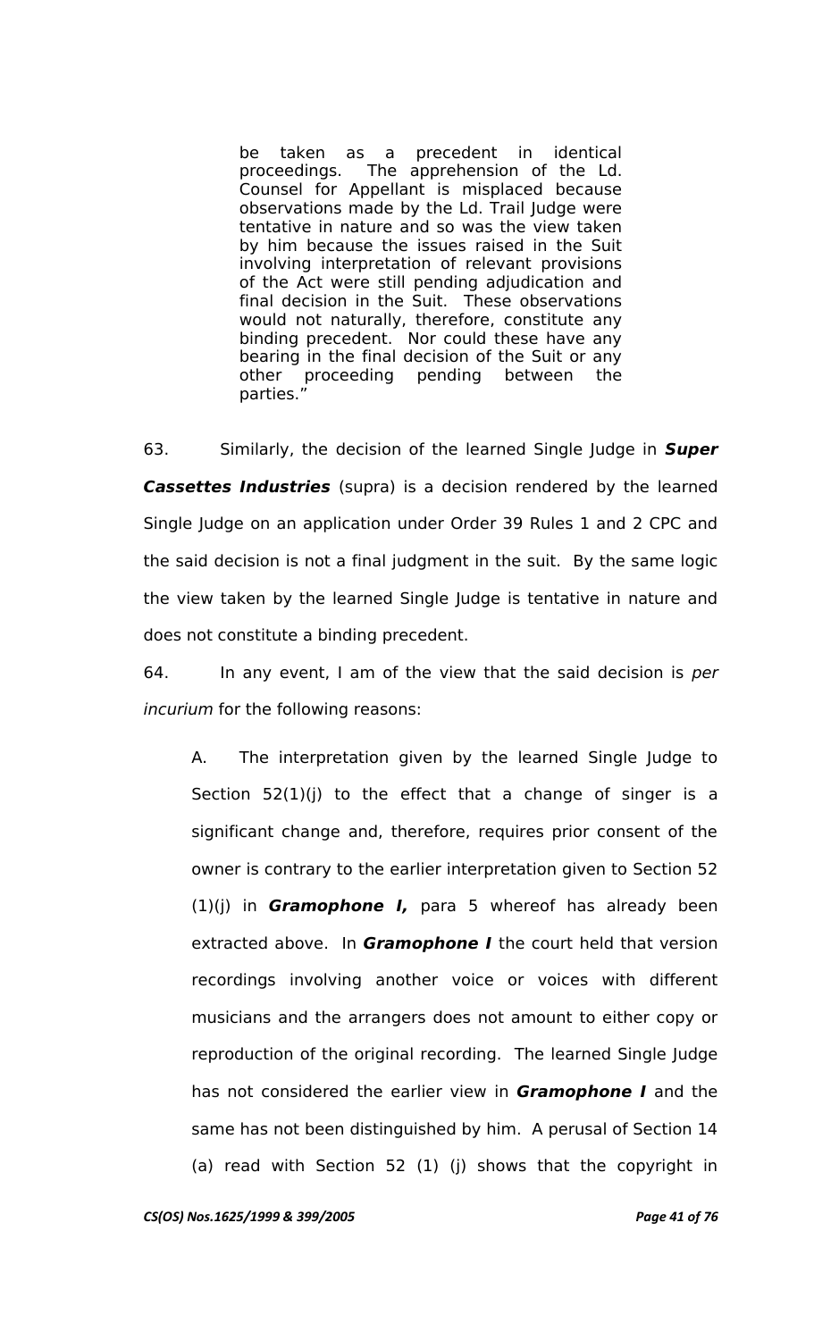> be taken as a precedent in identical proceedings. The apprehension of the Ld. Counsel for Appellant is misplaced because observations made by the Ld. Trail Judge were tentative in nature and so was the view taken by him because the issues raised in the Suit involving interpretation of relevant provisions of the Act were still pending adjudication and final decision in the Suit. These observations would not naturally, therefore, constitute any binding precedent. Nor could these have any bearing in the final decision of the Suit or any other proceeding pending between the parties."

63. Similarly, the decision of the learned Single Judge in ***Super Cassettes Industries*** (supra) is a decision rendered by the learned Single Judge on an application under Order 39 Rules 1 and 2 CPC and the said decision is not a final judgment in the suit. By the same logic the view taken by the learned Single Judge is tentative in nature and does not constitute a binding precedent.

64. In any event, I am of the view that the said decision is *per incurium* for the following reasons:

A. The interpretation given by the learned Single Judge to Section 52(1)(j) to the effect that a change of singer is a significant change and, therefore, requires prior consent of the owner is contrary to the earlier interpretation given to Section 52 (1)(j) in ***Gramophone I,*** para 5 whereof has already been extracted above. In ***Gramophone I*** the court held that version recordings involving another voice or voices with different musicians and the arrangers does not amount to either copy or reproduction of the original recording. The learned Single Judge has not considered the earlier view in ***Gramophone I*** and the same has not been distinguished by him. A perusal of Section 14 (a) read with Section 52 (1) (j) shows that the copyright in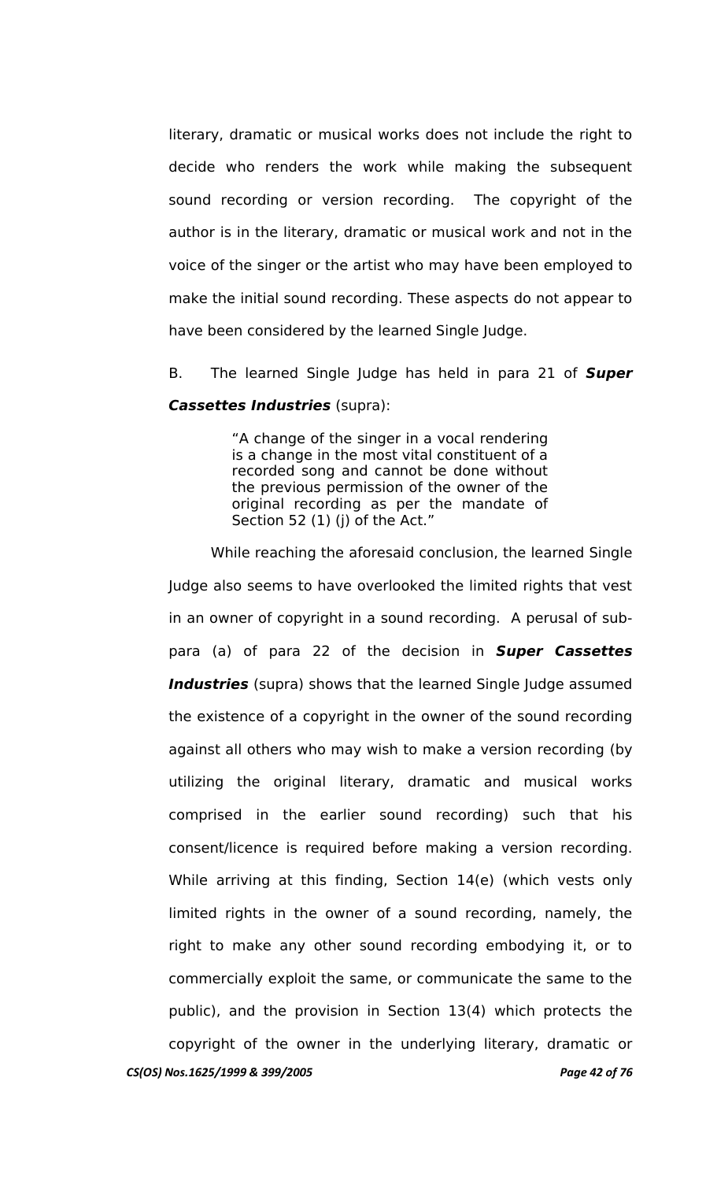literary, dramatic or musical works does not include the right to decide who renders the work while making the subsequent sound recording or version recording. The copyright of the author is in the literary, dramatic or musical work and not in the voice of the singer or the artist who may have been employed to make the initial sound recording. These aspects do not appear to have been considered by the learned Single Judge.

B. The learned Single Judge has held in para 21 of ***Super Cassettes Industries*** (supra):

> "A change of the singer in a vocal rendering is a change in the most vital constituent of a recorded song and cannot be done without the previous permission of the owner of the original recording as per the mandate of Section 52 (1) (j) of the Act."

While reaching the aforesaid conclusion, the learned Single Judge also seems to have overlooked the limited rights that vest in an owner of copyright in a sound recording. A perusal of sub-para (a) of para 22 of the decision in ***Super Cassettes Industries*** (supra) shows that the learned Single Judge assumed the existence of a copyright in the owner of the sound recording against all others who may wish to make a version recording (by utilizing the original literary, dramatic and musical works comprised in the earlier sound recording) such that his consent/licence is required before making a version recording. While arriving at this finding, Section 14(e) (which vests only limited rights in the owner of a sound recording, namely, the right to make any other sound recording embodying it, or to commercially exploit the same, or communicate the same to the public), and the provision in Section 13(4) which protects the copyright of the owner in the underlying literary, dramatic or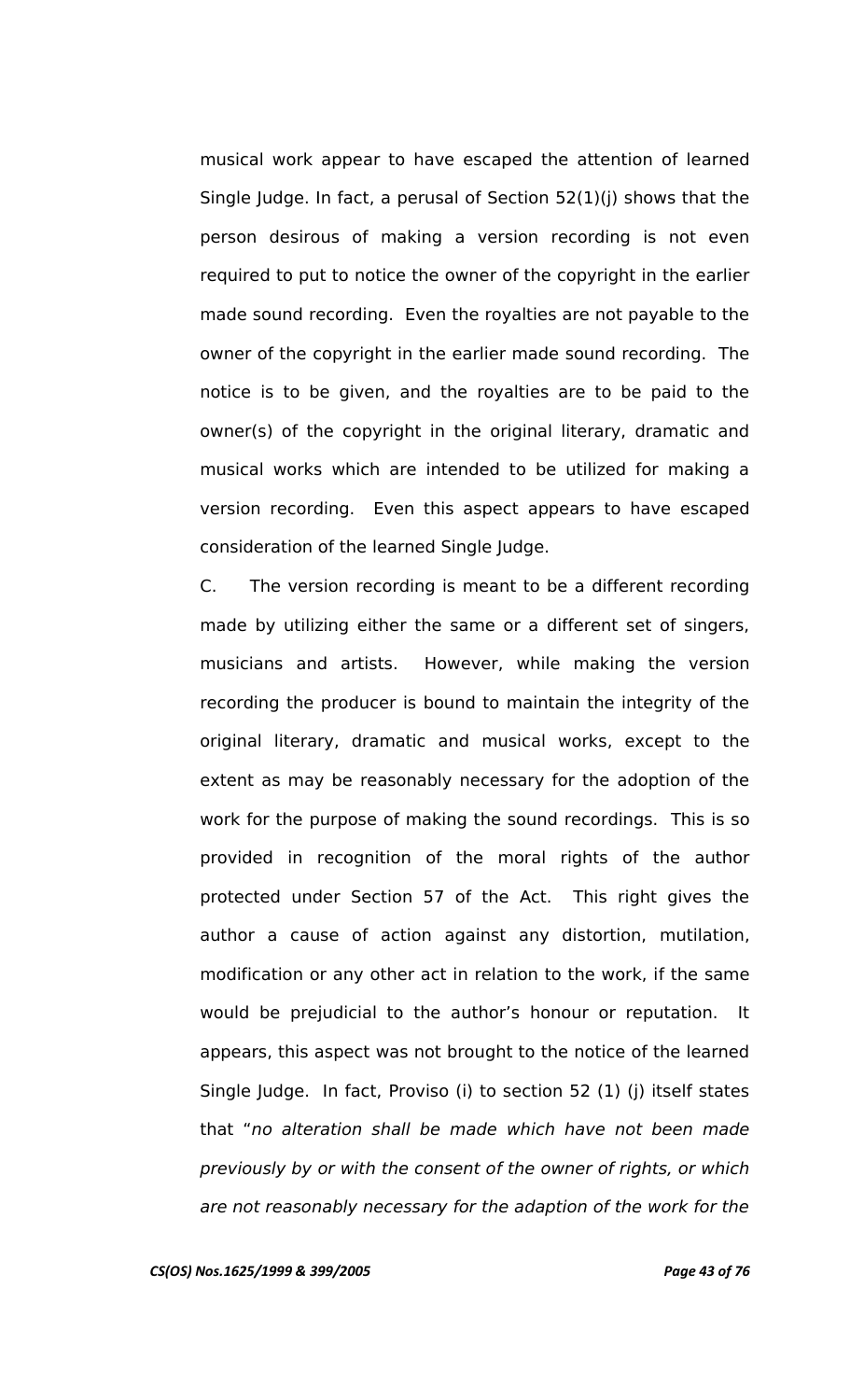musical work appear to have escaped the attention of learned Single Judge. In fact, a perusal of Section 52(1)(j) shows that the person desirous of making a version recording is not even required to put to notice the owner of the copyright in the earlier made sound recording. Even the royalties are not payable to the owner of the copyright in the earlier made sound recording. The notice is to be given, and the royalties are to be paid to the owner(s) of the copyright in the original literary, dramatic and musical works which are intended to be utilized for making a version recording. Even this aspect appears to have escaped consideration of the learned Single Judge.

C. The version recording is meant to be a different recording made by utilizing either the same or a different set of singers, musicians and artists. However, while making the version recording the producer is bound to maintain the integrity of the original literary, dramatic and musical works, except to the extent as may be reasonably necessary for the adoption of the work for the purpose of making the sound recordings. This is so provided in recognition of the moral rights of the author protected under Section 57 of the Act. This right gives the author a cause of action against any distortion, mutilation, modification or any other act in relation to the work, if the same would be prejudicial to the author's honour or reputation. It appears, this aspect was not brought to the notice of the learned Single Judge. In fact, Proviso (i) to section 52 (1) (j) itself states that "*no alteration shall be made which have not been made previously by or with the consent of the owner of rights, or which are not reasonably necessary for the adaption of the work for the*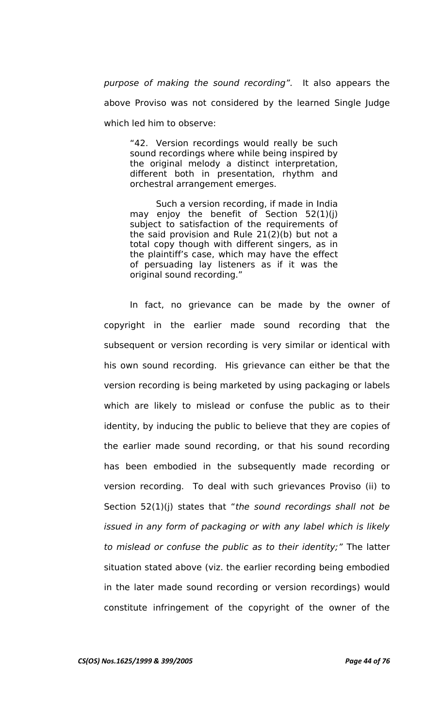*purpose of making the sound recording".* It also appears the above Proviso was not considered by the learned Single Judge which led him to observe:

> "42. Version recordings would really be such sound recordings where while being inspired by the original melody a distinct interpretation, different both in presentation, rhythm and orchestral arrangement emerges.
>
> Such a version recording, if made in India may enjoy the benefit of Section 52(1)(j) subject to satisfaction of the requirements of the said provision and Rule 21(2)(b) but not a total copy though with different singers, as in the plaintiff's case, which may have the effect of persuading lay listeners as if it was the original sound recording."

In fact, no grievance can be made by the owner of copyright in the earlier made sound recording that the subsequent or version recording is very similar or identical with his own sound recording. His grievance can either be that the version recording is being marketed by using packaging or labels which are likely to mislead or confuse the public as to their identity, by inducing the public to believe that they are copies of the earlier made sound recording, or that his sound recording has been embodied in the subsequently made recording or version recording. To deal with such grievances Proviso (ii) to Section 52(1)(j) states that "*the sound recordings shall not be issued in any form of packaging or with any label which is likely to mislead or confuse the public as to their identity;"* The latter situation stated above (viz. the earlier recording being embodied in the later made sound recording or version recordings) would constitute infringement of the copyright of the owner of the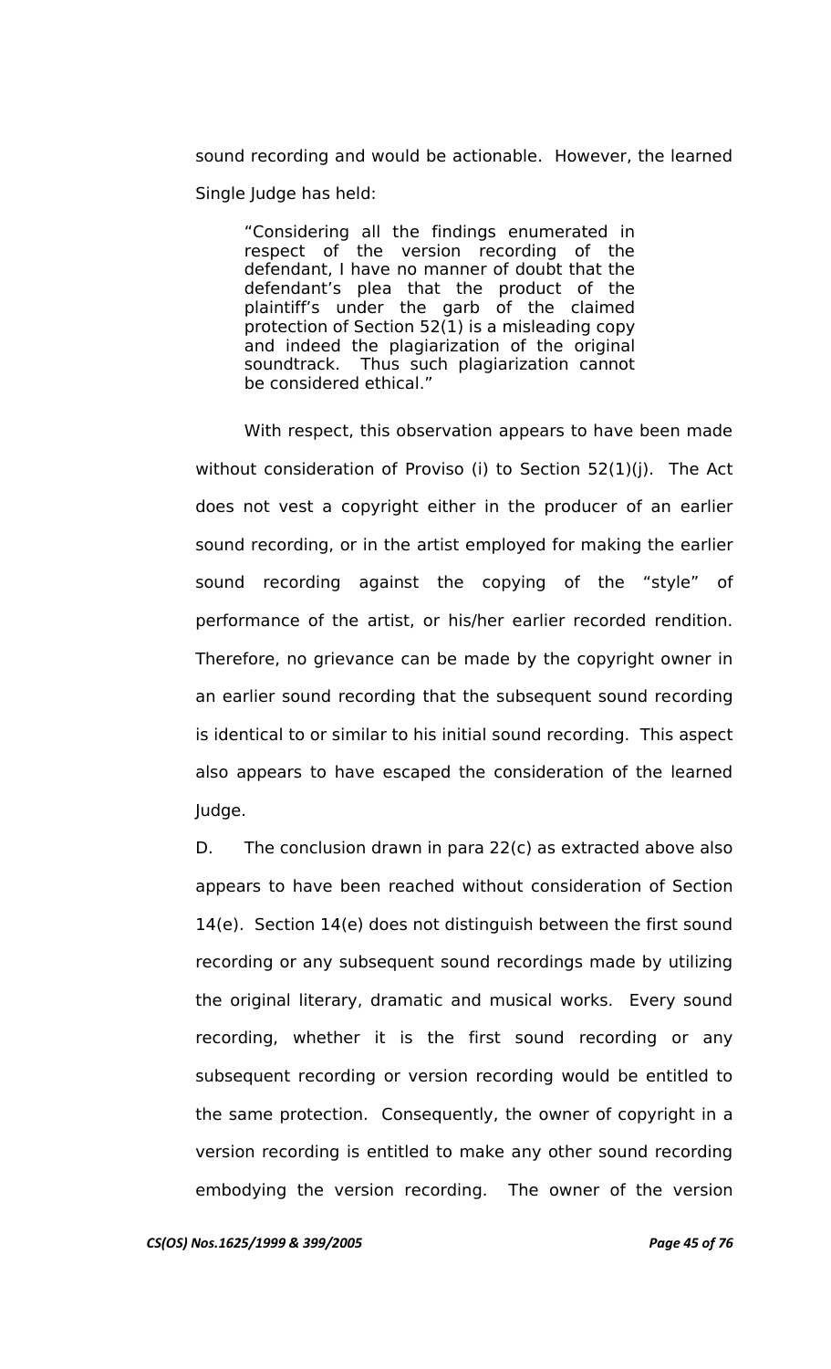sound recording and would be actionable. However, the learned Single Judge has held:

> "Considering all the findings enumerated in respect of the version recording of the defendant, I have no manner of doubt that the defendant's plea that the product of the plaintiff's under the garb of the claimed protection of Section 52(1) is a misleading copy and indeed the plagiarization of the original soundtrack. Thus such plagiarization cannot be considered ethical."

With respect, this observation appears to have been made without consideration of Proviso (i) to Section 52(1)(j). The Act does not vest a copyright either in the producer of an earlier sound recording, or in the artist employed for making the earlier sound recording against the copying of the "style" of performance of the artist, or his/her earlier recorded rendition. Therefore, no grievance can be made by the copyright owner in an earlier sound recording that the subsequent sound recording is identical to or similar to his initial sound recording. This aspect also appears to have escaped the consideration of the learned Judge.

D. The conclusion drawn in para 22(c) as extracted above also appears to have been reached without consideration of Section 14(e). Section 14(e) does not distinguish between the first sound recording or any subsequent sound recordings made by utilizing the original literary, dramatic and musical works. Every sound recording, whether it is the first sound recording or any subsequent recording or version recording would be entitled to the same protection. Consequently, the owner of copyright in a version recording is entitled to make any other sound recording embodying the version recording. The owner of the version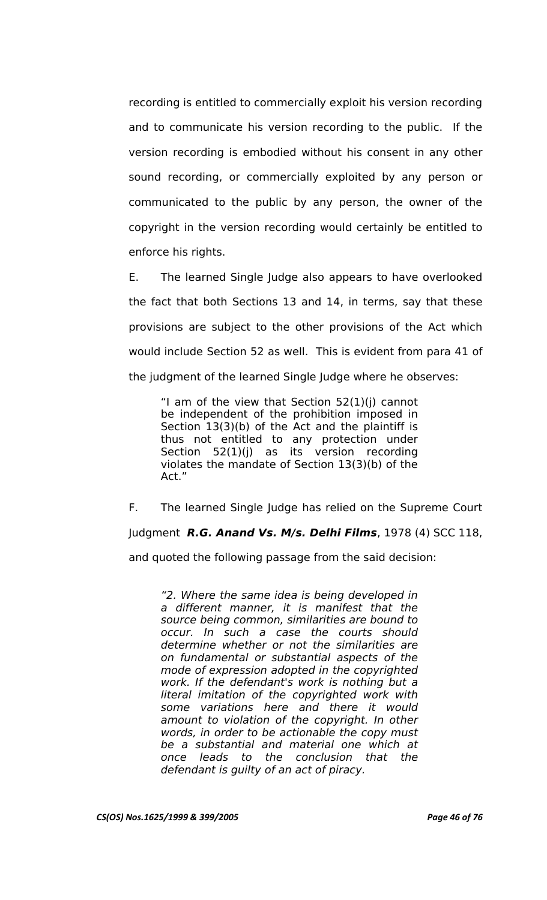recording is entitled to commercially exploit his version recording and to communicate his version recording to the public. If the version recording is embodied without his consent in any other sound recording, or commercially exploited by any person or communicated to the public by any person, the owner of the copyright in the version recording would certainly be entitled to enforce his rights.

E. The learned Single Judge also appears to have overlooked the fact that both Sections 13 and 14, in terms, say that these provisions are subject to the other provisions of the Act which would include Section 52 as well. This is evident from para 41 of the judgment of the learned Single Judge where he observes:

> "I am of the view that Section 52(1)(j) cannot be independent of the prohibition imposed in Section 13(3)(b) of the Act and the plaintiff is thus not entitled to any protection under Section 52(1)(j) as its version recording violates the mandate of Section 13(3)(b) of the Act."

F. The learned Single Judge has relied on the Supreme Court Judgment ***R.G. Anand Vs. M/s. Delhi Films***, 1978 (4) SCC 118, and quoted the following passage from the said decision:

> *"2. Where the same idea is being developed in a different manner, it is manifest that the source being common, similarities are bound to occur. In such a case the courts should determine whether or not the similarities are on fundamental or substantial aspects of the mode of expression adopted in the copyrighted work. If the defendant's work is nothing but a literal imitation of the copyrighted work with some variations here and there it would amount to violation of the copyright. In other words, in order to be actionable the copy must be a substantial and material one which at once leads to the conclusion that the defendant is guilty of an act of piracy.*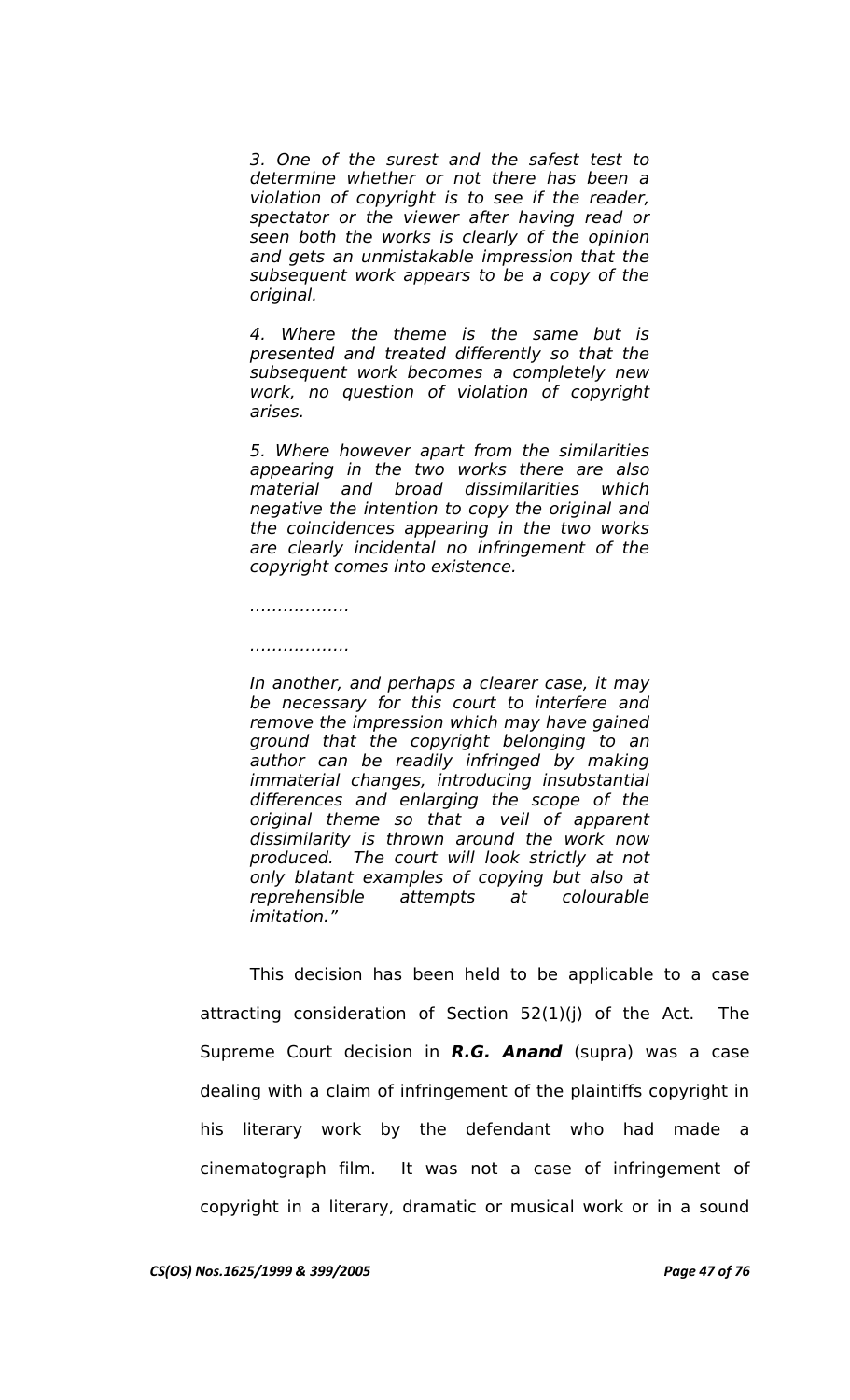*3. One of the surest and the safest test to determine whether or not there has been a violation of copyright is to see if the reader, spectator or the viewer after having read or seen both the works is clearly of the opinion and gets an unmistakable impression that the subsequent work appears to be a copy of the original.*

*4. Where the theme is the same but is presented and treated differently so that the subsequent work becomes a completely new work, no question of violation of copyright arises.*

*5. Where however apart from the similarities appearing in the two works there are also material and broad dissimilarities which negative the intention to copy the original and the coincidences appearing in the two works are clearly incidental no infringement of the copyright comes into existence.*

*………………*

*………………*

*In another, and perhaps a clearer case, it may be necessary for this court to interfere and remove the impression which may have gained ground that the copyright belonging to an author can be readily infringed by making immaterial changes, introducing insubstantial differences and enlarging the scope of the original theme so that a veil of apparent dissimilarity is thrown around the work now produced. The court will look strictly at not only blatant examples of copying but also at reprehensible attempts at colourable imitation."*

This decision has been held to be applicable to a case attracting consideration of Section 52(1)(j) of the Act. The Supreme Court decision in ***R.G. Anand*** (supra) was a case dealing with a claim of infringement of the plaintiffs copyright in his literary work by the defendant who had made a cinematograph film. It was not a case of infringement of copyright in a literary, dramatic or musical work or in a sound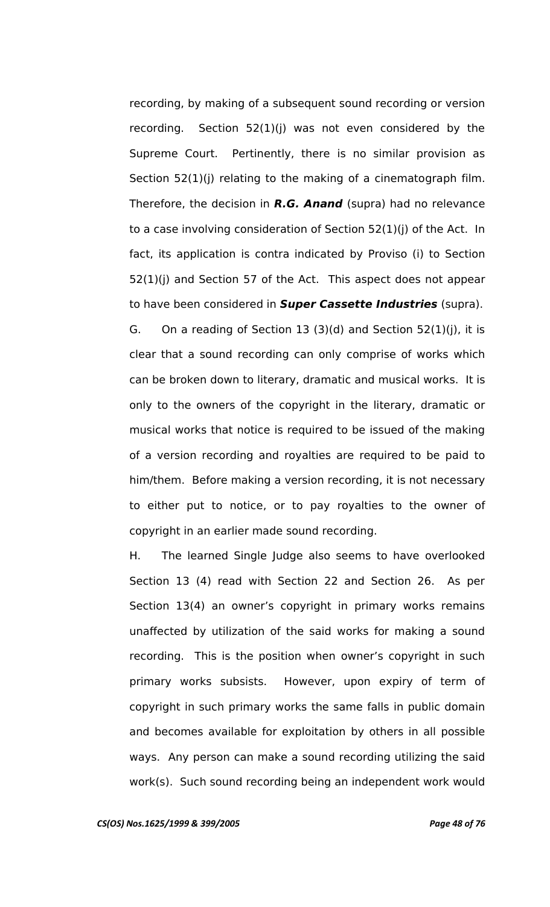recording, by making of a subsequent sound recording or version recording. Section 52(1)(j) was not even considered by the Supreme Court. Pertinently, there is no similar provision as Section 52(1)(j) relating to the making of a cinematograph film. Therefore, the decision in ***R.G. Anand*** (supra) had no relevance to a case involving consideration of Section 52(1)(j) of the Act. In fact, its application is contra indicated by Proviso (i) to Section 52(1)(j) and Section 57 of the Act. This aspect does not appear to have been considered in ***Super Cassette Industries*** (supra).

G. On a reading of Section 13 (3)(d) and Section 52(1)(j), it is clear that a sound recording can only comprise of works which can be broken down to literary, dramatic and musical works. It is only to the owners of the copyright in the literary, dramatic or musical works that notice is required to be issued of the making of a version recording and royalties are required to be paid to him/them. Before making a version recording, it is not necessary to either put to notice, or to pay royalties to the owner of copyright in an earlier made sound recording.

H. The learned Single Judge also seems to have overlooked Section 13 (4) read with Section 22 and Section 26. As per Section 13(4) an owner's copyright in primary works remains unaffected by utilization of the said works for making a sound recording. This is the position when owner's copyright in such primary works subsists. However, upon expiry of term of copyright in such primary works the same falls in public domain and becomes available for exploitation by others in all possible ways. Any person can make a sound recording utilizing the said work(s). Such sound recording being an independent work would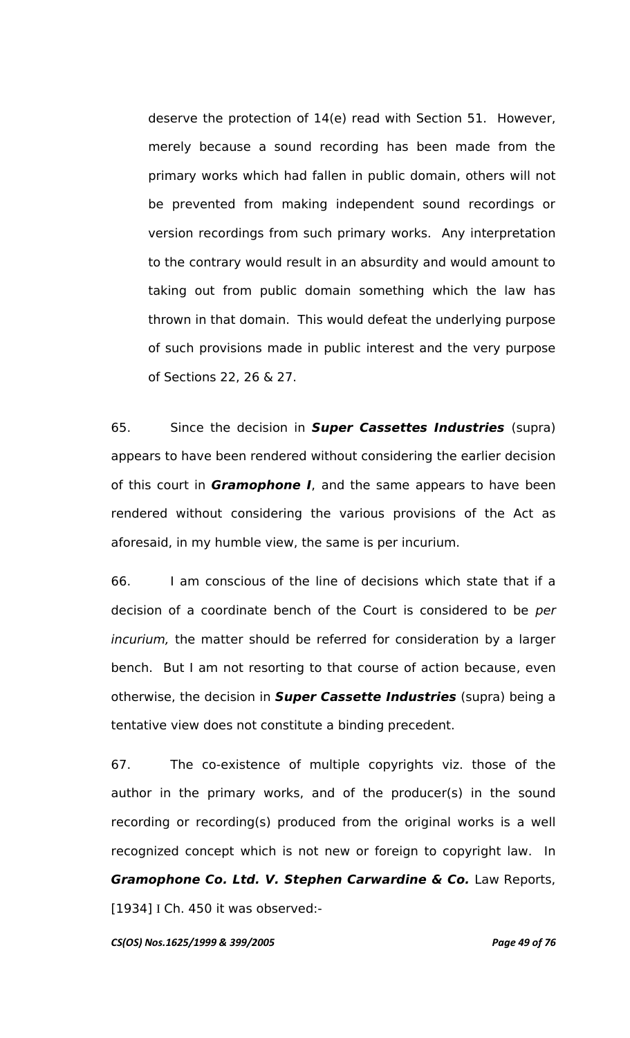deserve the protection of 14(e) read with Section 51. However, merely because a sound recording has been made from the primary works which had fallen in public domain, others will not be prevented from making independent sound recordings or version recordings from such primary works. Any interpretation to the contrary would result in an absurdity and would amount to taking out from public domain something which the law has thrown in that domain. This would defeat the underlying purpose of such provisions made in public interest and the very purpose of Sections 22, 26 & 27.

65. Since the decision in ***Super Cassettes Industries*** (supra) appears to have been rendered without considering the earlier decision of this court in ***Gramophone I***, and the same appears to have been rendered without considering the various provisions of the Act as aforesaid, in my humble view, the same is per incurium.

66. I am conscious of the line of decisions which state that if a decision of a coordinate bench of the Court is considered to be *per incurium,* the matter should be referred for consideration by a larger bench. But I am not resorting to that course of action because, even otherwise, the decision in ***Super Cassette Industries*** (supra) being a tentative view does not constitute a binding precedent.

67. The co-existence of multiple copyrights viz. those of the author in the primary works, and of the producer(s) in the sound recording or recording(s) produced from the original works is a well recognized concept which is not new or foreign to copyright law. In ***Gramophone Co. Ltd. V. Stephen Carwardine & Co.*** Law Reports, [1934] I Ch. 450 it was observed:-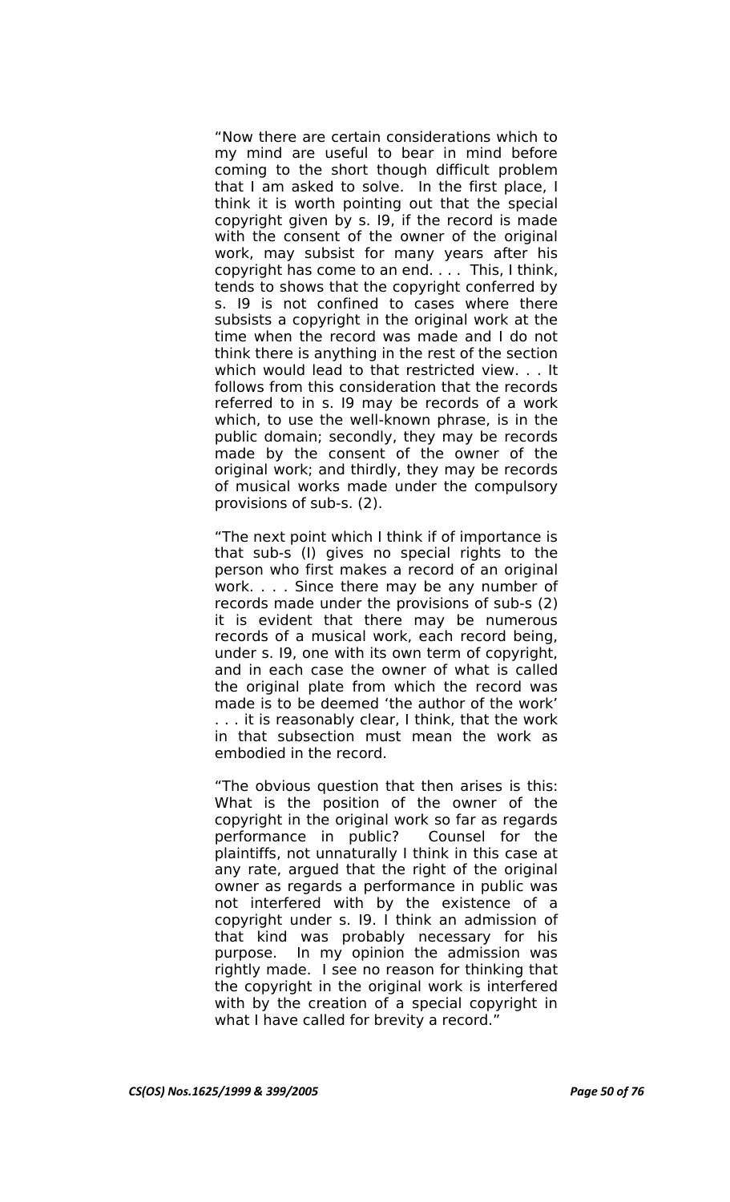"Now there are certain considerations which to my mind are useful to bear in mind before coming to the short though difficult problem that I am asked to solve. In the first place, I think it is worth pointing out that the special copyright given by s. I9, if the record is made with the consent of the owner of the original work, may subsist for many years after his copyright has come to an end. . . . This, I think, tends to shows that the copyright conferred by s. I9 is not confined to cases where there subsists a copyright in the original work at the time when the record was made and I do not think there is anything in the rest of the section which would lead to that restricted view. . . It follows from this consideration that the records referred to in s. I9 may be records of a work which, to use the well-known phrase, is in the public domain; secondly, they may be records made by the consent of the owner of the original work; and thirdly, they may be records of musical works made under the compulsory provisions of sub-s. (2).

"The next point which I think if of importance is that sub-s (I) gives no special rights to the person who first makes a record of an original work. . . . Since there may be any number of records made under the provisions of sub-s (2) it is evident that there may be numerous records of a musical work, each record being, under s. I9, one with its own term of copyright, and in each case the owner of what is called the original plate from which the record was made is to be deemed 'the author of the work' . . . it is reasonably clear, I think, that the work in that subsection must mean the work as embodied in the record.

"The obvious question that then arises is this: What is the position of the owner of the copyright in the original work so far as regards performance in public? Counsel for the plaintiffs, not unnaturally I think in this case at any rate, argued that the right of the original owner as regards a performance in public was not interfered with by the existence of a copyright under s. I9. I think an admission of that kind was probably necessary for his purpose. In my opinion the admission was rightly made. I see no reason for thinking that the copyright in the original work is interfered with by the creation of a special copyright in what I have called for brevity a record."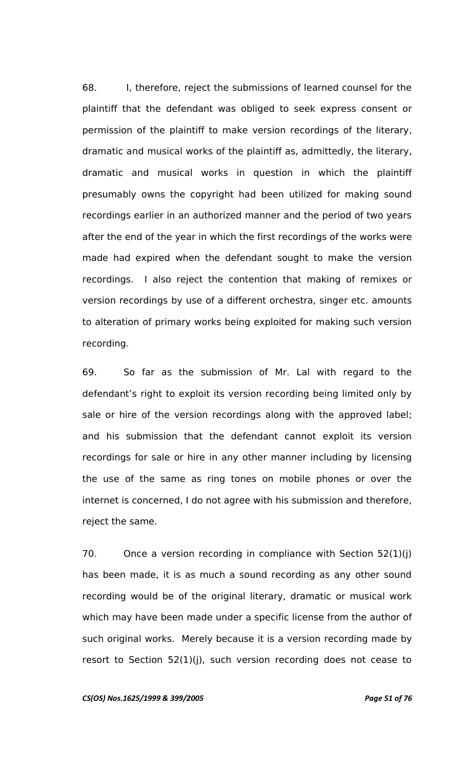68. I, therefore, reject the submissions of learned counsel for the plaintiff that the defendant was obliged to seek express consent or permission of the plaintiff to make version recordings of the literary, dramatic and musical works of the plaintiff as, admittedly, the literary, dramatic and musical works in question in which the plaintiff presumably owns the copyright had been utilized for making sound recordings earlier in an authorized manner and the period of two years after the end of the year in which the first recordings of the works were made had expired when the defendant sought to make the version recordings. I also reject the contention that making of remixes or version recordings by use of a different orchestra, singer etc. amounts to alteration of primary works being exploited for making such version recording.

69. So far as the submission of Mr. Lal with regard to the defendant's right to exploit its version recording being limited only by sale or hire of the version recordings along with the approved label; and his submission that the defendant cannot exploit its version recordings for sale or hire in any other manner including by licensing the use of the same as ring tones on mobile phones or over the internet is concerned, I do not agree with his submission and therefore, reject the same.

70. Once a version recording in compliance with Section 52(1)(j) has been made, it is as much a sound recording as any other sound recording would be of the original literary, dramatic or musical work which may have been made under a specific license from the author of such original works. Merely because it is a version recording made by resort to Section 52(1)(j), such version recording does not cease to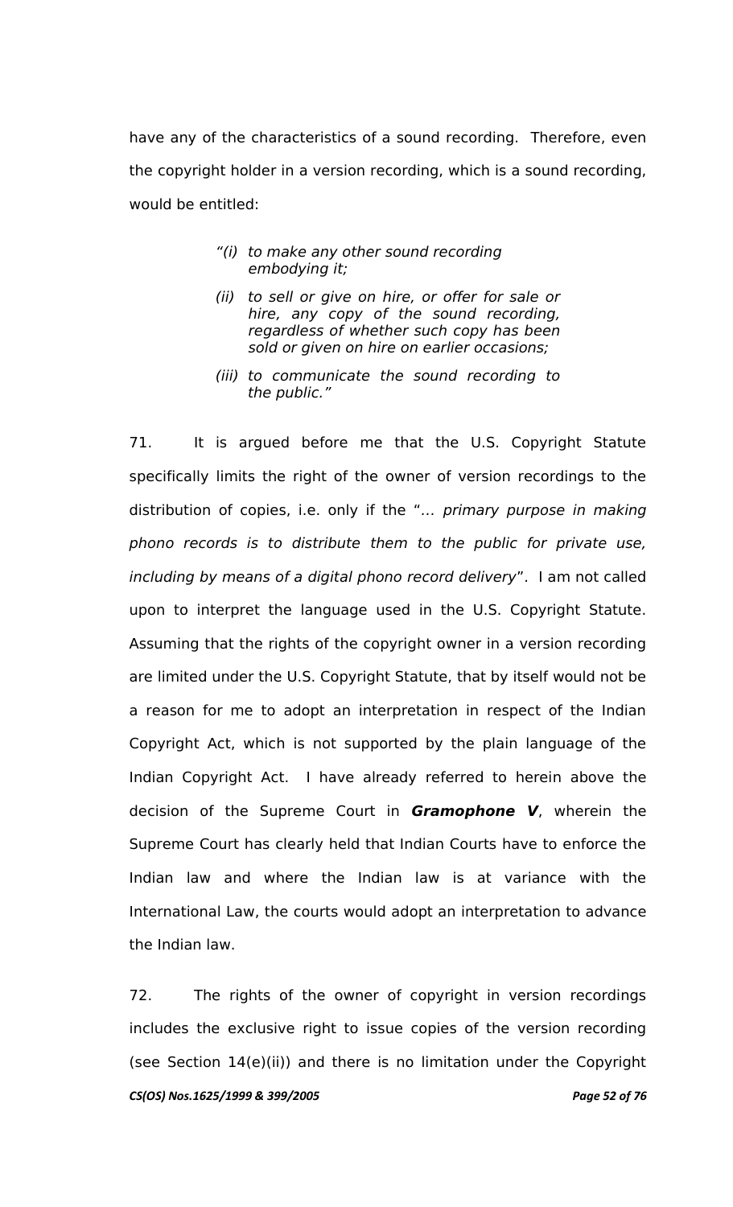have any of the characteristics of a sound recording. Therefore, even the copyright holder in a version recording, which is a sound recording, would be entitled:

> *"(i) to make any other sound recording embodying it;*
>
> *(ii) to sell or give on hire, or offer for sale or hire, any copy of the sound recording, regardless of whether such copy has been sold or given on hire on earlier occasions;*
>
> *(iii) to communicate the sound recording to the public."*

71. It is argued before me that the U.S. Copyright Statute specifically limits the right of the owner of version recordings to the distribution of copies, i.e. only if the "*... primary purpose in making phono records is to distribute them to the public for private use, including by means of a digital phono record delivery*". I am not called upon to interpret the language used in the U.S. Copyright Statute. Assuming that the rights of the copyright owner in a version recording are limited under the U.S. Copyright Statute, that by itself would not be a reason for me to adopt an interpretation in respect of the Indian Copyright Act, which is not supported by the plain language of the Indian Copyright Act. I have already referred to herein above the decision of the Supreme Court in ***Gramophone V***, wherein the Supreme Court has clearly held that Indian Courts have to enforce the Indian law and where the Indian law is at variance with the International Law, the courts would adopt an interpretation to advance the Indian law.

72. The rights of the owner of copyright in version recordings includes the exclusive right to issue copies of the version recording (see Section 14(e)(ii)) and there is no limitation under the Copyright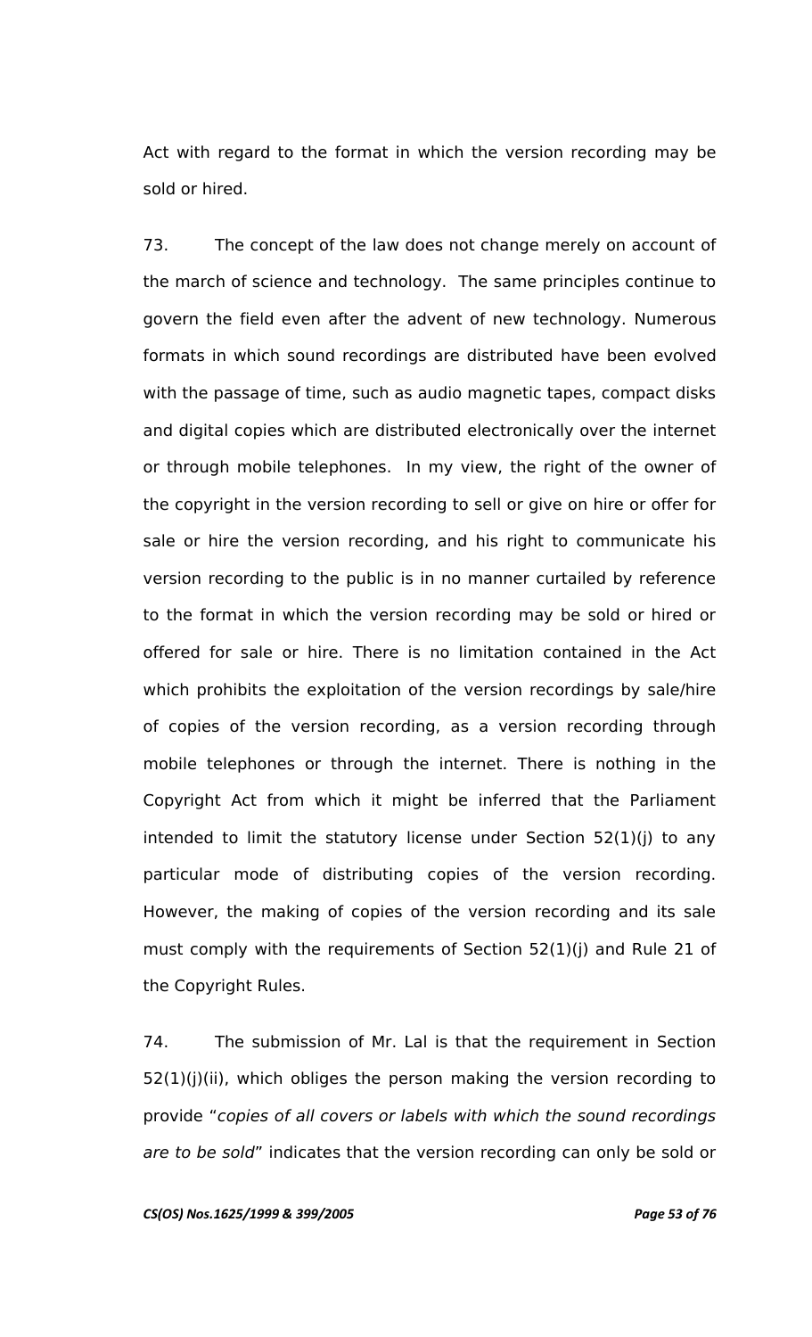Act with regard to the format in which the version recording may be sold or hired.

73. The concept of the law does not change merely on account of the march of science and technology. The same principles continue to govern the field even after the advent of new technology. Numerous formats in which sound recordings are distributed have been evolved with the passage of time, such as audio magnetic tapes, compact disks and digital copies which are distributed electronically over the internet or through mobile telephones. In my view, the right of the owner of the copyright in the version recording to sell or give on hire or offer for sale or hire the version recording, and his right to communicate his version recording to the public is in no manner curtailed by reference to the format in which the version recording may be sold or hired or offered for sale or hire. There is no limitation contained in the Act which prohibits the exploitation of the version recordings by sale/hire of copies of the version recording, as a version recording through mobile telephones or through the internet. There is nothing in the Copyright Act from which it might be inferred that the Parliament intended to limit the statutory license under Section 52(1)(j) to any particular mode of distributing copies of the version recording. However, the making of copies of the version recording and its sale must comply with the requirements of Section 52(1)(j) and Rule 21 of the Copyright Rules.

74. The submission of Mr. Lal is that the requirement in Section 52(1)(j)(ii), which obliges the person making the version recording to provide "*copies of all covers or labels with which the sound recordings are to be sold*" indicates that the version recording can only be sold or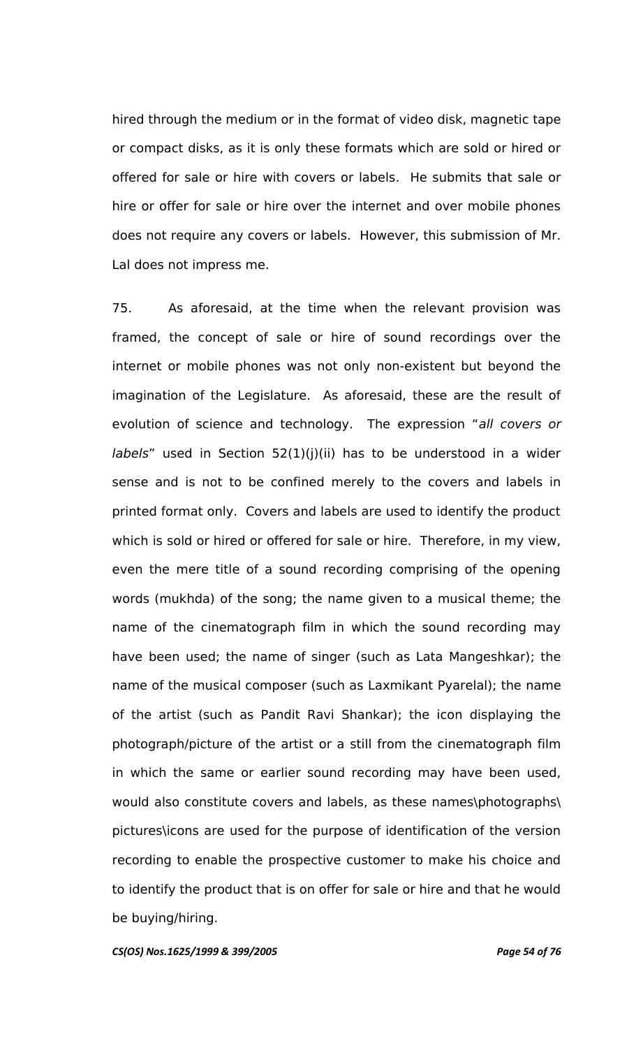hired through the medium or in the format of video disk, magnetic tape or compact disks, as it is only these formats which are sold or hired or offered for sale or hire with covers or labels. He submits that sale or hire or offer for sale or hire over the internet and over mobile phones does not require any covers or labels. However, this submission of Mr. Lal does not impress me.

75. As aforesaid, at the time when the relevant provision was framed, the concept of sale or hire of sound recordings over the internet or mobile phones was not only non-existent but beyond the imagination of the Legislature. As aforesaid, these are the result of evolution of science and technology. The expression "*all covers or labels*" used in Section 52(1)(j)(ii) has to be understood in a wider sense and is not to be confined merely to the covers and labels in printed format only. Covers and labels are used to identify the product which is sold or hired or offered for sale or hire. Therefore, in my view, even the mere title of a sound recording comprising of the opening words (mukhda) of the song; the name given to a musical theme; the name of the cinematograph film in which the sound recording may have been used; the name of singer (such as Lata Mangeshkar); the name of the musical composer (such as Laxmikant Pyarelal); the name of the artist (such as Pandit Ravi Shankar); the icon displaying the photograph/picture of the artist or a still from the cinematograph film in which the same or earlier sound recording may have been used, would also constitute covers and labels, as these names\photographs\pictures\icons are used for the purpose of identification of the version recording to enable the prospective customer to make his choice and to identify the product that is on offer for sale or hire and that he would be buying/hiring.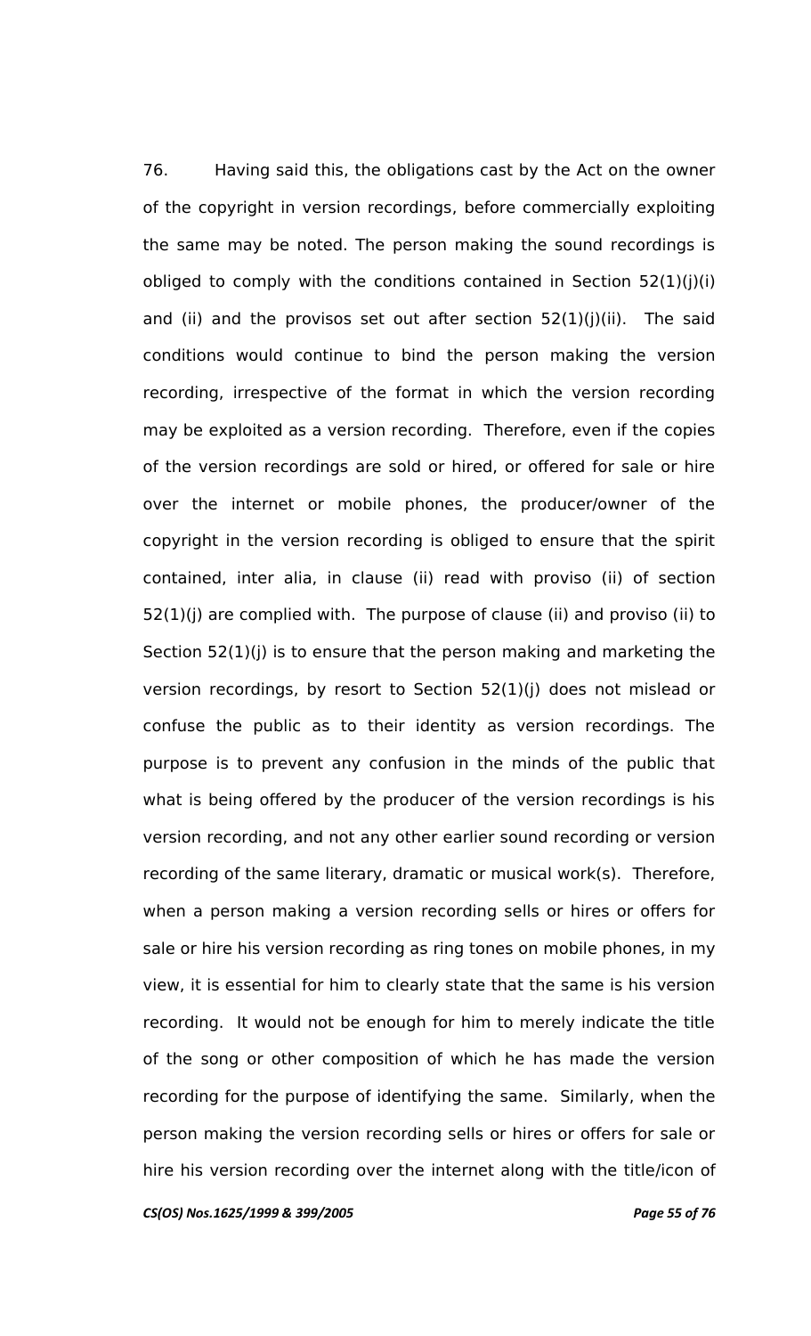76. Having said this, the obligations cast by the Act on the owner of the copyright in version recordings, before commercially exploiting the same may be noted. The person making the sound recordings is obliged to comply with the conditions contained in Section 52(1)(j)(i) and (ii) and the provisos set out after section 52(1)(j)(ii). The said conditions would continue to bind the person making the version recording, irrespective of the format in which the version recording may be exploited as a version recording. Therefore, even if the copies of the version recordings are sold or hired, or offered for sale or hire over the internet or mobile phones, the producer/owner of the copyright in the version recording is obliged to ensure that the spirit contained, inter alia, in clause (ii) read with proviso (ii) of section 52(1)(j) are complied with. The purpose of clause (ii) and proviso (ii) to Section 52(1)(j) is to ensure that the person making and marketing the version recordings, by resort to Section 52(1)(j) does not mislead or confuse the public as to their identity as version recordings. The purpose is to prevent any confusion in the minds of the public that what is being offered by the producer of the version recordings is his version recording, and not any other earlier sound recording or version recording of the same literary, dramatic or musical work(s). Therefore, when a person making a version recording sells or hires or offers for sale or hire his version recording as ring tones on mobile phones, in my view, it is essential for him to clearly state that the same is his version recording. It would not be enough for him to merely indicate the title of the song or other composition of which he has made the version recording for the purpose of identifying the same. Similarly, when the person making the version recording sells or hires or offers for sale or hire his version recording over the internet along with the title/icon of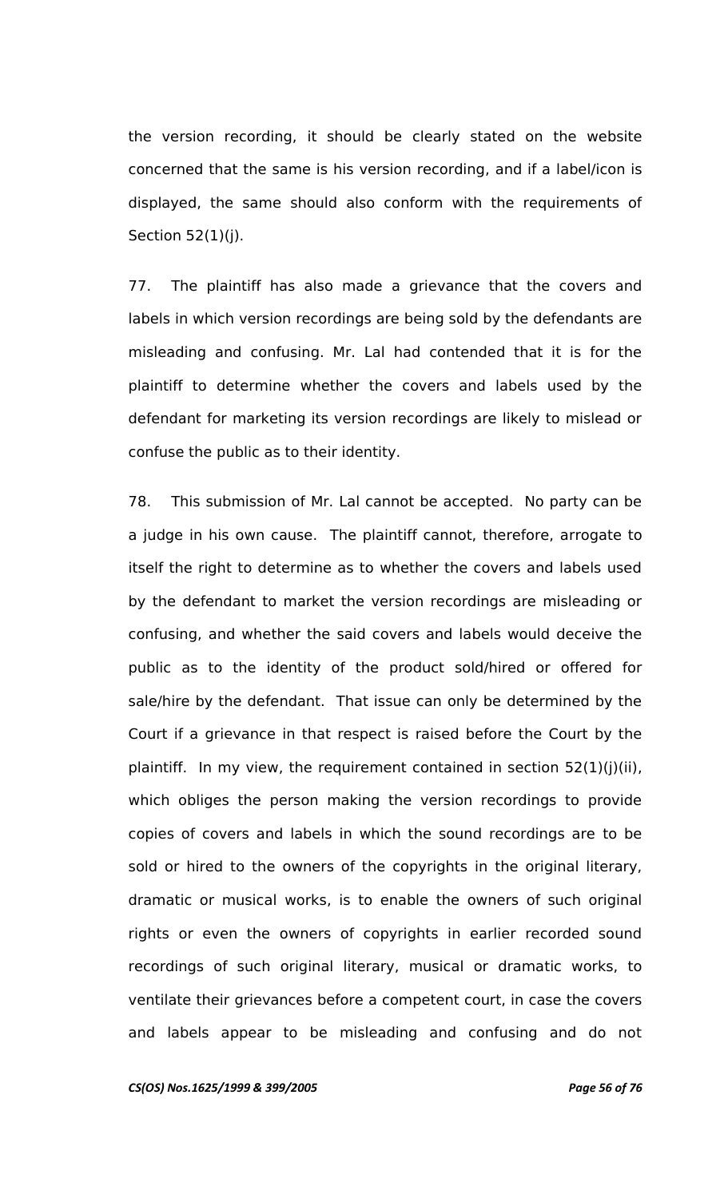the version recording, it should be clearly stated on the website concerned that the same is his version recording, and if a label/icon is displayed, the same should also conform with the requirements of Section 52(1)(j).

77. The plaintiff has also made a grievance that the covers and labels in which version recordings are being sold by the defendants are misleading and confusing. Mr. Lal had contended that it is for the plaintiff to determine whether the covers and labels used by the defendant for marketing its version recordings are likely to mislead or confuse the public as to their identity.

78. This submission of Mr. Lal cannot be accepted. No party can be a judge in his own cause. The plaintiff cannot, therefore, arrogate to itself the right to determine as to whether the covers and labels used by the defendant to market the version recordings are misleading or confusing, and whether the said covers and labels would deceive the public as to the identity of the product sold/hired or offered for sale/hire by the defendant. That issue can only be determined by the Court if a grievance in that respect is raised before the Court by the plaintiff. In my view, the requirement contained in section 52(1)(j)(ii), which obliges the person making the version recordings to provide copies of covers and labels in which the sound recordings are to be sold or hired to the owners of the copyrights in the original literary, dramatic or musical works, is to enable the owners of such original rights or even the owners of copyrights in earlier recorded sound recordings of such original literary, musical or dramatic works, to ventilate their grievances before a competent court, in case the covers and labels appear to be misleading and confusing and do not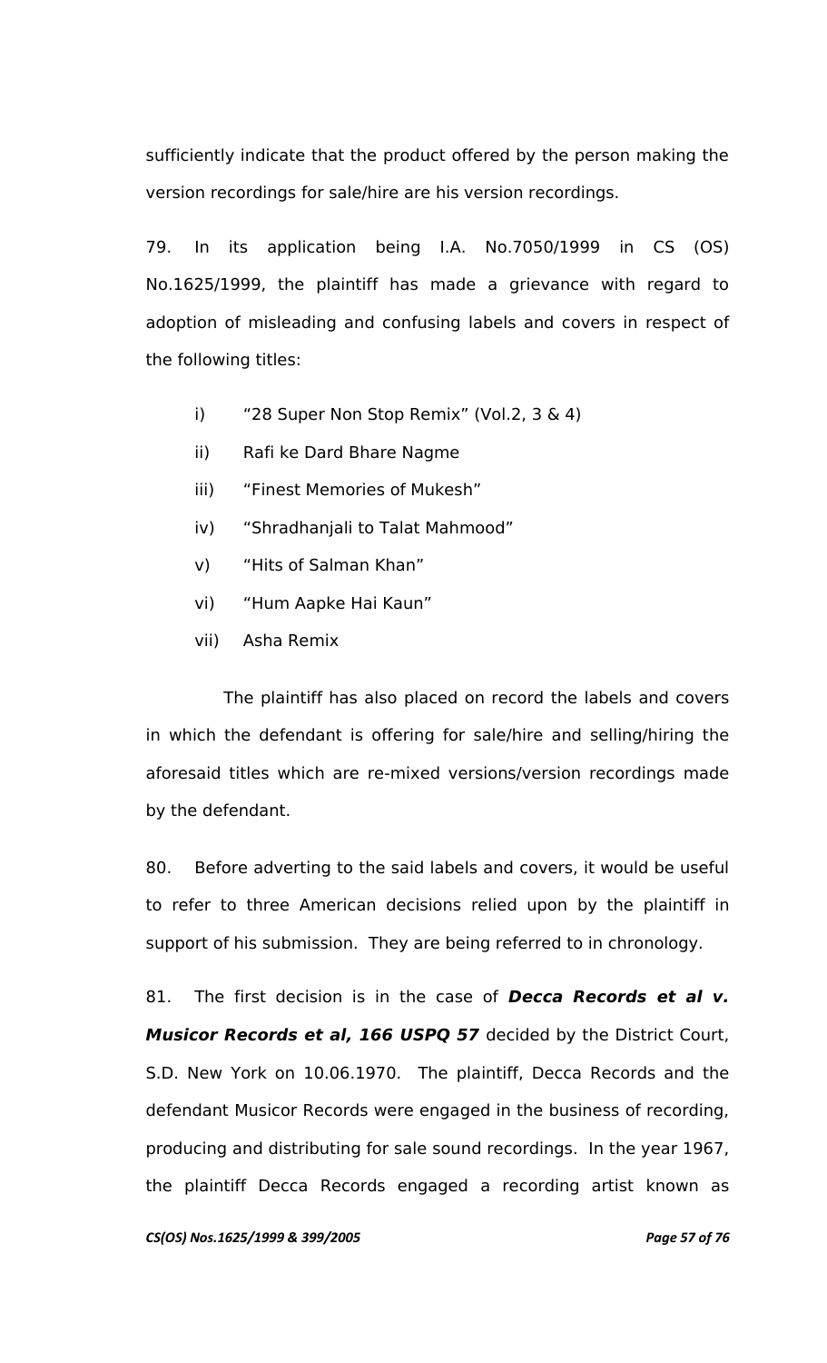sufficiently indicate that the product offered by the person making the version recordings for sale/hire are his version recordings.

79. In its application being I.A. No.7050/1999 in CS (OS) No.1625/1999, the plaintiff has made a grievance with regard to adoption of misleading and confusing labels and covers in respect of the following titles:

i) "28 Super Non Stop Remix" (Vol.2, 3 & 4)

ii) Rafi ke Dard Bhare Nagme

iii) "Finest Memories of Mukesh"

iv) "Shradhanjali to Talat Mahmood"

v) "Hits of Salman Khan"

vi) "Hum Aapke Hai Kaun"

vii) Asha Remix

The plaintiff has also placed on record the labels and covers in which the defendant is offering for sale/hire and selling/hiring the aforesaid titles which are re-mixed versions/version recordings made by the defendant.

80. Before adverting to the said labels and covers, it would be useful to refer to three American decisions relied upon by the plaintiff in support of his submission. They are being referred to in chronology.

81. The first decision is in the case of ***Decca Records et al v. Musicor Records et al, 166 USPQ 57*** decided by the District Court, S.D. New York on 10.06.1970. The plaintiff, Decca Records and the defendant Musicor Records were engaged in the business of recording, producing and distributing for sale sound recordings. In the year 1967, the plaintiff Decca Records engaged a recording artist known as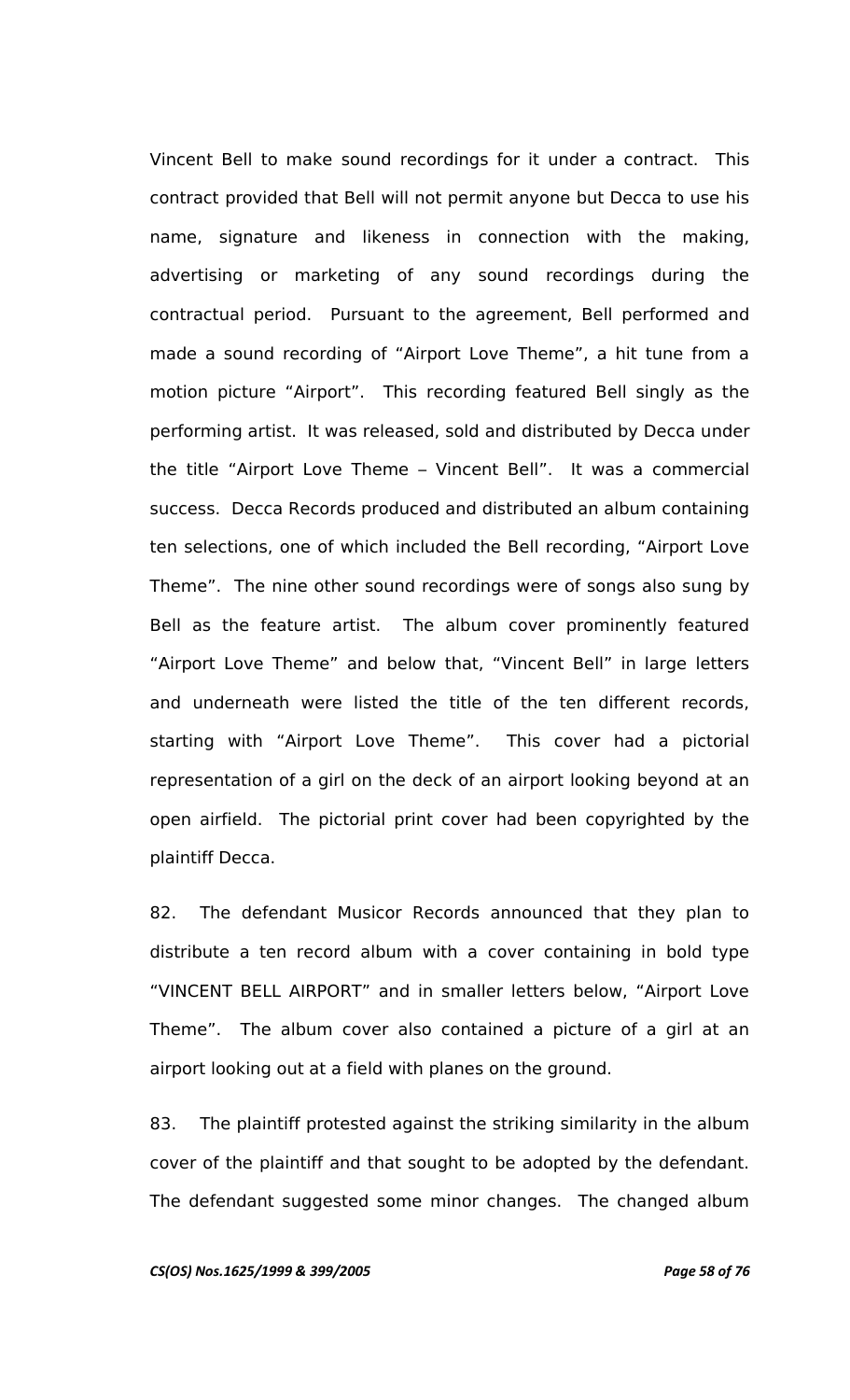Vincent Bell to make sound recordings for it under a contract. This contract provided that Bell will not permit anyone but Decca to use his name, signature and likeness in connection with the making, advertising or marketing of any sound recordings during the contractual period. Pursuant to the agreement, Bell performed and made a sound recording of “Airport Love Theme”, a hit tune from a motion picture “Airport”. This recording featured Bell singly as the performing artist. It was released, sold and distributed by Decca under the title “Airport Love Theme – Vincent Bell”. It was a commercial success. Decca Records produced and distributed an album containing ten selections, one of which included the Bell recording, “Airport Love Theme”. The nine other sound recordings were of songs also sung by Bell as the feature artist. The album cover prominently featured “Airport Love Theme” and below that, “Vincent Bell” in large letters and underneath were listed the title of the ten different records, starting with “Airport Love Theme”. This cover had a pictorial representation of a girl on the deck of an airport looking beyond at an open airfield. The pictorial print cover had been copyrighted by the plaintiff Decca.

82. The defendant Musicor Records announced that they plan to distribute a ten record album with a cover containing in bold type “VINCENT BELL AIRPORT” and in smaller letters below, “Airport Love Theme”. The album cover also contained a picture of a girl at an airport looking out at a field with planes on the ground.

83. The plaintiff protested against the striking similarity in the album cover of the plaintiff and that sought to be adopted by the defendant. The defendant suggested some minor changes. The changed album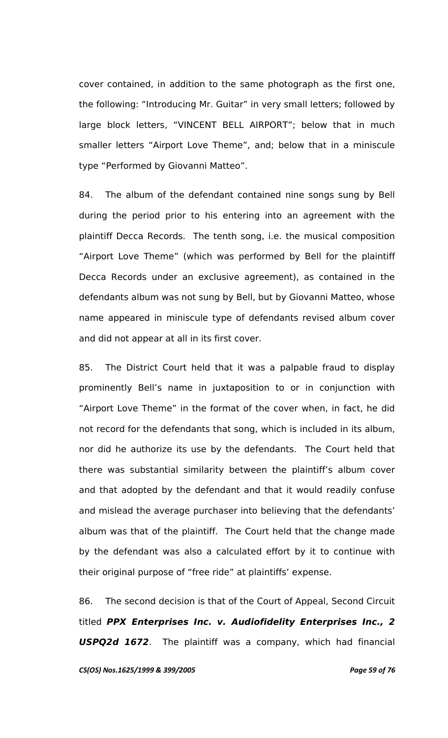cover contained, in addition to the same photograph as the first one, the following: "Introducing Mr. Guitar" in very small letters; followed by large block letters, "VINCENT BELL AIRPORT"; below that in much smaller letters "Airport Love Theme", and; below that in a miniscule type "Performed by Giovanni Matteo".

84. The album of the defendant contained nine songs sung by Bell during the period prior to his entering into an agreement with the plaintiff Decca Records. The tenth song, i.e. the musical composition "Airport Love Theme" (which was performed by Bell for the plaintiff Decca Records under an exclusive agreement), as contained in the defendants album was not sung by Bell, but by Giovanni Matteo, whose name appeared in miniscule type of defendants revised album cover and did not appear at all in its first cover.

85. The District Court held that it was a palpable fraud to display prominently Bell's name in juxtaposition to or in conjunction with "Airport Love Theme" in the format of the cover when, in fact, he did not record for the defendants that song, which is included in its album, nor did he authorize its use by the defendants. The Court held that there was substantial similarity between the plaintiff's album cover and that adopted by the defendant and that it would readily confuse and mislead the average purchaser into believing that the defendants' album was that of the plaintiff. The Court held that the change made by the defendant was also a calculated effort by it to continue with their original purpose of "free ride" at plaintiffs' expense.

86. The second decision is that of the Court of Appeal, Second Circuit titled ***PPX Enterprises Inc. v. Audiofidelity Enterprises Inc., 2 USPQ2d 1672***. The plaintiff was a company, which had financial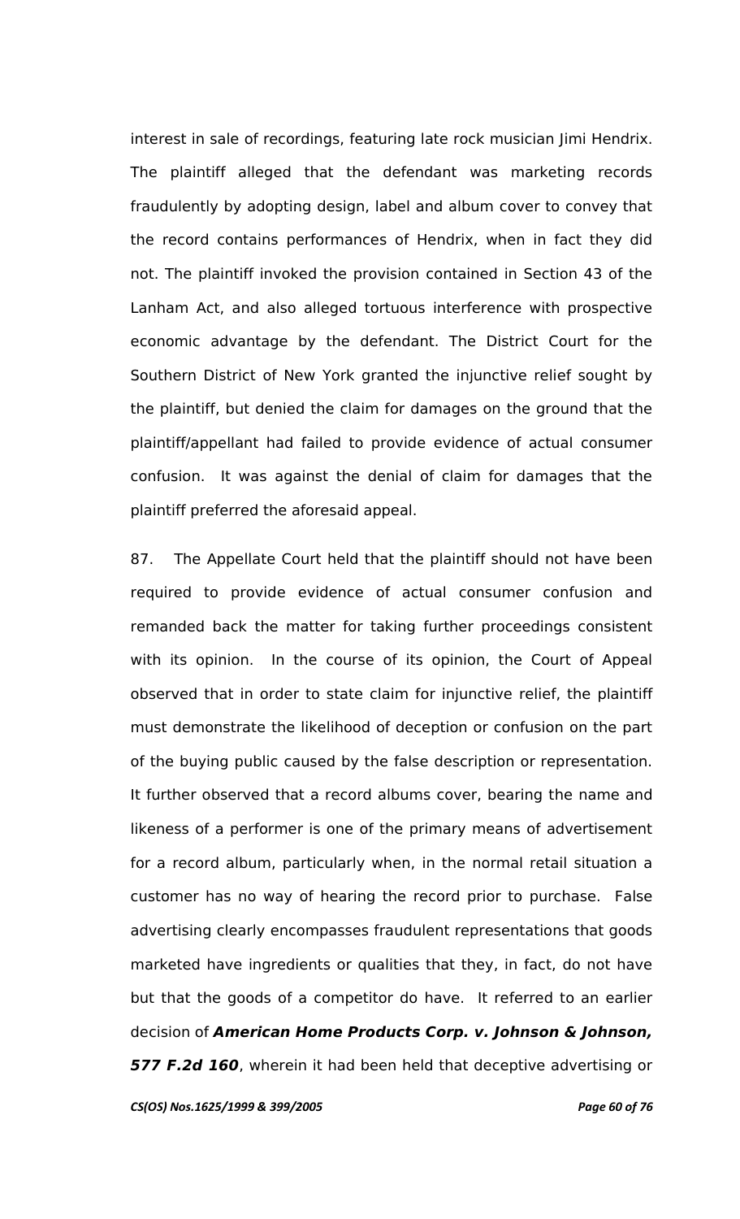interest in sale of recordings, featuring late rock musician Jimi Hendrix. The plaintiff alleged that the defendant was marketing records fraudulently by adopting design, label and album cover to convey that the record contains performances of Hendrix, when in fact they did not. The plaintiff invoked the provision contained in Section 43 of the Lanham Act, and also alleged tortuous interference with prospective economic advantage by the defendant. The District Court for the Southern District of New York granted the injunctive relief sought by the plaintiff, but denied the claim for damages on the ground that the plaintiff/appellant had failed to provide evidence of actual consumer confusion. It was against the denial of claim for damages that the plaintiff preferred the aforesaid appeal.

87. The Appellate Court held that the plaintiff should not have been required to provide evidence of actual consumer confusion and remanded back the matter for taking further proceedings consistent with its opinion. In the course of its opinion, the Court of Appeal observed that in order to state claim for injunctive relief, the plaintiff must demonstrate the likelihood of deception or confusion on the part of the buying public caused by the false description or representation. It further observed that a record albums cover, bearing the name and likeness of a performer is one of the primary means of advertisement for a record album, particularly when, in the normal retail situation a customer has no way of hearing the record prior to purchase. False advertising clearly encompasses fraudulent representations that goods marketed have ingredients or qualities that they, in fact, do not have but that the goods of a competitor do have. It referred to an earlier decision of ***American Home Products Corp. v. Johnson & Johnson, 577 F.2d 160***, wherein it had been held that deceptive advertising or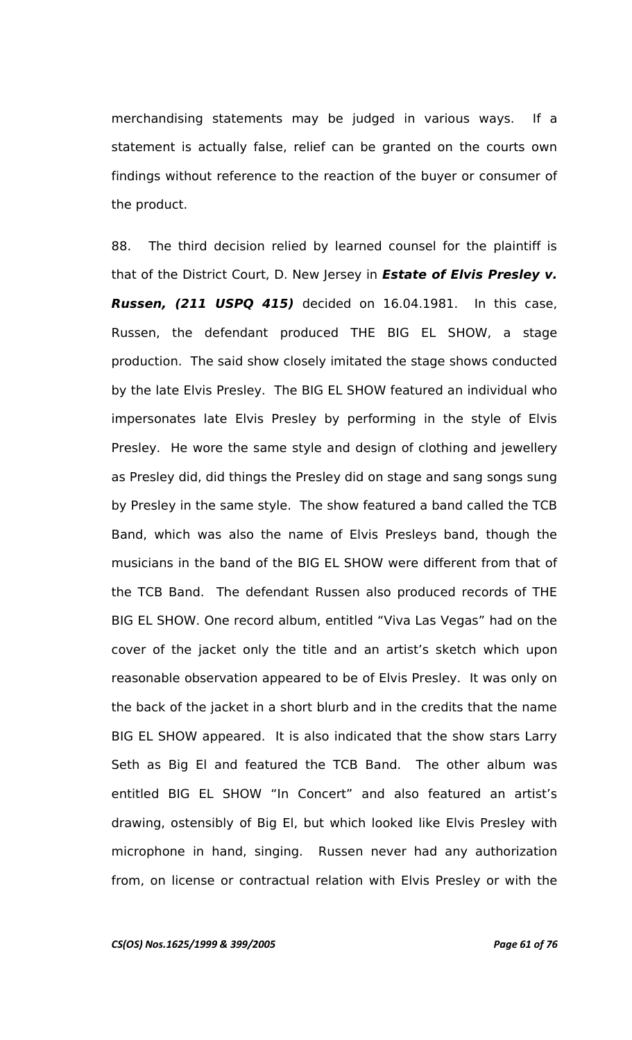merchandising statements may be judged in various ways. If a statement is actually false, relief can be granted on the courts own findings without reference to the reaction of the buyer or consumer of the product.

88. The third decision relied by learned counsel for the plaintiff is that of the District Court, D. New Jersey in ***Estate of Elvis Presley v. Russen, (211 USPQ 415)*** decided on 16.04.1981. In this case, Russen, the defendant produced THE BIG EL SHOW, a stage production. The said show closely imitated the stage shows conducted by the late Elvis Presley. The BIG EL SHOW featured an individual who impersonates late Elvis Presley by performing in the style of Elvis Presley. He wore the same style and design of clothing and jewellery as Presley did, did things the Presley did on stage and sang songs sung by Presley in the same style. The show featured a band called the TCB Band, which was also the name of Elvis Presleys band, though the musicians in the band of the BIG EL SHOW were different from that of the TCB Band. The defendant Russen also produced records of THE BIG EL SHOW. One record album, entitled "Viva Las Vegas" had on the cover of the jacket only the title and an artist's sketch which upon reasonable observation appeared to be of Elvis Presley. It was only on the back of the jacket in a short blurb and in the credits that the name BIG EL SHOW appeared. It is also indicated that the show stars Larry Seth as Big El and featured the TCB Band. The other album was entitled BIG EL SHOW "In Concert" and also featured an artist's drawing, ostensibly of Big El, but which looked like Elvis Presley with microphone in hand, singing. Russen never had any authorization from, on license or contractual relation with Elvis Presley or with the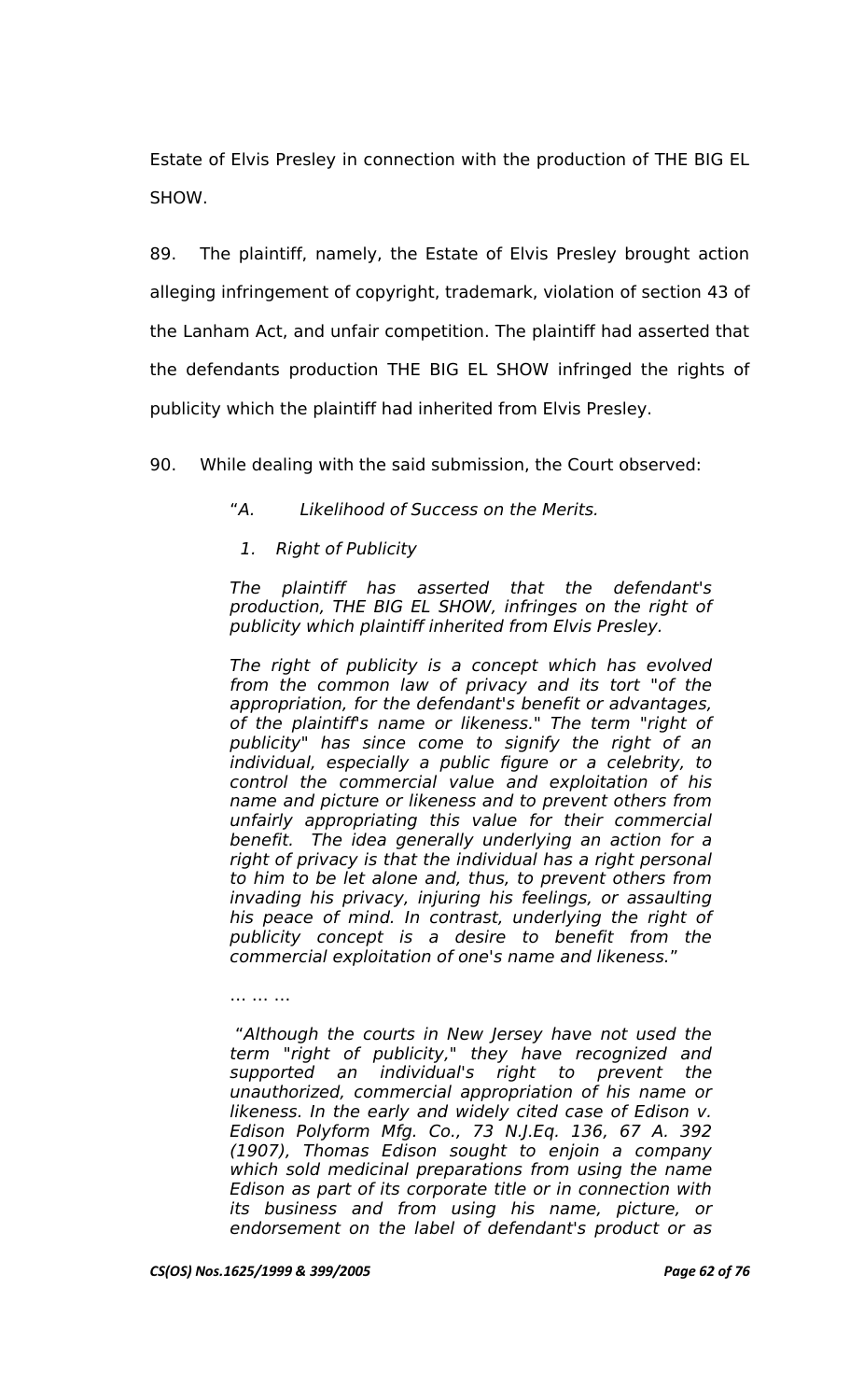Estate of Elvis Presley in connection with the production of THE BIG EL SHOW.

89. The plaintiff, namely, the Estate of Elvis Presley brought action alleging infringement of copyright, trademark, violation of section 43 of the Lanham Act, and unfair competition. The plaintiff had asserted that the defendants production THE BIG EL SHOW infringed the rights of publicity which the plaintiff had inherited from Elvis Presley.

90. While dealing with the said submission, the Court observed:

> "*A. Likelihood of Success on the Merits.*
>
> *1. Right of Publicity*
>
> *The plaintiff has asserted that the defendant's production, THE BIG EL SHOW, infringes on the right of publicity which plaintiff inherited from Elvis Presley.*
>
> *The right of publicity is a concept which has evolved from the common law of privacy and its tort "of the appropriation, for the defendant's benefit or advantages, of the plaintiff's name or likeness." The term "right of publicity" has since come to signify the right of an individual, especially a public figure or a celebrity, to control the commercial value and exploitation of his name and picture or likeness and to prevent others from unfairly appropriating this value for their commercial benefit. The idea generally underlying an action for a right of privacy is that the individual has a right personal to him to be let alone and, thus, to prevent others from invading his privacy, injuring his feelings, or assaulting his peace of mind. In contrast, underlying the right of publicity concept is a desire to benefit from the commercial exploitation of one's name and likeness.*"
>
> … … …
>
> "*Although the courts in New Jersey have not used the term "right of publicity," they have recognized and supported an individual's right to prevent the unauthorized, commercial appropriation of his name or likeness. In the early and widely cited case of Edison v. Edison Polyform Mfg. Co., 73 N.J.Eq. 136, 67 A. 392 (1907), Thomas Edison sought to enjoin a company which sold medicinal preparations from using the name Edison as part of its corporate title or in connection with its business and from using his name, picture, or endorsement on the label of defendant's product or as*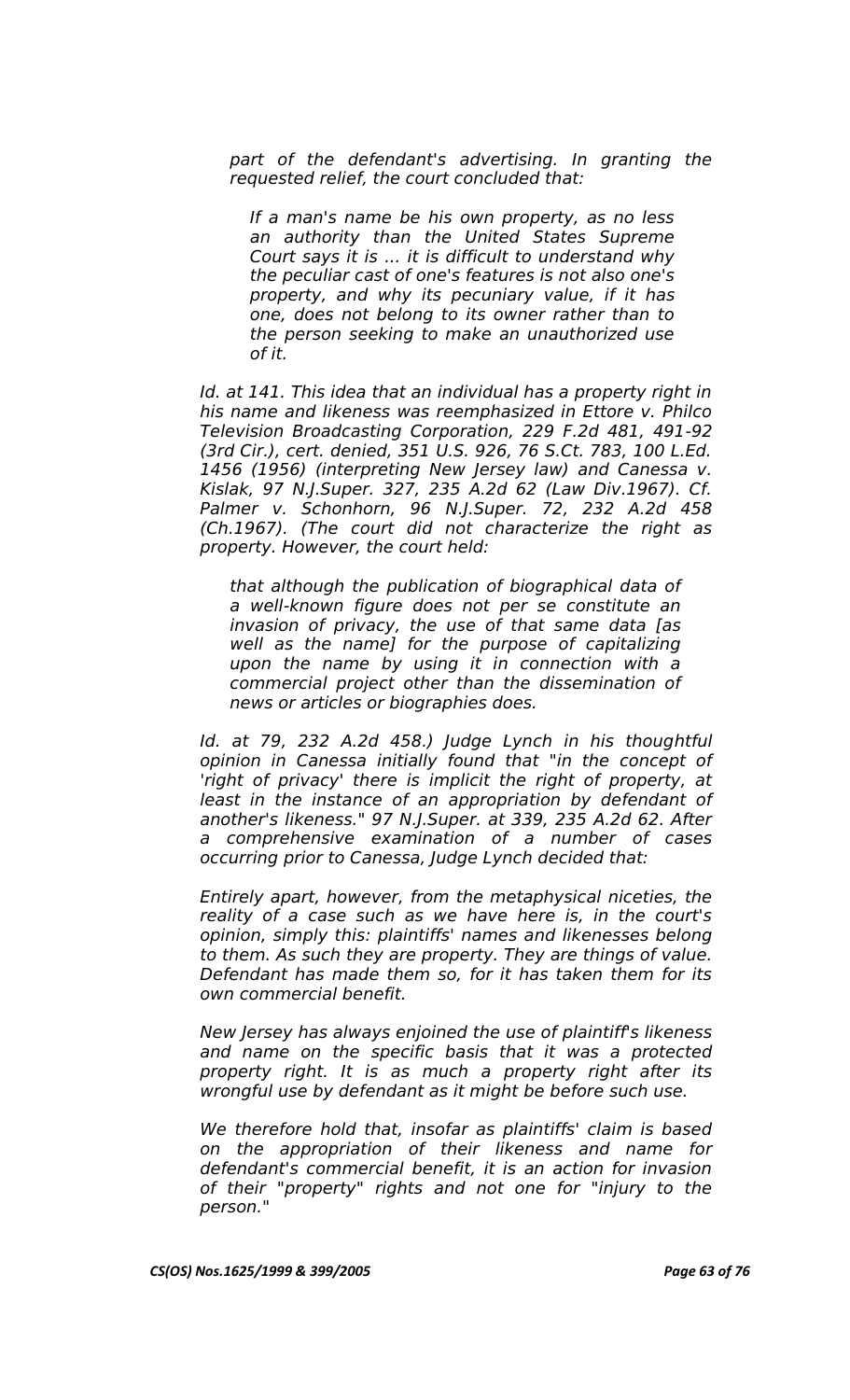*part of the defendant's advertising. In granting the requested relief, the court concluded that:*

> *If a man's name be his own property, as no less an authority than the United States Supreme Court says it is ... it is difficult to understand why the peculiar cast of one's features is not also one's property, and why its pecuniary value, if it has one, does not belong to its owner rather than to the person seeking to make an unauthorized use of it.*

*Id. at 141. This idea that an individual has a property right in his name and likeness was reemphasized in Ettore v. Philco Television Broadcasting Corporation, 229 F.2d 481, 491-92 (3rd Cir.), cert. denied, 351 U.S. 926, 76 S.Ct. 783, 100 L.Ed. 1456 (1956) (interpreting New Jersey law) and Canessa v. Kislak, 97 N.J.Super. 327, 235 A.2d 62 (Law Div.1967). Cf. Palmer v. Schonhorn, 96 N.J.Super. 72, 232 A.2d 458 (Ch.1967). (The court did not characterize the right as property. However, the court held:*

> *that although the publication of biographical data of a well-known figure does not per se constitute an invasion of privacy, the use of that same data [as well as the name] for the purpose of capitalizing upon the name by using it in connection with a commercial project other than the dissemination of news or articles or biographies does.*

*Id. at 79, 232 A.2d 458.) Judge Lynch in his thoughtful opinion in Canessa initially found that "in the concept of 'right of privacy' there is implicit the right of property, at least in the instance of an appropriation by defendant of another's likeness." 97 N.J.Super. at 339, 235 A.2d 62. After a comprehensive examination of a number of cases occurring prior to Canessa, Judge Lynch decided that:*

*Entirely apart, however, from the metaphysical niceties, the reality of a case such as we have here is, in the court's opinion, simply this: plaintiffs' names and likenesses belong to them. As such they are property. They are things of value. Defendant has made them so, for it has taken them for its own commercial benefit.*

*New Jersey has always enjoined the use of plaintiff's likeness and name on the specific basis that it was a protected property right. It is as much a property right after its wrongful use by defendant as it might be before such use.*

*We therefore hold that, insofar as plaintiffs' claim is based on the appropriation of their likeness and name for defendant's commercial benefit, it is an action for invasion of their "property" rights and not one for "injury to the person."*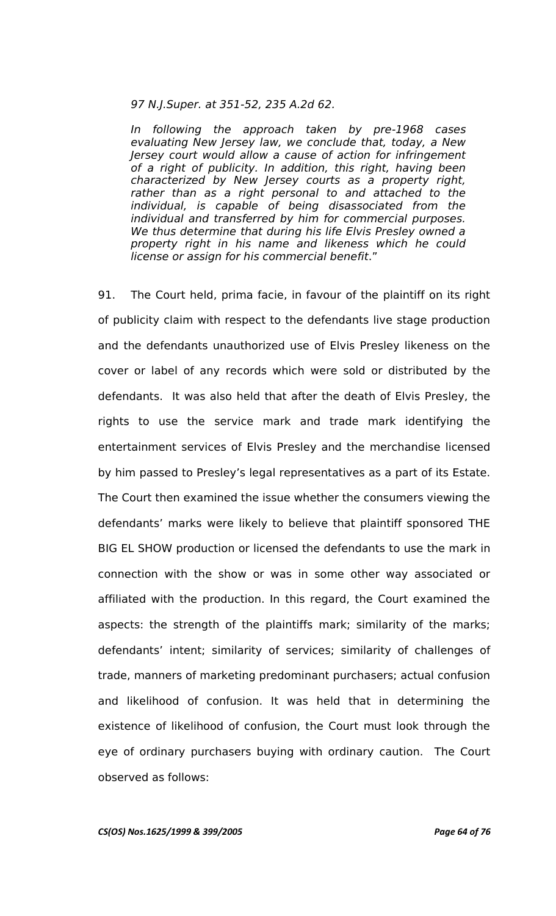*97 N.J.Super. at 351-52, 235 A.2d 62.*

*In following the approach taken by pre-1968 cases evaluating New Jersey law, we conclude that, today, a New Jersey court would allow a cause of action for infringement of a right of publicity. In addition, this right, having been characterized by New Jersey courts as a property right, rather than as a right personal to and attached to the individual, is capable of being disassociated from the individual and transferred by him for commercial purposes. We thus determine that during his life Elvis Presley owned a property right in his name and likeness which he could license or assign for his commercial benefit.*"

91. The Court held, prima facie, in favour of the plaintiff on its right of publicity claim with respect to the defendants live stage production and the defendants unauthorized use of Elvis Presley likeness on the cover or label of any records which were sold or distributed by the defendants. It was also held that after the death of Elvis Presley, the rights to use the service mark and trade mark identifying the entertainment services of Elvis Presley and the merchandise licensed by him passed to Presley's legal representatives as a part of its Estate. The Court then examined the issue whether the consumers viewing the defendants' marks were likely to believe that plaintiff sponsored THE BIG EL SHOW production or licensed the defendants to use the mark in connection with the show or was in some other way associated or affiliated with the production. In this regard, the Court examined the aspects: the strength of the plaintiffs mark; similarity of the marks; defendants' intent; similarity of services; similarity of challenges of trade, manners of marketing predominant purchasers; actual confusion and likelihood of confusion. It was held that in determining the existence of likelihood of confusion, the Court must look through the eye of ordinary purchasers buying with ordinary caution. The Court observed as follows: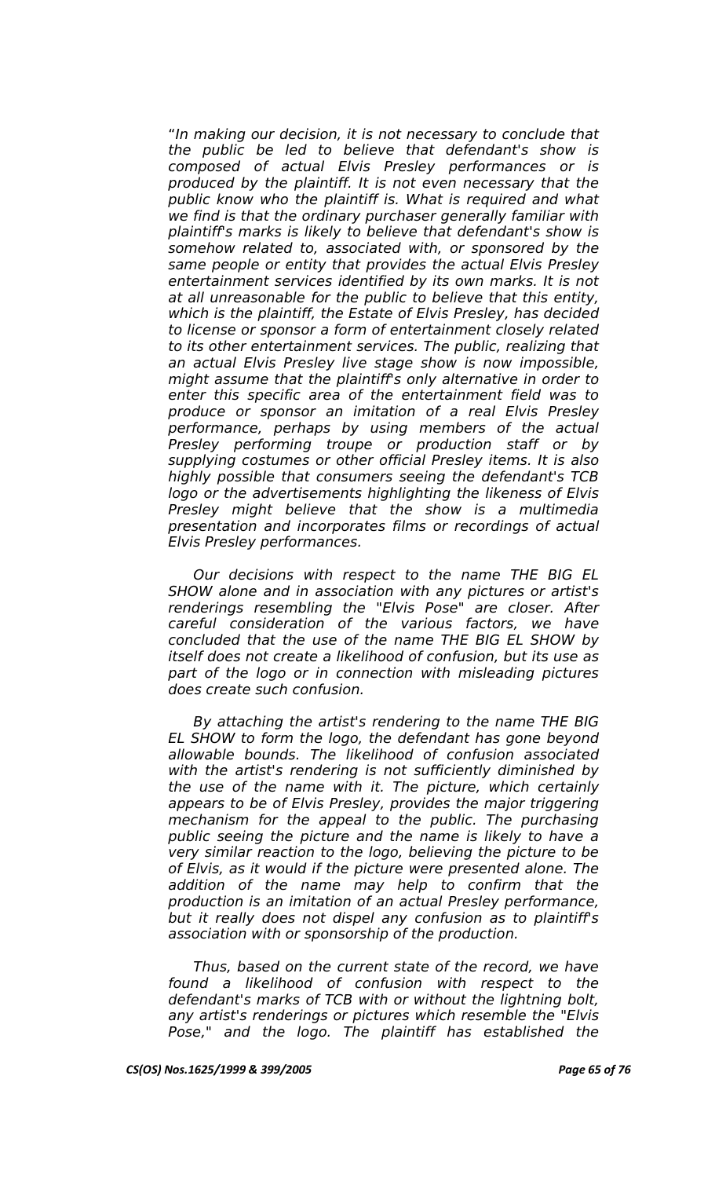*"In making our decision, it is not necessary to conclude that the public be led to believe that defendant's show is composed of actual Elvis Presley performances or is produced by the plaintiff. It is not even necessary that the public know who the plaintiff is. What is required and what we find is that the ordinary purchaser generally familiar with plaintiff's marks is likely to believe that defendant's show is somehow related to, associated with, or sponsored by the same people or entity that provides the actual Elvis Presley entertainment services identified by its own marks. It is not at all unreasonable for the public to believe that this entity, which is the plaintiff, the Estate of Elvis Presley, has decided to license or sponsor a form of entertainment closely related to its other entertainment services. The public, realizing that an actual Elvis Presley live stage show is now impossible, might assume that the plaintiff's only alternative in order to enter this specific area of the entertainment field was to produce or sponsor an imitation of a real Elvis Presley performance, perhaps by using members of the actual Presley performing troupe or production staff or by supplying costumes or other official Presley items. It is also highly possible that consumers seeing the defendant's TCB logo or the advertisements highlighting the likeness of Elvis Presley might believe that the show is a multimedia presentation and incorporates films or recordings of actual Elvis Presley performances.*

*Our decisions with respect to the name THE BIG EL SHOW alone and in association with any pictures or artist's renderings resembling the "Elvis Pose" are closer. After careful consideration of the various factors, we have concluded that the use of the name THE BIG EL SHOW by itself does not create a likelihood of confusion, but its use as part of the logo or in connection with misleading pictures does create such confusion.*

*By attaching the artist's rendering to the name THE BIG EL SHOW to form the logo, the defendant has gone beyond allowable bounds. The likelihood of confusion associated with the artist's rendering is not sufficiently diminished by the use of the name with it. The picture, which certainly appears to be of Elvis Presley, provides the major triggering mechanism for the appeal to the public. The purchasing public seeing the picture and the name is likely to have a very similar reaction to the logo, believing the picture to be of Elvis, as it would if the picture were presented alone. The addition of the name may help to confirm that the production is an imitation of an actual Presley performance, but it really does not dispel any confusion as to plaintiff's association with or sponsorship of the production.*

*Thus, based on the current state of the record, we have found a likelihood of confusion with respect to the defendant's marks of TCB with or without the lightning bolt, any artist's renderings or pictures which resemble the "Elvis Pose," and the logo. The plaintiff has established the*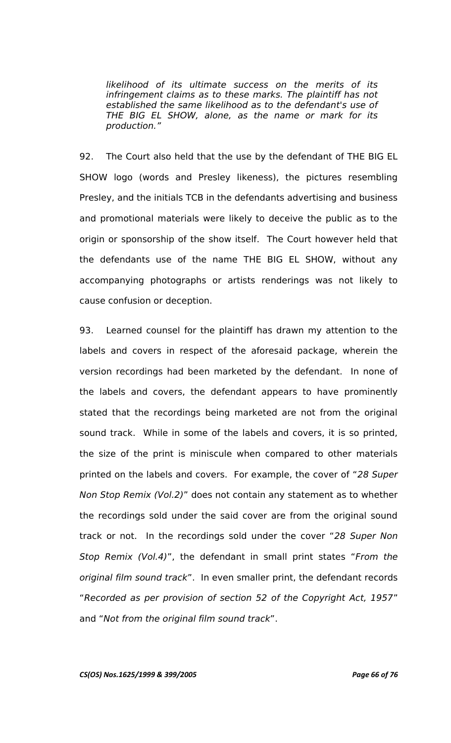> *likelihood of its ultimate success on the merits of its infringement claims as to these marks. The plaintiff has not established the same likelihood as to the defendant's use of THE BIG EL SHOW, alone, as the name or mark for its production."*

92. The Court also held that the use by the defendant of THE BIG EL SHOW logo (words and Presley likeness), the pictures resembling Presley, and the initials TCB in the defendants advertising and business and promotional materials were likely to deceive the public as to the origin or sponsorship of the show itself. The Court however held that the defendants use of the name THE BIG EL SHOW, without any accompanying photographs or artists renderings was not likely to cause confusion or deception.

93. Learned counsel for the plaintiff has drawn my attention to the labels and covers in respect of the aforesaid package, wherein the version recordings had been marketed by the defendant. In none of the labels and covers, the defendant appears to have prominently stated that the recordings being marketed are not from the original sound track. While in some of the labels and covers, it is so printed, the size of the print is miniscule when compared to other materials printed on the labels and covers. For example, the cover of "*28 Super Non Stop Remix (Vol.2)*" does not contain any statement as to whether the recordings sold under the said cover are from the original sound track or not. In the recordings sold under the cover "*28 Super Non Stop Remix (Vol.4)*", the defendant in small print states "*From the original film sound track*". In even smaller print, the defendant records "*Recorded as per provision of section 52 of the Copyright Act, 1957*" and "*Not from the original film sound track*".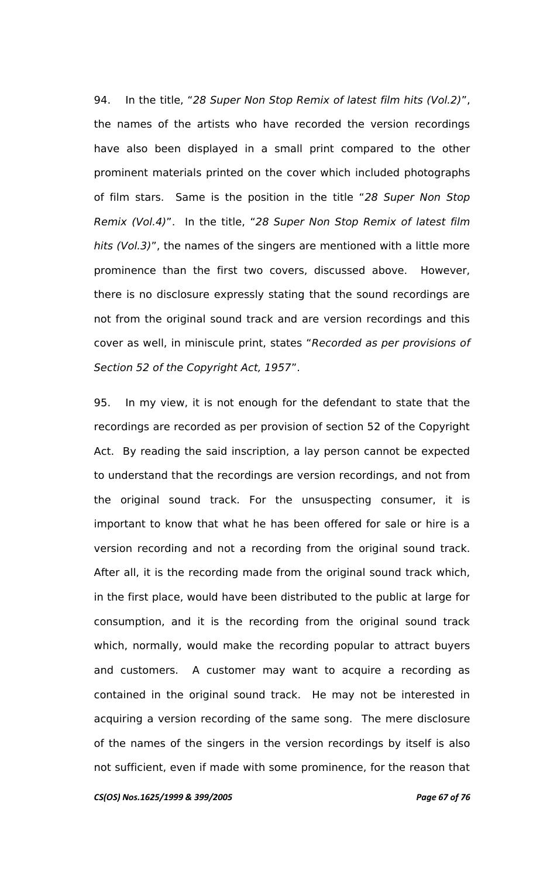94. In the title, "*28 Super Non Stop Remix of latest film hits (Vol.2)*", the names of the artists who have recorded the version recordings have also been displayed in a small print compared to the other prominent materials printed on the cover which included photographs of film stars. Same is the position in the title "*28 Super Non Stop Remix (Vol.4)*". In the title, "*28 Super Non Stop Remix of latest film hits (Vol.3)*", the names of the singers are mentioned with a little more prominence than the first two covers, discussed above. However, there is no disclosure expressly stating that the sound recordings are not from the original sound track and are version recordings and this cover as well, in miniscule print, states "*Recorded as per provisions of Section 52 of the Copyright Act, 1957*".

95. In my view, it is not enough for the defendant to state that the recordings are recorded as per provision of section 52 of the Copyright Act. By reading the said inscription, a lay person cannot be expected to understand that the recordings are version recordings, and not from the original sound track. For the unsuspecting consumer, it is important to know that what he has been offered for sale or hire is a version recording and not a recording from the original sound track. After all, it is the recording made from the original sound track which, in the first place, would have been distributed to the public at large for consumption, and it is the recording from the original sound track which, normally, would make the recording popular to attract buyers and customers. A customer may want to acquire a recording as contained in the original sound track. He may not be interested in acquiring a version recording of the same song. The mere disclosure of the names of the singers in the version recordings by itself is also not sufficient, even if made with some prominence, for the reason that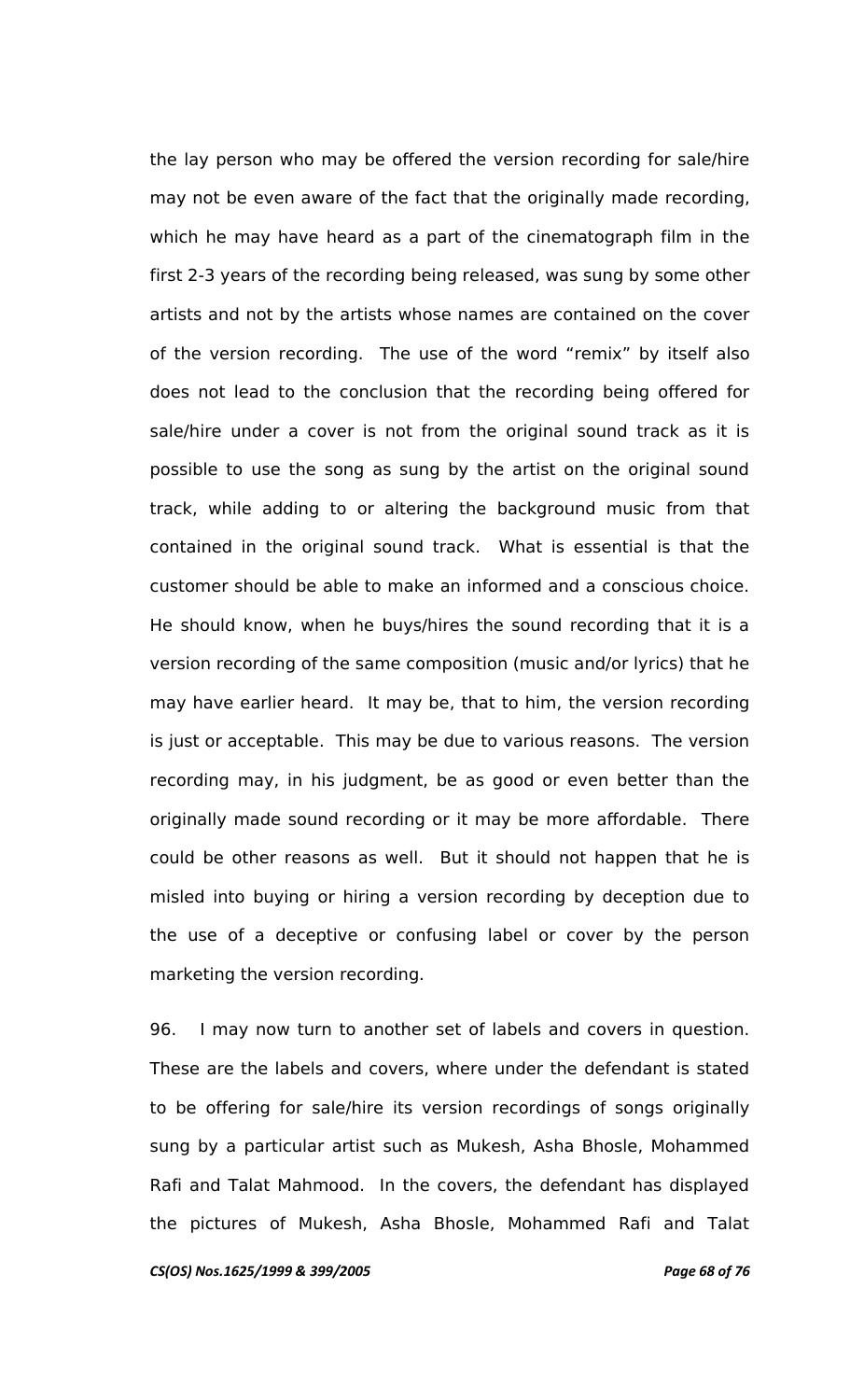the lay person who may be offered the version recording for sale/hire may not be even aware of the fact that the originally made recording, which he may have heard as a part of the cinematograph film in the first 2-3 years of the recording being released, was sung by some other artists and not by the artists whose names are contained on the cover of the version recording. The use of the word "remix" by itself also does not lead to the conclusion that the recording being offered for sale/hire under a cover is not from the original sound track as it is possible to use the song as sung by the artist on the original sound track, while adding to or altering the background music from that contained in the original sound track. What is essential is that the customer should be able to make an informed and a conscious choice. He should know, when he buys/hires the sound recording that it is a version recording of the same composition (music and/or lyrics) that he may have earlier heard. It may be, that to him, the version recording is just or acceptable. This may be due to various reasons. The version recording may, in his judgment, be as good or even better than the originally made sound recording or it may be more affordable. There could be other reasons as well. But it should not happen that he is misled into buying or hiring a version recording by deception due to the use of a deceptive or confusing label or cover by the person marketing the version recording.

96. I may now turn to another set of labels and covers in question. These are the labels and covers, where under the defendant is stated to be offering for sale/hire its version recordings of songs originally sung by a particular artist such as Mukesh, Asha Bhosle, Mohammed Rafi and Talat Mahmood. In the covers, the defendant has displayed the pictures of Mukesh, Asha Bhosle, Mohammed Rafi and Talat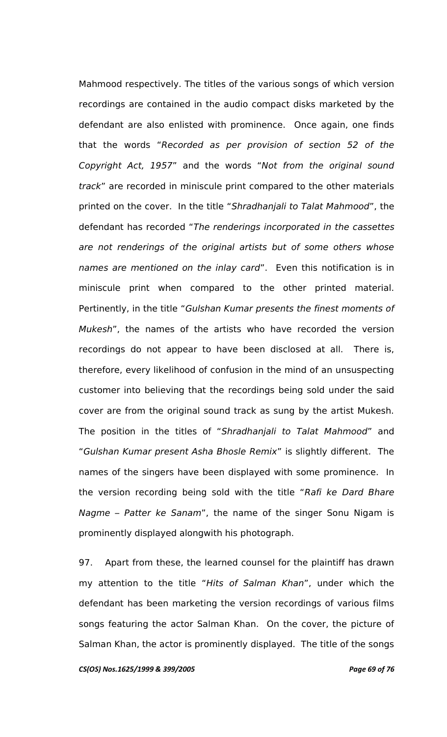Mahmood respectively. The titles of the various songs of which version recordings are contained in the audio compact disks marketed by the defendant are also enlisted with prominence. Once again, one finds that the words "*Recorded as per provision of section 52 of the Copyright Act, 1957*" and the words "*Not from the original sound track*" are recorded in miniscule print compared to the other materials printed on the cover. In the title "*Shradhanjali to Talat Mahmood*", the defendant has recorded "*The renderings incorporated in the cassettes are not renderings of the original artists but of some others whose names are mentioned on the inlay card*". Even this notification is in miniscule print when compared to the other printed material. Pertinently, in the title "*Gulshan Kumar presents the finest moments of Mukesh*", the names of the artists who have recorded the version recordings do not appear to have been disclosed at all. There is, therefore, every likelihood of confusion in the mind of an unsuspecting customer into believing that the recordings being sold under the said cover are from the original sound track as sung by the artist Mukesh. The position in the titles of "*Shradhanjali to Talat Mahmood*" and "*Gulshan Kumar present Asha Bhosle Remix*" is slightly different. The names of the singers have been displayed with some prominence. In the version recording being sold with the title "*Rafi ke Dard Bhare Nagme – Patter ke Sanam*", the name of the singer Sonu Nigam is prominently displayed alongwith his photograph.

97. Apart from these, the learned counsel for the plaintiff has drawn my attention to the title "*Hits of Salman Khan*", under which the defendant has been marketing the version recordings of various films songs featuring the actor Salman Khan. On the cover, the picture of Salman Khan, the actor is prominently displayed. The title of the songs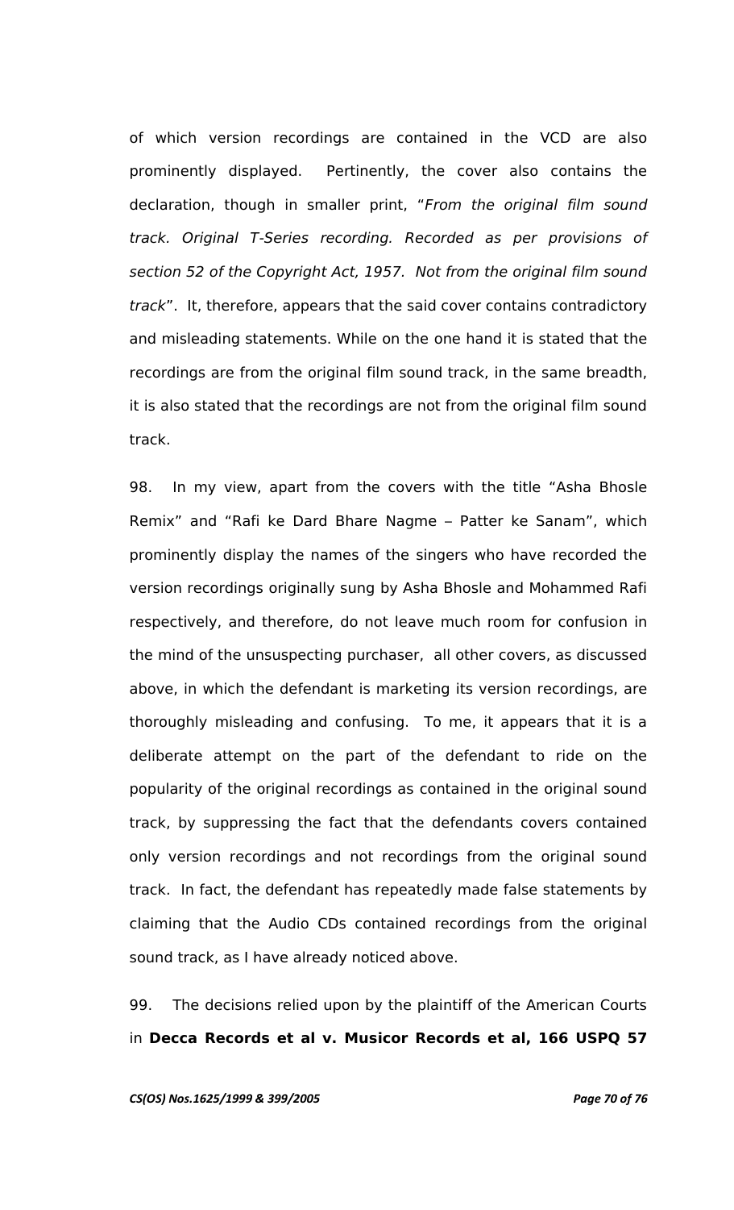of which version recordings are contained in the VCD are also prominently displayed. Pertinently, the cover also contains the declaration, though in smaller print, "*From the original film sound track. Original T-Series recording. Recorded as per provisions of section 52 of the Copyright Act, 1957. Not from the original film sound track*". It, therefore, appears that the said cover contains contradictory and misleading statements. While on the one hand it is stated that the recordings are from the original film sound track, in the same breadth, it is also stated that the recordings are not from the original film sound track.

98. In my view, apart from the covers with the title "Asha Bhosle Remix" and "Rafi ke Dard Bhare Nagme – Patter ke Sanam", which prominently display the names of the singers who have recorded the version recordings originally sung by Asha Bhosle and Mohammed Rafi respectively, and therefore, do not leave much room for confusion in the mind of the unsuspecting purchaser, all other covers, as discussed above, in which the defendant is marketing its version recordings, are thoroughly misleading and confusing. To me, it appears that it is a deliberate attempt on the part of the defendant to ride on the popularity of the original recordings as contained in the original sound track, by suppressing the fact that the defendants covers contained only version recordings and not recordings from the original sound track. In fact, the defendant has repeatedly made false statements by claiming that the Audio CDs contained recordings from the original sound track, as I have already noticed above.

99. The decisions relied upon by the plaintiff of the American Courts in **Decca Records et al v. Musicor Records et al, 166 USPQ 57**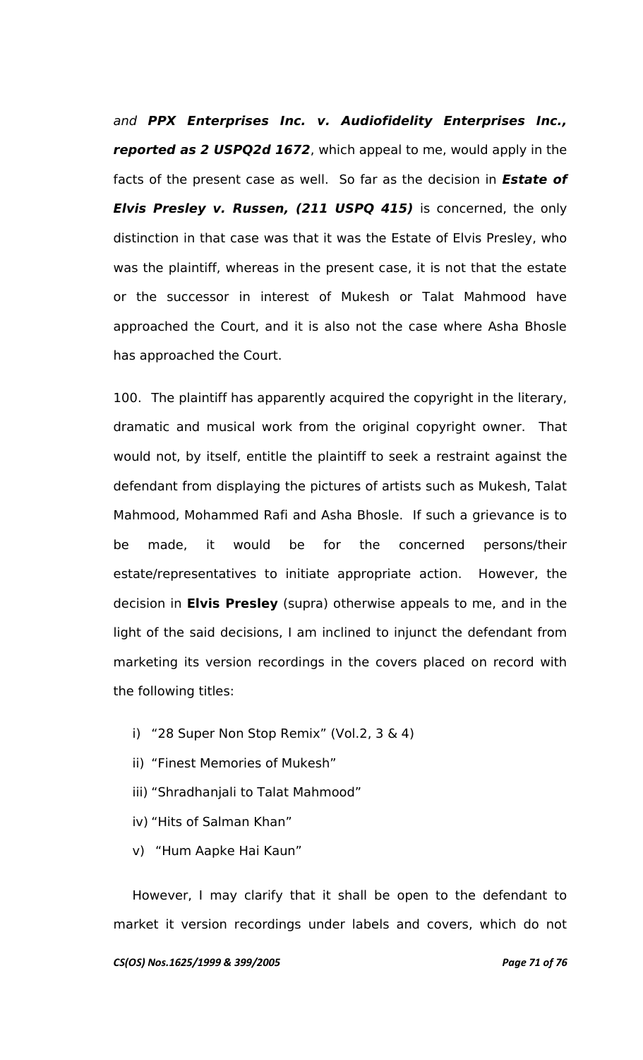*and* ***PPX Enterprises Inc. v. Audiofidelity Enterprises Inc., reported as 2 USPQ2d 1672***, which appeal to me, would apply in the facts of the present case as well. So far as the decision in ***Estate of Elvis Presley v. Russen, (211 USPQ 415)*** is concerned, the only distinction in that case was that it was the Estate of Elvis Presley, who was the plaintiff, whereas in the present case, it is not that the estate or the successor in interest of Mukesh or Talat Mahmood have approached the Court, and it is also not the case where Asha Bhosle has approached the Court.

100. The plaintiff has apparently acquired the copyright in the literary, dramatic and musical work from the original copyright owner. That would not, by itself, entitle the plaintiff to seek a restraint against the defendant from displaying the pictures of artists such as Mukesh, Talat Mahmood, Mohammed Rafi and Asha Bhosle. If such a grievance is to be made, it would be for the concerned persons/their estate/representatives to initiate appropriate action. However, the decision in **Elvis Presley** (supra) otherwise appeals to me, and in the light of the said decisions, I am inclined to injunct the defendant from marketing its version recordings in the covers placed on record with the following titles:

i) "28 Super Non Stop Remix" (Vol.2, 3 & 4)

ii) "Finest Memories of Mukesh"

iii) "Shradhanjali to Talat Mahmood"

iv) "Hits of Salman Khan"

v) "Hum Aapke Hai Kaun"

However, I may clarify that it shall be open to the defendant to market it version recordings under labels and covers, which do not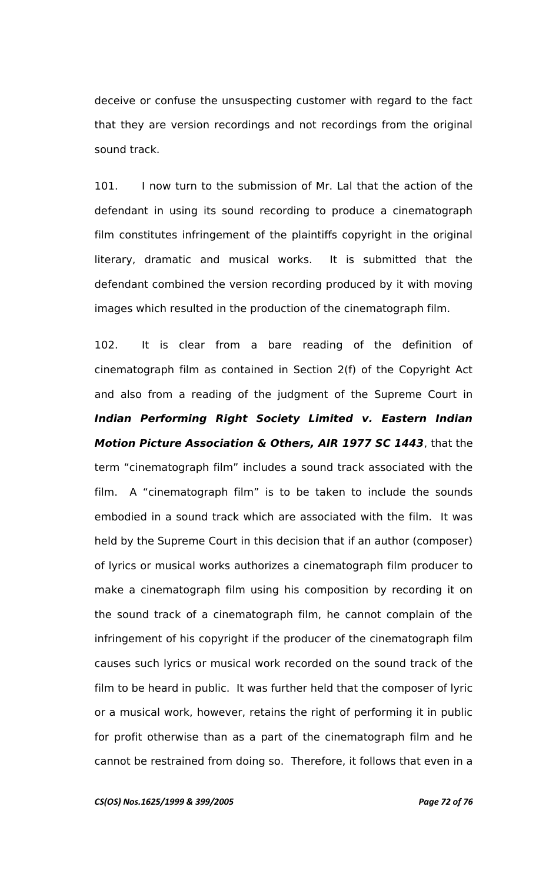deceive or confuse the unsuspecting customer with regard to the fact that they are version recordings and not recordings from the original sound track.

101. I now turn to the submission of Mr. Lal that the action of the defendant in using its sound recording to produce a cinematograph film constitutes infringement of the plaintiffs copyright in the original literary, dramatic and musical works. It is submitted that the defendant combined the version recording produced by it with moving images which resulted in the production of the cinematograph film.

102. It is clear from a bare reading of the definition of cinematograph film as contained in Section 2(f) of the Copyright Act and also from a reading of the judgment of the Supreme Court in ***Indian Performing Right Society Limited v. Eastern Indian Motion Picture Association & Others, AIR 1977 SC 1443***, that the term "cinematograph film" includes a sound track associated with the film. A "cinematograph film" is to be taken to include the sounds embodied in a sound track which are associated with the film. It was held by the Supreme Court in this decision that if an author (composer) of lyrics or musical works authorizes a cinematograph film producer to make a cinematograph film using his composition by recording it on the sound track of a cinematograph film, he cannot complain of the infringement of his copyright if the producer of the cinematograph film causes such lyrics or musical work recorded on the sound track of the film to be heard in public. It was further held that the composer of lyric or a musical work, however, retains the right of performing it in public for profit otherwise than as a part of the cinematograph film and he cannot be restrained from doing so. Therefore, it follows that even in a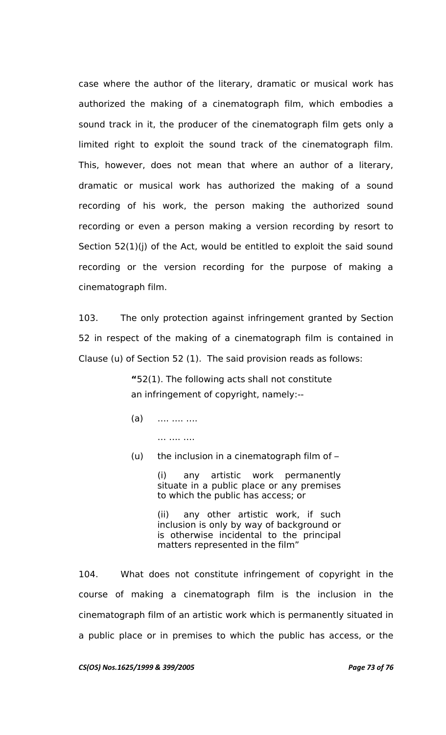case where the author of the literary, dramatic or musical work has authorized the making of a cinematograph film, which embodies a sound track in it, the producer of the cinematograph film gets only a limited right to exploit the sound track of the cinematograph film. This, however, does not mean that where an author of a literary, dramatic or musical work has authorized the making of a sound recording of his work, the person making the authorized sound recording or even a person making a version recording by resort to Section 52(1)(j) of the Act, would be entitled to exploit the said sound recording or the version recording for the purpose of making a cinematograph film.

103. The only protection against infringement granted by Section 52 in respect of the making of a cinematograph film is contained in Clause (u) of Section 52 (1). The said provision reads as follows:

> **"**52(1). The following acts shall not constitute an infringement of copyright, namely:--
>
> (a) …. …. ….
>
> … …. ….
>
> (u) the inclusion in a cinematograph film of –
>
> (i) any artistic work permanently situate in a public place or any premises to which the public has access; or
>
> (ii) any other artistic work, if such inclusion is only by way of background or is otherwise incidental to the principal matters represented in the film"

104. What does not constitute infringement of copyright in the course of making a cinematograph film is the inclusion in the cinematograph film of an artistic work which is permanently situated in a public place or in premises to which the public has access, or the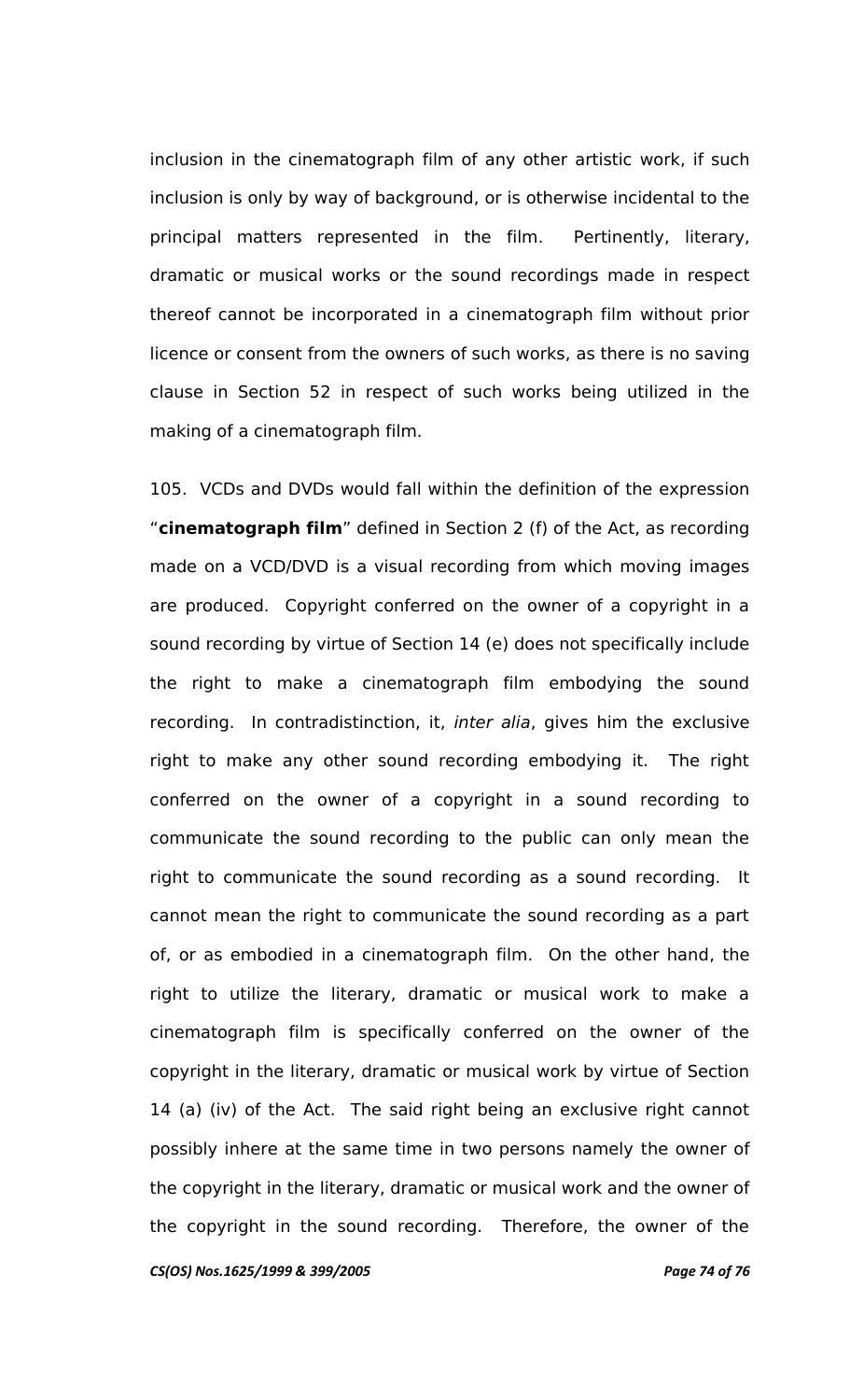inclusion in the cinematograph film of any other artistic work, if such inclusion is only by way of background, or is otherwise incidental to the principal matters represented in the film. Pertinently, literary, dramatic or musical works or the sound recordings made in respect thereof cannot be incorporated in a cinematograph film without prior licence or consent from the owners of such works, as there is no saving clause in Section 52 in respect of such works being utilized in the making of a cinematograph film.

105. VCDs and DVDs would fall within the definition of the expression "**cinematograph film**" defined in Section 2 (f) of the Act, as recording made on a VCD/DVD is a visual recording from which moving images are produced. Copyright conferred on the owner of a copyright in a sound recording by virtue of Section 14 (e) does not specifically include the right to make a cinematograph film embodying the sound recording. In contradistinction, it, *inter alia*, gives him the exclusive right to make any other sound recording embodying it. The right conferred on the owner of a copyright in a sound recording to communicate the sound recording to the public can only mean the right to communicate the sound recording as a sound recording. It cannot mean the right to communicate the sound recording as a part of, or as embodied in a cinematograph film. On the other hand, the right to utilize the literary, dramatic or musical work to make a cinematograph film is specifically conferred on the owner of the copyright in the literary, dramatic or musical work by virtue of Section 14 (a) (iv) of the Act. The said right being an exclusive right cannot possibly inhere at the same time in two persons namely the owner of the copyright in the literary, dramatic or musical work and the owner of the copyright in the sound recording. Therefore, the owner of the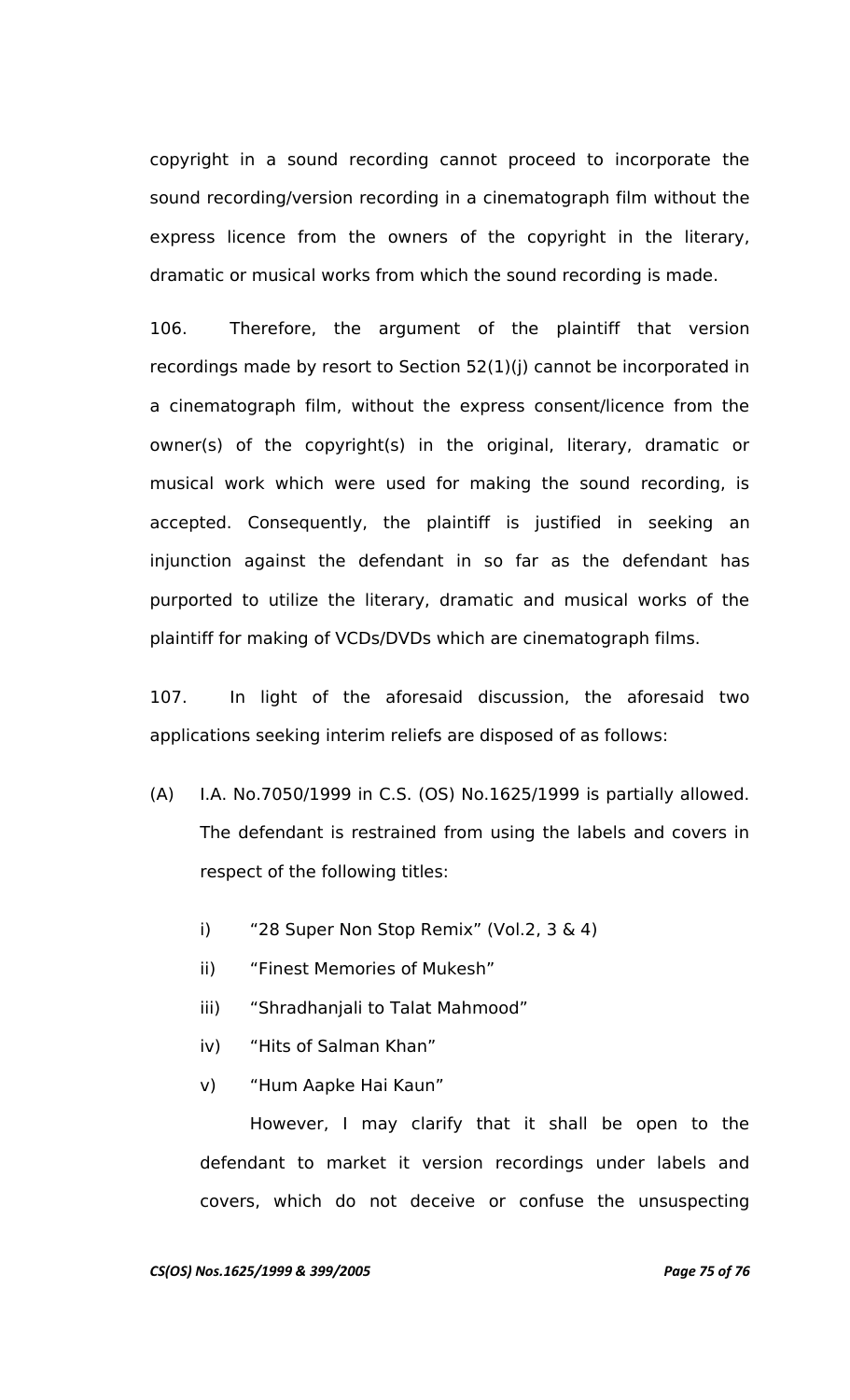copyright in a sound recording cannot proceed to incorporate the sound recording/version recording in a cinematograph film without the express licence from the owners of the copyright in the literary, dramatic or musical works from which the sound recording is made.

106. Therefore, the argument of the plaintiff that version recordings made by resort to Section 52(1)(j) cannot be incorporated in a cinematograph film, without the express consent/licence from the owner(s) of the copyright(s) in the original, literary, dramatic or musical work which were used for making the sound recording, is accepted. Consequently, the plaintiff is justified in seeking an injunction against the defendant in so far as the defendant has purported to utilize the literary, dramatic and musical works of the plaintiff for making of VCDs/DVDs which are cinematograph films.

107. In light of the aforesaid discussion, the aforesaid two applications seeking interim reliefs are disposed of as follows:

(A) I.A. No.7050/1999 in C.S. (OS) No.1625/1999 is partially allowed. The defendant is restrained from using the labels and covers in respect of the following titles:

 i) "28 Super Non Stop Remix" (Vol.2, 3 & 4)
 ii) "Finest Memories of Mukesh"
 iii) "Shradhanjali to Talat Mahmood"
 iv) "Hits of Salman Khan"
 v) "Hum Aapke Hai Kaun"

 However, I may clarify that it shall be open to the defendant to market it version recordings under labels and covers, which do not deceive or confuse the unsuspecting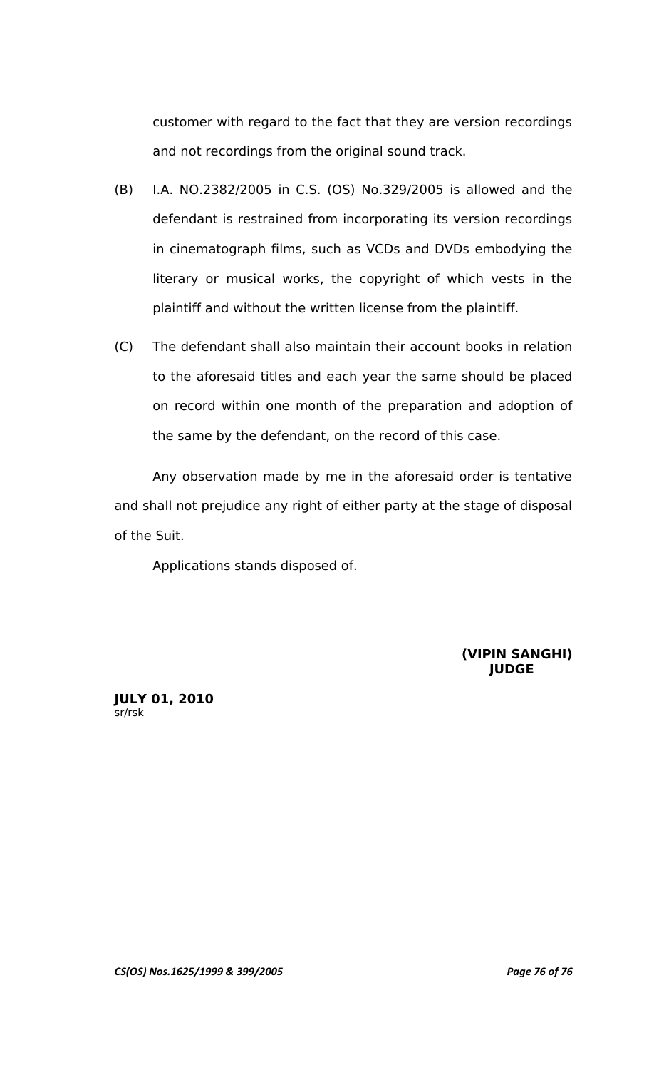customer with regard to the fact that they are version recordings and not recordings from the original sound track.

(B) I.A. NO.2382/2005 in C.S. (OS) No.329/2005 is allowed and the defendant is restrained from incorporating its version recordings in cinematograph films, such as VCDs and DVDs embodying the literary or musical works, the copyright of which vests in the plaintiff and without the written license from the plaintiff.

(C) The defendant shall also maintain their account books in relation to the aforesaid titles and each year the same should be placed on record within one month of the preparation and adoption of the same by the defendant, on the record of this case.

Any observation made by me in the aforesaid order is tentative and shall not prejudice any right of either party at the stage of disposal of the Suit.

Applications stands disposed of.

**(VIPIN SANGHI)**
**JUDGE**

**JULY 01, 2010**
sr/rsk